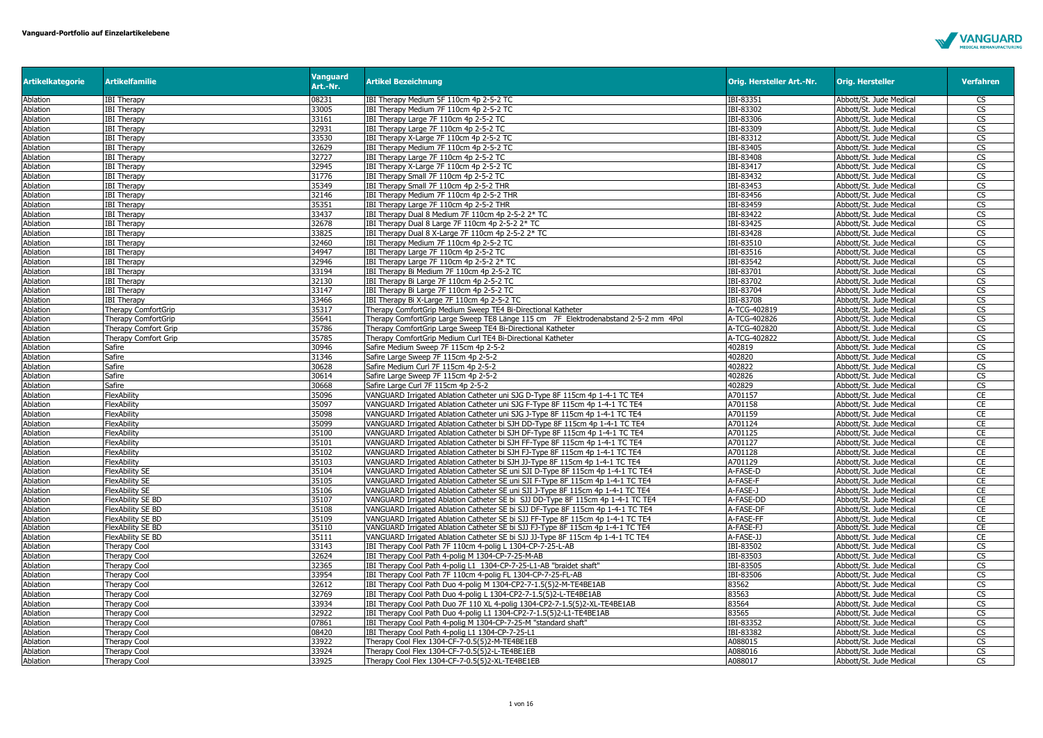**Vanguard-Portfolio auf Einzelartikelebene**

| Artikelkategorie | Artikelfamilie | Vanguard Art.-Nr. | Artikel Bezeichnung | Orig. Hersteller Art.-Nr. | Orig. Hersteller | Verfahren |
|---|---|---|---|---|---|---|
| Ablation | IBI Therapy | 08231 | IBI Therapy Medium 5F 110cm 4p 2-5-2 TC | IBI-83351 | Abbott/St. Jude Medical | CS |
| Ablation | IBI Therapy | 33005 | IBI Therapy Medium 7F 110cm 4p 2-5-2 TC | IBI-83302 | Abbott/St. Jude Medical | CS |
| Ablation | IBI Therapy | 33161 | IBI Therapy Large 7F 110cm 4p 2-5-2 TC | IBI-83306 | Abbott/St. Jude Medical | CS |
| Ablation | IBI Therapy | 32931 | IBI Therapy Large 7F 110cm 4p 2-5-2 TC | IBI-83309 | Abbott/St. Jude Medical | CS |
| Ablation | IBI Therapy | 33530 | IBI Therapy X-Large 7F 110cm 4p 2-5-2 TC | IBI-83312 | Abbott/St. Jude Medical | CS |
| Ablation | IBI Therapy | 32629 | IBI Therapy Medium 7F 110cm 4p 2-5-2 TC | IBI-83405 | Abbott/St. Jude Medical | CS |
| Ablation | IBI Therapy | 32727 | IBI Therapy Large 7F 110cm 4p 2-5-2 TC | IBI-83408 | Abbott/St. Jude Medical | CS |
| Ablation | IBI Therapy | 32945 | IBI Therapy X-Large 7F 110cm 4p 2-5-2 TC | IBI-83417 | Abbott/St. Jude Medical | CS |
| Ablation | IBI Therapy | 31776 | IBI Therapy Small 7F 110cm 4p 2-5-2 TC | IBI-83432 | Abbott/St. Jude Medical | CS |
| Ablation | IBI Therapy | 35349 | IBI Therapy Small 7F 110cm 4p 2-5-2 THR | IBI-83453 | Abbott/St. Jude Medical | CS |
| Ablation | IBI Therapy | 32146 | IBI Therapy Medium 7F 110cm 4p 2-5-2 THR | IBI-83456 | Abbott/St. Jude Medical | CS |
| Ablation | IBI Therapy | 35351 | IBI Therapy Large 7F 110cm 4p 2-5-2 THR | IBI-83459 | Abbott/St. Jude Medical | CS |
| Ablation | IBI Therapy | 33437 | IBI Therapy Dual 8 Medium 7F 110cm 4p 2-5-2 2* TC | IBI-83422 | Abbott/St. Jude Medical | CS |
| Ablation | IBI Therapy | 32678 | IBI Therapy Dual 8 Large 7F 110cm 4p 2-5-2 2* TC | IBI-83425 | Abbott/St. Jude Medical | CS |
| Ablation | IBI Therapy | 33825 | IBI Therapy Dual 8 X-Large 7F 110cm 4p 2-5-2 2* TC | IBI-83428 | Abbott/St. Jude Medical | CS |
| Ablation | IBI Therapy | 32460 | IBI Therapy Medium 7F 110cm 4p 2-5-2 TC | IBI-83510 | Abbott/St. Jude Medical | CS |
| Ablation | IBI Therapy | 34947 | IBI Therapy Large 7F 110cm 4p 2-5-2 TC | IBI-83516 | Abbott/St. Jude Medical | CS |
| Ablation | IBI Therapy | 32946 | IBI Therapy Large 7F 110cm 4p 2-5-2 2* TC | IBI-83542 | Abbott/St. Jude Medical | CS |
| Ablation | IBI Therapy | 33194 | IBI Therapy Bi Medium 7F 110cm 4p 2-5-2 TC | IBI-83701 | Abbott/St. Jude Medical | CS |
| Ablation | IBI Therapy | 32130 | IBI Therapy Bi Large 7F 110cm 4p 2-5-2 TC | IBI-83702 | Abbott/St. Jude Medical | CS |
| Ablation | IBI Therapy | 33147 | IBI Therapy Bi Large 7F 110cm 4p 2-5-2 TC | IBI-83704 | Abbott/St. Jude Medical | CS |
| Ablation | IBI Therapy | 33466 | IBI Therapy Bi X-Large 7F 110cm 4p 2-5-2 TC | IBI-83708 | Abbott/St. Jude Medical | CS |
| Ablation | Therapy ComfortGrip | 35317 | Therapy ComfortGrip Medium Sweep TE4 Bi-Directional Katheter | A-TCG-402819 | Abbott/St. Jude Medical | CS |
| Ablation | Therapy ComfortGrip | 35641 | Therapy ComfortGrip Large Sweep TE8 Länge 115 cm 7F Elektrodenabstand 2-5-2 mm 4Pol | A-TCG-402826 | Abbott/St. Jude Medical | CS |
| Ablation | Therapy Comfort Grip | 35786 | Therapy ComfortGrip Large Sweep TE4 Bi-Directional Katheter | A-TCG-402820 | Abbott/St. Jude Medical | CS |
| Ablation | Therapy Comfort Grip | 35785 | Therapy ComfortGrip Medium Curl TE4 Bi-Directional Katheter | A-TCG-402822 | Abbott/St. Jude Medical | CS |
| Ablation | Safire | 30946 | Safire Medium Sweep 7F 115cm 4p 2-5-2 | 402819 | Abbott/St. Jude Medical | CS |
| Ablation | Safire | 31346 | Safire Large Sweep 7F 115cm 4p 2-5-2 | 402820 | Abbott/St. Jude Medical | CS |
| Ablation | Safire | 30628 | Safire Medium Curl 7F 115cm 4p 2-5-2 | 402822 | Abbott/St. Jude Medical | CS |
| Ablation | Safire | 30614 | Safire Large Sweep 7F 115cm 4p 2-5-2 | 402826 | Abbott/St. Jude Medical | CS |
| Ablation | Safire | 30668 | Safire Large Curl 7F 115cm 4p 2-5-2 | 402829 | Abbott/St. Jude Medical | CS |
| Ablation | FlexAbility | 35096 | VANGUARD Irrigated Ablation Catheter uni SJG D-Type 8F 115cm 4p 1-4-1 TC TE4 | A701157 | Abbott/St. Jude Medical | CE |
| Ablation | FlexAbility | 35097 | VANGUARD Irrigated Ablation Catheter uni SJG F-Type 8F 115cm 4p 1-4-1 TC TE4 | A701158 | Abbott/St. Jude Medical | CE |
| Ablation | FlexAbility | 35098 | VANGUARD Irrigated Ablation Catheter uni SJG J-Type 8F 115cm 4p 1-4-1 TC TE4 | A701159 | Abbott/St. Jude Medical | CE |
| Ablation | FlexAbility | 35099 | VANGUARD Irrigated Ablation Catheter bi SJH DD-Type 8F 115cm 4p 1-4-1 TC TE4 | A701124 | Abbott/St. Jude Medical | CE |
| Ablation | FlexAbility | 35100 | VANGUARD Irrigated Ablation Catheter bi SJH DF-Type 8F 115cm 4p 1-4-1 TC TE4 | A701125 | Abbott/St. Jude Medical | CE |
| Ablation | FlexAbility | 35101 | VANGUARD Irrigated Ablation Catheter bi SJH FF-Type 8F 115cm 4p 1-4-1 TC TE4 | A701127 | Abbott/St. Jude Medical | CE |
| Ablation | FlexAbility | 35102 | VANGUARD Irrigated Ablation Catheter bi SJH FJ-Type 8F 115cm 4p 1-4-1 TC TE4 | A701128 | Abbott/St. Jude Medical | CE |
| Ablation | FlexAbility | 35103 | VANGUARD Irrigated Ablation Catheter bi SJH JJ-Type 8F 115cm 4p 1-4-1 TC TE4 | A701129 | Abbott/St. Jude Medical | CE |
| Ablation | FlexAbility SE | 35104 | VANGUARD Irrigated Ablation Catheter SE uni SJI D-Type 8F 115cm 4p 1-4-1 TC TE4 | A-FASE-D | Abbott/St. Jude Medical | CE |
| Ablation | FlexAbility SE | 35105 | VANGUARD Irrigated Ablation Catheter SE uni SJI F-Type 8F 115cm 4p 1-4-1 TC TE4 | A-FASE-F | Abbott/St. Jude Medical | CE |
| Ablation | FlexAbility SE | 35106 | VANGUARD Irrigated Ablation Catheter SE uni SJI J-Type 8F 115cm 4p 1-4-1 TC TE4 | A-FASE-J | Abbott/St. Jude Medical | CE |
| Ablation | FlexAbility SE BD | 35107 | VANGUARD Irrigated Ablation Catheter SE bi SJJ DD-Type 8F 115cm 4p 1-4-1 TC TE4 | A-FASE-DD | Abbott/St. Jude Medical | CE |
| Ablation | FlexAbility SE BD | 35108 | VANGUARD Irrigated Ablation Catheter SE bi SJJ DF-Type 8F 115cm 4p 1-4-1 TC TE4 | A-FASE-DF | Abbott/St. Jude Medical | CE |
| Ablation | FlexAbility SE BD | 35109 | VANGUARD Irrigated Ablation Catheter SE bi SJJ FF-Type 8F 115cm 4p 1-4-1 TC TE4 | A-FASE-FF | Abbott/St. Jude Medical | CE |
| Ablation | FlexAbility SE BD | 35110 | VANGUARD Irrigated Ablation Catheter SE bi SJJ FJ-Type 8F 115cm 4p 1-4-1 TC TE4 | A-FASE-FJ | Abbott/St. Jude Medical | CE |
| Ablation | FlexAbility SE BD | 35111 | VANGUARD Irrigated Ablation Catheter SE bi SJJ JJ-Type 8F 115cm 4p 1-4-1 TC TE4 | A-FASE-JJ | Abbott/St. Jude Medical | CE |
| Ablation | Therapy Cool | 33143 | IBI Therapy Cool Path 7F 110cm 4-polig L 1304-CP-7-25-L-AB | IBI-83502 | Abbott/St. Jude Medical | CS |
| Ablation | Therapy Cool | 32624 | IBI Therapy Cool Path 4-polig M 1304-CP-7-25-M-AB | IBI-83503 | Abbott/St. Jude Medical | CS |
| Ablation | Therapy Cool | 32365 | IBI Therapy Cool Path 4-polig L1 1304-CP-7-25-L1-AB "braidet shaft" | IBI-83505 | Abbott/St. Jude Medical | CS |
| Ablation | Therapy Cool | 33954 | IBI Therapy Cool Path 7F 110cm 4-polig FL 1304-CP-7-25-FL-AB | IBI-83506 | Abbott/St. Jude Medical | CS |
| Ablation | Therapy Cool | 32612 | IBI Therapy Cool Path Duo 4-polig M 1304-CP2-7-1.5(5)2-M-TE4BE1AB | 83562 | Abbott/St. Jude Medical | CS |
| Ablation | Therapy Cool | 32769 | IBI Therapy Cool Path Duo 4-polig L 1304-CP2-7-1.5(5)2-L-TE4BE1AB | 83563 | Abbott/St. Jude Medical | CS |
| Ablation | Therapy Cool | 33934 | IBI Therapy Cool Path Duo 7F 110 XL 4-polig 1304-CP2-7-1.5(5)2-XL-TE4BE1AB | 83564 | Abbott/St. Jude Medical | CS |
| Ablation | Therapy Cool | 32922 | IBI Therapy Cool Path Duo 4-polig L1 1304-CP2-7-1.5(5)2-L1-TE4BE1AB | 83565 | Abbott/St. Jude Medical | CS |
| Ablation | Therapy Cool | 07861 | IBI Therapy Cool Path 4-polig M 1304-CP-7-25-M "standard shaft" | IBI-83352 | Abbott/St. Jude Medical | CS |
| Ablation | Therapy Cool | 08420 | IBI Therapy Cool Path 4-polig L1 1304-CP-7-25-L1 | IBI-83382 | Abbott/St. Jude Medical | CS |
| Ablation | Therapy Cool | 33922 | Therapy Cool Flex 1304-CF-7-0.5(5)2-M-TE4BE1EB | A088015 | Abbott/St. Jude Medical | CS |
| Ablation | Therapy Cool | 33924 | Therapy Cool Flex 1304-CF-7-0.5(5)2-L-TE4BE1EB | A088016 | Abbott/St. Jude Medical | CS |
| Ablation | Therapy Cool | 33925 | Therapy Cool Flex 1304-CF-7-0.5(5)2-XL-TE4BE1EB | A088017 | Abbott/St. Jude Medical | CS |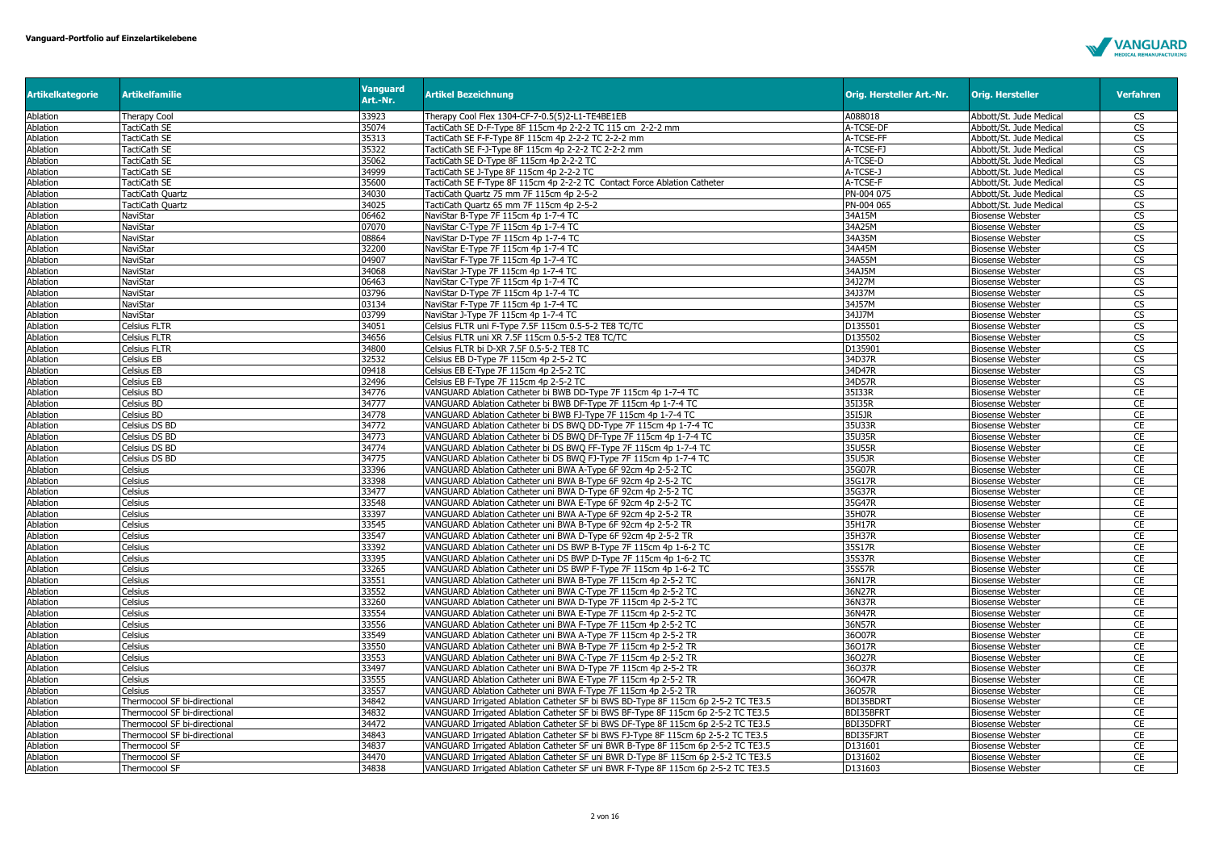**Vanguard-Portfolio auf Einzelartikelebene**

| Artikelkategorie | Artikelfamilie | Vanguard Art.-Nr. | Artikel Bezeichnung | Orig. Hersteller Art.-Nr. | Orig. Hersteller | Verfahren |
|---|---|---|---|---|---|---|
| Ablation | Therapy Cool | 33923 | Therapy Cool Flex 1304-CF-7-0.5(5)2-L1-TE4BE1EB | A088018 | Abbott/St. Jude Medical | CS |
| Ablation | TactiCath SE | 35074 | TactiCath SE D-F-Type 8F 115cm 4p 2-2-2 TC 115 cm 2-2-2 mm | A-TCSE-DF | Abbott/St. Jude Medical | CS |
| Ablation | TactiCath SE | 35313 | TactiCath SE F-F-Type 8F 115cm 4p 2-2-2 TC 2-2-2 mm | A-TCSE-FF | Abbott/St. Jude Medical | CS |
| Ablation | TactiCath SE | 35322 | TactiCath SE F-J-Type 8F 115cm 4p 2-2-2 TC 2-2-2 mm | A-TCSE-FJ | Abbott/St. Jude Medical | CS |
| Ablation | TactiCath SE | 35062 | TactiCath SE D-Type 8F 115cm 4p 2-2-2 TC | A-TCSE-D | Abbott/St. Jude Medical | CS |
| Ablation | TactiCath SE | 34999 | TactiCath SE J-Type 8F 115cm 4p 2-2-2 TC | A-TCSE-J | Abbott/St. Jude Medical | CS |
| Ablation | TactiCath SE | 35600 | TactiCath SE F-Type 8F 115cm 4p 2-2-2 TC Contact Force Ablation Catheter | A-TCSE-F | Abbott/St. Jude Medical | CS |
| Ablation | TactiCath Quartz | 34030 | TactiCath Quartz 75 mm 7F 115cm 4p 2-5-2 | PN-004 075 | Abbott/St. Jude Medical | CS |
| Ablation | TactiCath Quartz | 34025 | TactiCath Quartz 65 mm 7F 115cm 4p 2-5-2 | PN-004 065 | Abbott/St. Jude Medical | CS |
| Ablation | NaviStar | 06462 | NaviStar B-Type 7F 115cm 4p 1-7-4 TC | 34A15M | Biosense Webster | CS |
| Ablation | NaviStar | 07070 | NaviStar C-Type 7F 115cm 4p 1-7-4 TC | 34A25M | Biosense Webster | CS |
| Ablation | NaviStar | 08864 | NaviStar D-Type 7F 115cm 4p 1-7-4 TC | 34A35M | Biosense Webster | CS |
| Ablation | NaviStar | 32200 | NaviStar E-Type 7F 115cm 4p 1-7-4 TC | 34A45M | Biosense Webster | CS |
| Ablation | NaviStar | 04907 | NaviStar F-Type 7F 115cm 4p 1-7-4 TC | 34A55M | Biosense Webster | CS |
| Ablation | NaviStar | 34068 | NaviStar J-Type 7F 115cm 4p 1-7-4 TC | 34AJ5M | Biosense Webster | CS |
| Ablation | NaviStar | 06463 | NaviStar C-Type 7F 115cm 4p 1-7-4 TC | 34J27M | Biosense Webster | CS |
| Ablation | NaviStar | 03796 | NaviStar D-Type 7F 115cm 4p 1-7-4 TC | 34J37M | Biosense Webster | CS |
| Ablation | NaviStar | 03134 | NaviStar F-Type 7F 115cm 4p 1-7-4 TC | 34J57M | Biosense Webster | CS |
| Ablation | NaviStar | 03799 | NaviStar J-Type 7F 115cm 4p 1-7-4 TC | 34JJ7M | Biosense Webster | CS |
| Ablation | Celsius FLTR | 34051 | Celsius FLTR uni F-Type 7.5F 115cm 0.5-5-2 TE8 TC/TC | D135501 | Biosense Webster | CS |
| Ablation | Celsius FLTR | 34656 | Celsius FLTR uni XR 7.5F 115cm 0.5-5-2 TE8 TC/TC | D135502 | Biosense Webster | CS |
| Ablation | Celsius FLTR | 34800 | Celsius FLTR bi D-XR 7.5F 0.5-5-2 TE8 TC | D135901 | Biosense Webster | CS |
| Ablation | Celsius EB | 32532 | Celsius EB D-Type 7F 115cm 4p 2-5-2 TC | 34D37R | Biosense Webster | CS |
| Ablation | Celsius EB | 09418 | Celsius EB E-Type 7F 115cm 4p 2-5-2 TC | 34D47R | Biosense Webster | CS |
| Ablation | Celsius EB | 32496 | Celsius EB F-Type 7F 115cm 4p 2-5-2 TC | 34D57R | Biosense Webster | CS |
| Ablation | Celsius BD | 34776 | VANGUARD Ablation Catheter bi BWB DD-Type 7F 115cm 4p 1-7-4 TC | 35I33R | Biosense Webster | CE |
| Ablation | Celsius BD | 34777 | VANGUARD Ablation Catheter bi BWB DF-Type 7F 115cm 4p 1-7-4 TC | 35I35R | Biosense Webster | CE |
| Ablation | Celsius BD | 34778 | VANGUARD Ablation Catheter bi BWB FJ-Type 7F 115cm 4p 1-7-4 TC | 35I5JR | Biosense Webster | CE |
| Ablation | Celsius DS BD | 34772 | VANGUARD Ablation Catheter bi DS BWQ DD-Type 7F 115cm 4p 1-7-4 TC | 35U33R | Biosense Webster | CE |
| Ablation | Celsius DS BD | 34773 | VANGUARD Ablation Catheter bi DS BWQ DF-Type 7F 115cm 4p 1-7-4 TC | 35U35R | Biosense Webster | CE |
| Ablation | Celsius DS BD | 34774 | VANGUARD Ablation Catheter bi DS BWQ FF-Type 7F 115cm 4p 1-7-4 TC | 35U55R | Biosense Webster | CE |
| Ablation | Celsius DS BD | 34775 | VANGUARD Ablation Catheter bi DS BWQ FJ-Type 7F 115cm 4p 1-7-4 TC | 35U5JR | Biosense Webster | CE |
| Ablation | Celsius | 33396 | VANGUARD Ablation Catheter uni BWA A-Type 6F 92cm 4p 2-5-2 TC | 35G07R | Biosense Webster | CE |
| Ablation | Celsius | 33398 | VANGUARD Ablation Catheter uni BWA B-Type 6F 92cm 4p 2-5-2 TC | 35G17R | Biosense Webster | CE |
| Ablation | Celsius | 33477 | VANGUARD Ablation Catheter uni BWA D-Type 6F 92cm 4p 2-5-2 TC | 35G37R | Biosense Webster | CE |
| Ablation | Celsius | 33548 | VANGUARD Ablation Catheter uni BWA E-Type 6F 92cm 4p 2-5-2 TC | 35G47R | Biosense Webster | CE |
| Ablation | Celsius | 33397 | VANGUARD Ablation Catheter uni BWA A-Type 6F 92cm 4p 2-5-2 TR | 35H07R | Biosense Webster | CE |
| Ablation | Celsius | 33545 | VANGUARD Ablation Catheter uni BWA B-Type 6F 92cm 4p 2-5-2 TR | 35H17R | Biosense Webster | CE |
| Ablation | Celsius | 33547 | VANGUARD Ablation Catheter uni BWA D-Type 6F 92cm 4p 2-5-2 TR | 35H37R | Biosense Webster | CE |
| Ablation | Celsius | 33392 | VANGUARD Ablation Catheter uni DS BWP B-Type 7F 115cm 4p 1-6-2 TC | 35S17R | Biosense Webster | CE |
| Ablation | Celsius | 33395 | VANGUARD Ablation Catheter uni DS BWP D-Type 7F 115cm 4p 1-6-2 TC | 35S37R | Biosense Webster | CE |
| Ablation | Celsius | 33265 | VANGUARD Ablation Catheter uni DS BWP F-Type 7F 115cm 4p 1-6-2 TC | 35S57R | Biosense Webster | CE |
| Ablation | Celsius | 33551 | VANGUARD Ablation Catheter uni BWA B-Type 7F 115cm 4p 2-5-2 TC | 36N17R | Biosense Webster | CE |
| Ablation | Celsius | 33552 | VANGUARD Ablation Catheter uni BWA C-Type 7F 115cm 4p 2-5-2 TC | 36N27R | Biosense Webster | CE |
| Ablation | Celsius | 33260 | VANGUARD Ablation Catheter uni BWA D-Type 7F 115cm 4p 2-5-2 TC | 36N37R | Biosense Webster | CE |
| Ablation | Celsius | 33554 | VANGUARD Ablation Catheter uni BWA E-Type 7F 115cm 4p 2-5-2 TC | 36N47R | Biosense Webster | CE |
| Ablation | Celsius | 33556 | VANGUARD Ablation Catheter uni BWA F-Type 7F 115cm 4p 2-5-2 TC | 36N57R | Biosense Webster | CE |
| Ablation | Celsius | 33549 | VANGUARD Ablation Catheter uni BWA A-Type 7F 115cm 4p 2-5-2 TR | 36O07R | Biosense Webster | CE |
| Ablation | Celsius | 33550 | VANGUARD Ablation Catheter uni BWA B-Type 7F 115cm 4p 2-5-2 TR | 36O17R | Biosense Webster | CE |
| Ablation | Celsius | 33553 | VANGUARD Ablation Catheter uni BWA C-Type 7F 115cm 4p 2-5-2 TR | 36O27R | Biosense Webster | CE |
| Ablation | Celsius | 33497 | VANGUARD Ablation Catheter uni BWA D-Type 7F 115cm 4p 2-5-2 TR | 36O37R | Biosense Webster | CE |
| Ablation | Celsius | 33555 | VANGUARD Ablation Catheter uni BWA E-Type 7F 115cm 4p 2-5-2 TR | 36O47R | Biosense Webster | CE |
| Ablation | Celsius | 33557 | VANGUARD Ablation Catheter uni BWA F-Type 7F 115cm 4p 2-5-2 TR | 36O57R | Biosense Webster | CE |
| Ablation | Thermocool SF bi-directional | 34842 | VANGUARD Irrigated Ablation Catheter SF bi BWS BD-Type 8F 115cm 6p 2-5-2 TC TE3.5 | BDI35BDRT | Biosense Webster | CE |
| Ablation | Thermocool SF bi-directional | 34832 | VANGUARD Irrigated Ablation Catheter SF bi BWS BF-Type 8F 115cm 6p 2-5-2 TC TE3.5 | BDI35BFRT | Biosense Webster | CE |
| Ablation | Thermocool SF bi-directional | 34472 | VANGUARD Irrigated Ablation Catheter SF bi BWS DF-Type 8F 115cm 6p 2-5-2 TC TE3.5 | BDI35DFRT | Biosense Webster | CE |
| Ablation | Thermocool SF bi-directional | 34843 | VANGUARD Irrigated Ablation Catheter SF bi BWS FJ-Type 8F 115cm 6p 2-5-2 TC TE3.5 | BDI35FJRT | Biosense Webster | CE |
| Ablation | Thermocool SF | 34837 | VANGUARD Irrigated Ablation Catheter SF uni BWR B-Type 8F 115cm 6p 2-5-2 TC TE3.5 | D131601 | Biosense Webster | CE |
| Ablation | Thermocool SF | 34470 | VANGUARD Irrigated Ablation Catheter SF uni BWR D-Type 8F 115cm 6p 2-5-2 TC TE3.5 | D131602 | Biosense Webster | CE |
| Ablation | Thermocool SF | 34838 | VANGUARD Irrigated Ablation Catheter SF uni BWR F-Type 8F 115cm 6p 2-5-2 TC TE3.5 | D131603 | Biosense Webster | CE |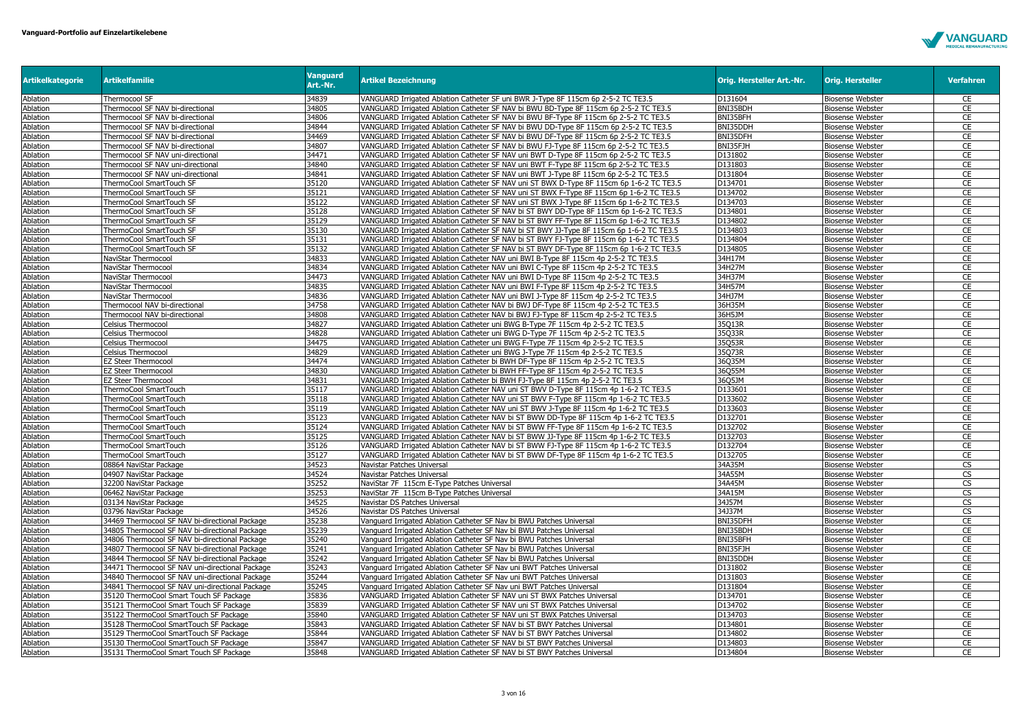**Vanguard-Portfolio auf Einzelartikelebene**

| Artikelkategorie | Artikelfamilie | Vanguard Art.-Nr. | Artikel Bezeichnung | Orig. Hersteller Art.-Nr. | Orig. Hersteller | Verfahren |
|---|---|---|---|---|---|---|
| Ablation | Thermocool SF | 34839 | VANGUARD Irrigated Ablation Catheter SF uni BWR J-Type 8F 115cm 6p 2-5-2 TC TE3.5 | D131604 | Biosense Webster | CE |
| Ablation | Thermocool SF NAV bi-directional | 34805 | VANGUARD Irrigated Ablation Catheter SF NAV bi BWU BD-Type 8F 115cm 6p 2-5-2 TC TE3.5 | BNI35BDH | Biosense Webster | CE |
| Ablation | Thermocool SF NAV bi-directional | 34806 | VANGUARD Irrigated Ablation Catheter SF NAV bi BWU BF-Type 8F 115cm 6p 2-5-2 TC TE3.5 | BNI35BFH | Biosense Webster | CE |
| Ablation | Thermocool SF NAV bi-directional | 34844 | VANGUARD Irrigated Ablation Catheter SF NAV bi BWU DD-Type 8F 115cm 6p 2-5-2 TC TE3.5 | BNI35DDH | Biosense Webster | CE |
| Ablation | Thermocool SF NAV bi-directional | 34469 | VANGUARD Irrigated Ablation Catheter SF NAV bi BWU DF-Type 8F 115cm 6p 2-5-2 TC TE3.5 | BNI35DFH | Biosense Webster | CE |
| Ablation | Thermocool SF NAV bi-directional | 34807 | VANGUARD Irrigated Ablation Catheter SF NAV bi BWU FJ-Type 8F 115cm 6p 2-5-2 TC TE3.5 | BNI35FJH | Biosense Webster | CE |
| Ablation | Thermocool SF NAV uni-directional | 34471 | VANGUARD Irrigated Ablation Catheter SF NAV uni BWT D-Type 8F 115cm 6p 2-5-2 TC TE3.5 | D131802 | Biosense Webster | CE |
| Ablation | Thermocool SF NAV uni-directional | 34840 | VANGUARD Irrigated Ablation Catheter SF NAV uni BWT F-Type 8F 115cm 6p 2-5-2 TC TE3.5 | D131803 | Biosense Webster | CE |
| Ablation | Thermocool SF NAV uni-directional | 34841 | VANGUARD Irrigated Ablation Catheter SF NAV uni BWT J-Type 8F 115cm 6p 2-5-2 TC TE3.5 | D131804 | Biosense Webster | CE |
| Ablation | ThermoCool SmartTouch SF | 35120 | VANGUARD Irrigated Ablation Catheter SF NAV uni ST BWX D-Type 8F 115cm 6p 1-6-2 TC TE3.5 | D134701 | Biosense Webster | CE |
| Ablation | ThermoCool SmartTouch SF | 35121 | VANGUARD Irrigated Ablation Catheter SF NAV uni ST BWX F-Type 8F 115cm 6p 1-6-2 TC TE3.5 | D134702 | Biosense Webster | CE |
| Ablation | ThermoCool SmartTouch SF | 35122 | VANGUARD Irrigated Ablation Catheter SF NAV uni ST BWX J-Type 8F 115cm 6p 1-6-2 TC TE3.5 | D134703 | Biosense Webster | CE |
| Ablation | ThermoCool SmartTouch SF | 35128 | VANGUARD Irrigated Ablation Catheter SF NAV bi ST BWY DD-Type 8F 115cm 6p 1-6-2 TC TE3.5 | D134801 | Biosense Webster | CE |
| Ablation | ThermoCool SmartTouch SF | 35129 | VANGUARD Irrigated Ablation Catheter SF NAV bi ST BWY FF-Type 8F 115cm 6p 1-6-2 TC TE3.5 | D134802 | Biosense Webster | CE |
| Ablation | ThermoCool SmartTouch SF | 35130 | VANGUARD Irrigated Ablation Catheter SF NAV bi ST BWY JJ-Type 8F 115cm 6p 1-6-2 TC TE3.5 | D134803 | Biosense Webster | CE |
| Ablation | ThermoCool SmartTouch SF | 35131 | VANGUARD Irrigated Ablation Catheter SF NAV bi ST BWY FJ-Type 8F 115cm 6p 1-6-2 TC TE3.5 | D134804 | Biosense Webster | CE |
| Ablation | ThermoCool SmartTouch SF | 35132 | VANGUARD Irrigated Ablation Catheter SF NAV bi ST BWY DF-Type 8F 115cm 6p 1-6-2 TC TE3.5 | D134805 | Biosense Webster | CE |
| Ablation | NaviStar Thermocool | 34833 | VANGUARD Irrigated Ablation Catheter NAV uni BWI B-Type 8F 115cm 4p 2-5-2 TC TE3.5 | 34H17M | Biosense Webster | CE |
| Ablation | NaviStar Thermocool | 34834 | VANGUARD Irrigated Ablation Catheter NAV uni BWI C-Type 8F 115cm 4p 2-5-2 TC TE3.5 | 34H27M | Biosense Webster | CE |
| Ablation | NaviStar Thermocool | 34473 | VANGUARD Irrigated Ablation Catheter NAV uni BWI D-Type 8F 115cm 4p 2-5-2 TC TE3.5 | 34H37M | Biosense Webster | CE |
| Ablation | NaviStar Thermocool | 34835 | VANGUARD Irrigated Ablation Catheter NAV uni BWI F-Type 8F 115cm 4p 2-5-2 TC TE3.5 | 34H57M | Biosense Webster | CE |
| Ablation | NaviStar Thermocool | 34836 | VANGUARD Irrigated Ablation Catheter NAV uni BWI J-Type 8F 115cm 4p 2-5-2 TC TE3.5 | 34HJ7M | Biosense Webster | CE |
| Ablation | Thermocool NAV bi-directional | 34758 | VANGUARD Irrigated Ablation Catheter NAV bi BWJ DF-Type 8F 115cm 4p 2-5-2 TC TE3.5 | 36H35M | Biosense Webster | CE |
| Ablation | Thermocool NAV bi-directional | 34808 | VANGUARD Irrigated Ablation Catheter NAV bi BWJ FJ-Type 8F 115cm 4p 2-5-2 TC TE3.5 | 36H5JM | Biosense Webster | CE |
| Ablation | Celsius Thermocool | 34827 | VANGUARD Irrigated Ablation Catheter uni BWG B-Type 7F 115cm 4p 2-5-2 TC TE3.5 | 35Q13R | Biosense Webster | CE |
| Ablation | Celsius Thermocool | 34828 | VANGUARD Irrigated Ablation Catheter uni BWG D-Type 7F 115cm 4p 2-5-2 TC TE3.5 | 35Q33R | Biosense Webster | CE |
| Ablation | Celsius Thermocool | 34475 | VANGUARD Irrigated Ablation Catheter uni BWG F-Type 7F 115cm 4p 2-5-2 TC TE3.5 | 35Q53R | Biosense Webster | CE |
| Ablation | Celsius Thermocool | 34829 | VANGUARD Irrigated Ablation Catheter uni BWG J-Type 7F 115cm 4p 2-5-2 TC TE3.5 | 35Q73R | Biosense Webster | CE |
| Ablation | EZ Steer Thermocool | 34474 | VANGUARD Irrigated Ablation Catheter bi BWH DF-Type 8F 115cm 4p 2-5-2 TC TE3.5 | 36Q35M | Biosense Webster | CE |
| Ablation | EZ Steer Thermocool | 34830 | VANGUARD Irrigated Ablation Catheter bi BWH FF-Type 8F 115cm 4p 2-5-2 TC TE3.5 | 36Q55M | Biosense Webster | CE |
| Ablation | EZ Steer Thermocool | 34831 | VANGUARD Irrigated Ablation Catheter bi BWH FJ-Type 8F 115cm 4p 2-5-2 TC TE3.5 | 36Q5JM | Biosense Webster | CE |
| Ablation | ThermoCool SmartTouch | 35117 | VANGUARD Irrigated Ablation Catheter NAV uni ST BWV D-Type 8F 115cm 4p 1-6-2 TC TE3.5 | D133601 | Biosense Webster | CE |
| Ablation | ThermoCool SmartTouch | 35118 | VANGUARD Irrigated Ablation Catheter NAV uni ST BWV F-Type 8F 115cm 4p 1-6-2 TC TE3.5 | D133602 | Biosense Webster | CE |
| Ablation | ThermoCool SmartTouch | 35119 | VANGUARD Irrigated Ablation Catheter NAV uni ST BWV J-Type 8F 115cm 4p 1-6-2 TC TE3.5 | D133603 | Biosense Webster | CE |
| Ablation | ThermoCool SmartTouch | 35123 | VANGUARD Irrigated Ablation Catheter NAV bi ST BWW DD-Type 8F 115cm 4p 1-6-2 TC TE3.5 | D132701 | Biosense Webster | CE |
| Ablation | ThermoCool SmartTouch | 35124 | VANGUARD Irrigated Ablation Catheter NAV bi ST BWW FF-Type 8F 115cm 4p 1-6-2 TC TE3.5 | D132702 | Biosense Webster | CE |
| Ablation | ThermoCool SmartTouch | 35125 | VANGUARD Irrigated Ablation Catheter NAV bi ST BWW JJ-Type 8F 115cm 4p 1-6-2 TC TE3.5 | D132703 | Biosense Webster | CE |
| Ablation | ThermoCool SmartTouch | 35126 | VANGUARD Irrigated Ablation Catheter NAV bi ST BWW FJ-Type 8F 115cm 4p 1-6-2 TC TE3.5 | D132704 | Biosense Webster | CE |
| Ablation | ThermoCool SmartTouch | 35127 | VANGUARD Irrigated Ablation Catheter NAV bi ST BWW DF-Type 8F 115cm 4p 1-6-2 TC TE3.5 | D132705 | Biosense Webster | CE |
| Ablation | 08864 NaviStar Package | 34523 | Navistar Patches Universal | 34A35M | Biosense Webster | CS |
| Ablation | 04907 NaviStar Package | 34524 | Navistar Patches Universal | 34A55M | Biosense Webster | CS |
| Ablation | 32200 NaviStar Package | 35252 | NaviStar 7F 115cm E-Type Patches Universal | 34A45M | Biosense Webster | CS |
| Ablation | 06462 NaviStar Package | 35253 | NaviStar 7F 115cm B-Type Patches Universal | 34A15M | Biosense Webster | CS |
| Ablation | 03134 NaviStar Package | 34525 | Navistar DS Patches Universal | 34J57M | Biosense Webster | CS |
| Ablation | 03796 NaviStar Package | 34526 | Navistar DS Patches Universal | 34J37M | Biosense Webster | CS |
| Ablation | 34469 Thermocool SF NAV bi-directional Package | 35238 | Vanguard Irrigated Ablation Catheter SF Nav bi BWU Patches Universal | BNI35DFH | Biosense Webster | CE |
| Ablation | 34805 Thermocool SF NAV bi-directional Package | 35239 | Vanguard Irrigated Ablation Catheter SF Nav bi BWU Patches Universal | BNI35BDH | Biosense Webster | CE |
| Ablation | 34806 Thermocool SF NAV bi-directional Package | 35240 | Vanguard Irrigated Ablation Catheter SF Nav bi BWU Patches Universal | BNI35BFH | Biosense Webster | CE |
| Ablation | 34807 Thermocool SF NAV bi-directional Package | 35241 | Vanguard Irrigated Ablation Catheter SF Nav bi BWU Patches Universal | BNI35FJH | Biosense Webster | CE |
| Ablation | 34844 Thermocool SF NAV bi-directional Package | 35242 | Vanguard Irrigated Ablation Catheter SF Nav bi BWU Patches Universal | BNI35DDH | Biosense Webster | CE |
| Ablation | 34471 Thermocool SF NAV uni-directional Package | 35243 | Vanguard Irrigated Ablation Catheter SF Nav uni BWT Patches Universal | D131802 | Biosense Webster | CE |
| Ablation | 34840 Thermocool SF NAV uni-directional Package | 35244 | Vanguard Irrigated Ablation Catheter SF Nav uni BWT Patches Universal | D131803 | Biosense Webster | CE |
| Ablation | 34841 Thermocool SF NAV uni-directional Package | 35245 | Vanguard Irrigated Ablation Catheter SF Nav uni BWT Patches Universal | D131804 | Biosense Webster | CE |
| Ablation | 35120 ThermoCool Smart Touch SF Package | 35836 | VANGUARD Irrigated Ablation Catheter SF NAV uni ST BWX Patches Universal | D134701 | Biosense Webster | CE |
| Ablation | 35121 ThermoCool Smart Touch SF Package | 35839 | VANGUARD Irrigated Ablation Catheter SF NAV uni ST BWX Patches Universal | D134702 | Biosense Webster | CE |
| Ablation | 35122 ThermoCool SmartTouch SF Package | 35840 | VANGUARD Irrigated Ablation Catheter SF NAV uni ST BWX Patches Universal | D134703 | Biosense Webster | CE |
| Ablation | 35128 ThermoCool SmartTouch SF Package | 35843 | VANGUARD Irrigated Ablation Catheter SF NAV bi ST BWY Patches Universal | D134801 | Biosense Webster | CE |
| Ablation | 35129 ThermoCool SmartTouch SF Package | 35844 | VANGUARD Irrigated Ablation Catheter SF NAV bi ST BWY Patches Universal | D134802 | Biosense Webster | CE |
| Ablation | 35130 ThermoCool SmartTouch SF Package | 35847 | VANGUARD Irrigated Ablation Catheter SF NAV bi ST BWY Patches Universal | D134803 | Biosense Webster | CE |
| Ablation | 35131 ThermoCool Smart Touch SF Package | 35848 | VANGUARD Irrigated Ablation Catheter SF NAV bi ST BWY Patches Universal | D134804 | Biosense Webster | CE |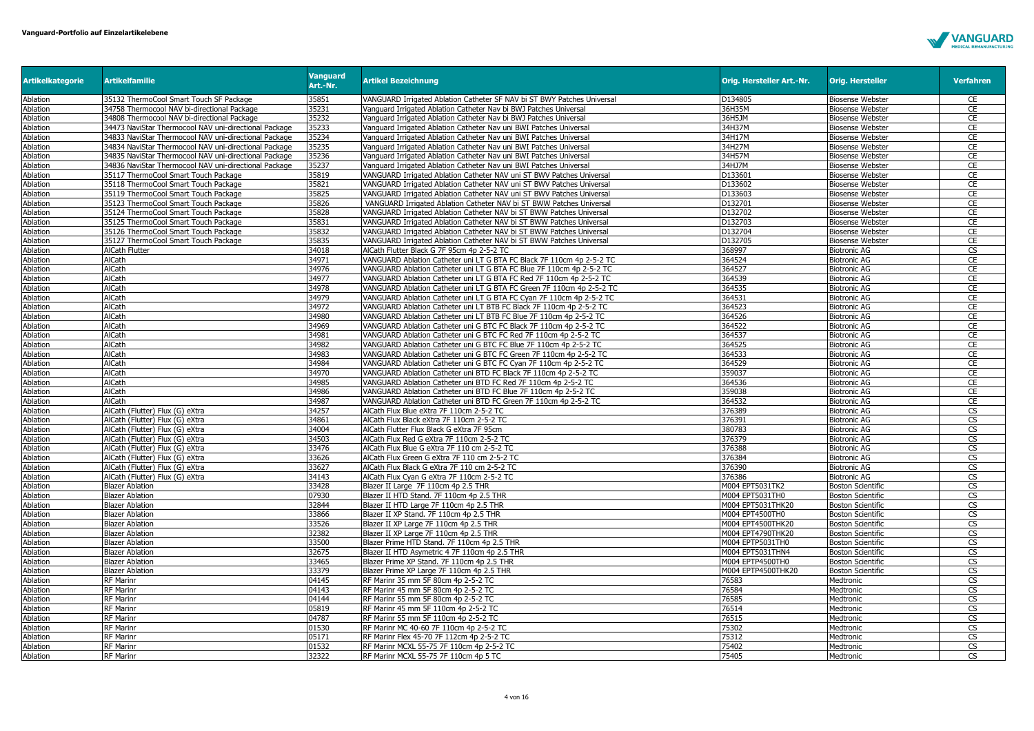**Vanguard-Portfolio auf Einzelartikelebene**

| Artikelkategorie | Artikelfamilie | Vanguard Art.-Nr. | Artikel Bezeichnung | Orig. Hersteller Art.-Nr. | Orig. Hersteller | Verfahren |
|---|---|---|---|---|---|---|
| Ablation | 35132 ThermoCool Smart Touch SF Package | 35851 | VANGUARD Irrigated Ablation Catheter SF NAV bi ST BWY Patches Universal | D134805 | Biosense Webster | CE |
| Ablation | 34758 Thermocool NAV bi-directional Package | 35231 | Vanguard Irrigated Ablation Catheter Nav bi BWJ Patches Universal | 36H35M | Biosense Webster | CE |
| Ablation | 34808 Thermocool NAV bi-directional Package | 35232 | Vanguard Irrigated Ablation Catheter Nav bi BWJ Patches Universal | 36H5JM | Biosense Webster | CE |
| Ablation | 34473 NaviStar Thermocool NAV uni-directional Package | 35233 | Vanguard Irrigated Ablation Catheter Nav uni BWI Patches Universal | 34H37M | Biosense Webster | CE |
| Ablation | 34833 NaviStar Thermocool NAV uni-directional Package | 35234 | Vanguard Irrigated Ablation Catheter Nav uni BWI Patches Universal | 34H17M | Biosense Webster | CE |
| Ablation | 34834 NaviStar Thermocool NAV uni-directional Package | 35235 | Vanguard Irrigated Ablation Catheter Nav uni BWI Patches Universal | 34H27M | Biosense Webster | CE |
| Ablation | 34835 NaviStar Thermocool NAV uni-directional Package | 35236 | Vanguard Irrigated Ablation Catheter Nav uni BWI Patches Universal | 34H57M | Biosense Webster | CE |
| Ablation | 34836 NaviStar Thermocool NAV uni-directional Package | 35237 | Vanguard Irrigated Ablation Catheter Nav uni BWI Patches Universal | 34HJ7M | Biosense Webster | CE |
| Ablation | 35117 ThermoCool Smart Touch Package | 35819 | VANGUARD Irrigated Ablation Catheter NAV uni ST BWV Patches Universal | D133601 | Biosense Webster | CE |
| Ablation | 35118 ThermoCool Smart Touch Package | 35821 | VANGUARD Irrigated Ablation Catheter NAV uni ST BWV Patches Universal | D133602 | Biosense Webster | CE |
| Ablation | 35119 ThermoCool Smart Touch Package | 35825 | VANGUARD Irrigated Ablation Catheter NAV uni ST BWV Patches Universal | D133603 | Biosense Webster | CE |
| Ablation | 35123 ThermoCool Smart Touch Package | 35826 | VANGUARD Irrigated Ablation Catheter NAV bi ST BWW Patches Universal | D132701 | Biosense Webster | CE |
| Ablation | 35124 ThermoCool Smart Touch Package | 35828 | VANGUARD Irrigated Ablation Catheter NAV bi ST BWW Patches Universal | D132702 | Biosense Webster | CE |
| Ablation | 35125 ThermoCool Smart Touch Package | 35831 | VANGUARD Irrigated Ablation Catheter NAV bi ST BWW Patches Universal | D132703 | Biosense Webster | CE |
| Ablation | 35126 ThermoCool Smart Touch Package | 35832 | VANGUARD Irrigated Ablation Catheter NAV bi ST BWW Patches Universal | D132704 | Biosense Webster | CE |
| Ablation | 35127 ThermoCool Smart Touch Package | 35835 | VANGUARD Irrigated Ablation Catheter NAV bi ST BWW Patches Universal | D132705 | Biosense Webster | CE |
| Ablation | AlCath Flutter | 34018 | AlCath Flutter Black G 7F 95cm 4p 2-5-2 TC | 368997 | Biotronic AG | CS |
| Ablation | AlCath | 34971 | VANGUARD Ablation Catheter uni LT G BTA FC Black 7F 110cm 4p 2-5-2 TC | 364524 | Biotronic AG | CE |
| Ablation | AlCath | 34976 | VANGUARD Ablation Catheter uni LT G BTA FC Blue 7F 110cm 4p 2-5-2 TC | 364527 | Biotronic AG | CE |
| Ablation | AlCath | 34977 | VANGUARD Ablation Catheter uni LT G BTA FC Red 7F 110cm 4p 2-5-2 TC | 364539 | Biotronic AG | CE |
| Ablation | AlCath | 34978 | VANGUARD Ablation Catheter uni LT G BTA FC Green 7F 110cm 4p 2-5-2 TC | 364535 | Biotronic AG | CE |
| Ablation | AlCath | 34979 | VANGUARD Ablation Catheter uni LT G BTA FC Cyan 7F 110cm 4p 2-5-2 TC | 364531 | Biotronic AG | CE |
| Ablation | AlCath | 34972 | VANGUARD Ablation Catheter uni LT BTB FC Black 7F 110cm 4p 2-5-2 TC | 364523 | Biotronic AG | CE |
| Ablation | AlCath | 34980 | VANGUARD Ablation Catheter uni LT BTB FC Blue 7F 110cm 4p 2-5-2 TC | 364526 | Biotronic AG | CE |
| Ablation | AlCath | 34969 | VANGUARD Ablation Catheter uni G BTC FC Black 7F 110cm 4p 2-5-2 TC | 364522 | Biotronic AG | CE |
| Ablation | AlCath | 34981 | VANGUARD Ablation Catheter uni G BTC FC Red 7F 110cm 4p 2-5-2 TC | 364537 | Biotronic AG | CE |
| Ablation | AlCath | 34982 | VANGUARD Ablation Catheter uni G BTC FC Blue 7F 110cm 4p 2-5-2 TC | 364525 | Biotronic AG | CE |
| Ablation | AlCath | 34983 | VANGUARD Ablation Catheter uni G BTC FC Green 7F 110cm 4p 2-5-2 TC | 364533 | Biotronic AG | CE |
| Ablation | AlCath | 34984 | VANGUARD Ablation Catheter uni G BTC FC Cyan 7F 110cm 4p 2-5-2 TC | 364529 | Biotronic AG | CE |
| Ablation | AlCath | 34970 | VANGUARD Ablation Catheter uni BTD FC Black 7F 110cm 4p 2-5-2 TC | 359037 | Biotronic AG | CE |
| Ablation | AlCath | 34985 | VANGUARD Ablation Catheter uni BTD FC Red 7F 110cm 4p 2-5-2 TC | 364536 | Biotronic AG | CE |
| Ablation | AlCath | 34986 | VANGUARD Ablation Catheter uni BTD FC Blue 7F 110cm 4p 2-5-2 TC | 359038 | Biotronic AG | CE |
| Ablation | AlCath | 34987 | VANGUARD Ablation Catheter uni BTD FC Green 7F 110cm 4p 2-5-2 TC | 364532 | Biotronic AG | CE |
| Ablation | AlCath (Flutter) Flux (G) eXtra | 34257 | AlCath Flux Blue eXtra 7F 110cm 2-5-2 TC | 376389 | Biotronic AG | CS |
| Ablation | AlCath (Flutter) Flux (G) eXtra | 34861 | AlCath Flux Black eXtra 7F 110cm 2-5-2 TC | 376391 | Biotronic AG | CS |
| Ablation | AlCath (Flutter) Flux (G) eXtra | 34004 | AlCath Flutter Flux Black G eXtra 7F 95cm | 380783 | Biotronic AG | CS |
| Ablation | AlCath (Flutter) Flux (G) eXtra | 34503 | AlCath Flux Red G eXtra 7F 110cm 2-5-2 TC | 376379 | Biotronic AG | CS |
| Ablation | AlCath (Flutter) Flux (G) eXtra | 33476 | AlCath Flux Blue G eXtra 7F 110 cm 2-5-2 TC | 376388 | Biotronic AG | CS |
| Ablation | AlCath (Flutter) Flux (G) eXtra | 33626 | AlCath Flux Green G eXtra 7F 110 cm 2-5-2 TC | 376384 | Biotronic AG | CS |
| Ablation | AlCath (Flutter) Flux (G) eXtra | 33627 | AlCath Flux Black G eXtra 7F 110 cm 2-5-2 TC | 376390 | Biotronic AG | CS |
| Ablation | AlCath (Flutter) Flux (G) eXtra | 34143 | AlCath Flux Cyan G eXtra 7F 110cm 2-5-2 TC | 376386 | Biotronic AG | CS |
| Ablation | Blazer Ablation | 33428 | Blazer II Large  7F 110cm 4p 2.5 THR | M004 EPT5031TK2 | Boston Scientific | CS |
| Ablation | Blazer Ablation | 07930 | Blazer II HTD Stand. 7F 110cm 4p 2.5 THR | M004 EPT5031TH0 | Boston Scientific | CS |
| Ablation | Blazer Ablation | 32844 | Blazer II HTD Large 7F 110cm 4p 2.5 THR | M004 EPT5031THK20 | Boston Scientific | CS |
| Ablation | Blazer Ablation | 33866 | Blazer II XP Stand. 7F 110cm 4p 2.5 THR | M004 EPT4500TH0 | Boston Scientific | CS |
| Ablation | Blazer Ablation | 33526 | Blazer II XP Large 7F 110cm 4p 2.5 THR | M004 EPT4500THK20 | Boston Scientific | CS |
| Ablation | Blazer Ablation | 32382 | Blazer II XP Large 7F 110cm 4p 2.5 THR | M004 EPT4790THK20 | Boston Scientific | CS |
| Ablation | Blazer Ablation | 33500 | Blazer Prime HTD Stand. 7F 110cm 4p 2.5 THR | M004 EPTP5031TH0 | Boston Scientific | CS |
| Ablation | Blazer Ablation | 32675 | Blazer II HTD Asymetric 4 7F 110cm 4p 2.5 THR | M004 EPT5031THN4 | Boston Scientific | CS |
| Ablation | Blazer Ablation | 33465 | Blazer Prime XP Stand. 7F 110cm 4p 2.5 THR | M004 EPTP4500TH0 | Boston Scientific | CS |
| Ablation | Blazer Ablation | 33379 | Blazer Prime XP Large 7F 110cm 4p 2.5 THR | M004 EPTP4500THK20 | Boston Scientific | CS |
| Ablation | RF Marinr | 04145 | RF Marinr 35 mm 5F 80cm 4p 2-5-2 TC | 76583 | Medtronic | CS |
| Ablation | RF Marinr | 04143 | RF Marinr 45 mm 5F 80cm 4p 2-5-2 TC | 76584 | Medtronic | CS |
| Ablation | RF Marinr | 04144 | RF Marinr 55 mm 5F 80cm 4p 2-5-2 TC | 76585 | Medtronic | CS |
| Ablation | RF Marinr | 05819 | RF Marinr 45 mm 5F 110cm 4p 2-5-2 TC | 76514 | Medtronic | CS |
| Ablation | RF Marinr | 04787 | RF Marinr 55 mm 5F 110cm 4p 2-5-2 TC | 76515 | Medtronic | CS |
| Ablation | RF Marinr | 01530 | RF Marinr MC 40-60 7F 110cm 4p 2-5-2 TC | 75302 | Medtronic | CS |
| Ablation | RF Marinr | 05171 | RF Marinr Flex 45-70 7F 112cm 4p 2-5-2 TC | 75312 | Medtronic | CS |
| Ablation | RF Marinr | 01532 | RF Marinr MCXL 55-75 7F 110cm 4p 2-5-2 TC | 75402 | Medtronic | CS |
| Ablation | RF Marinr | 32322 | RF Marinr MCXL 55-75 7F 110cm 4p 5 TC | 75405 | Medtronic | CS |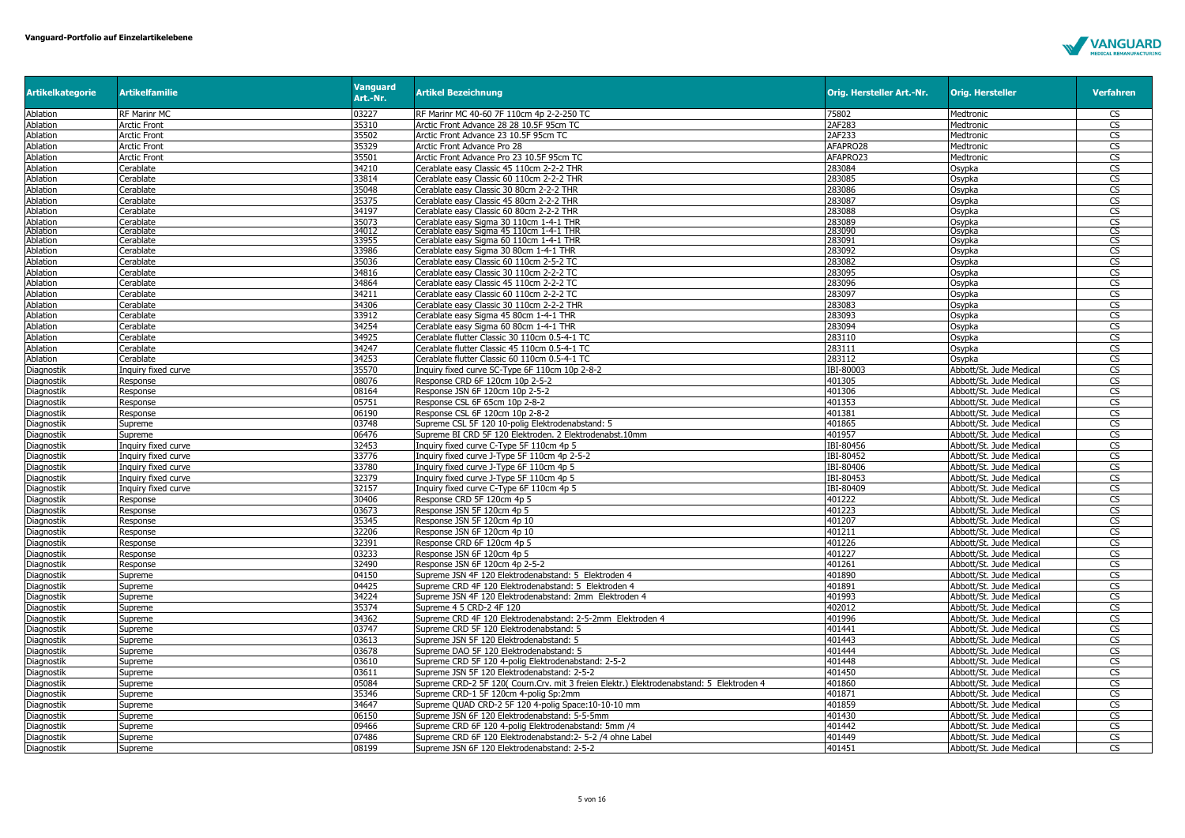| Artikelkategorie | Artikelfamilie | Vanguard Art.-Nr. | Artikel Bezeichnung | Orig. Hersteller Art.-Nr. | Orig. Hersteller | Verfahren |
|---|---|---|---|---|---|---|
| Ablation | RF Marinr MC | 03227 | RF Marinr MC 40-60 7F 110cm 4p 2-2-250 TC | 75802 | Medtronic | CS |
| Ablation | Arctic Front | 35310 | Arctic Front Advance 28 28 10.5F 95cm TC | 2AF283 | Medtronic | CS |
| Ablation | Arctic Front | 35502 | Arctic Front Advance 23 10.5F 95cm TC | 2AF233 | Medtronic | CS |
| Ablation | Arctic Front | 35329 | Arctic Front Advance Pro 28 | AFAPRO28 | Medtronic | CS |
| Ablation | Arctic Front | 35501 | Arctic Front Advance Pro 23 10.5F 95cm TC | AFAPRO23 | Medtronic | CS |
| Ablation | Cerablate | 34210 | Cerablate easy Classic 45 110cm 2-2-2 THR | 283084 | Osypka | CS |
| Ablation | Cerablate | 33814 | Cerablate easy Classic 60 110cm 2-2-2 THR | 283085 | Osypka | CS |
| Ablation | Cerablate | 35048 | Cerablate easy Classic 30 80cm 2-2-2 THR | 283086 | Osypka | CS |
| Ablation | Cerablate | 35375 | Cerablate easy Classic 45 80cm 2-2-2 THR | 283087 | Osypka | CS |
| Ablation | Cerablate | 34197 | Cerablate easy Classic 60 80cm 2-2-2 THR | 283088 | Osypka | CS |
| Ablation | Cerablate | 35073 | Cerablate easy Sigma 30 110cm 1-4-1 THR | 283089 | Osypka | CS |
| Ablation | Cerablate | 34012 | Cerablate easy Sigma 45 110cm 1-4-1 THR | 283090 | Osypka | CS |
| Ablation | Cerablate | 33955 | Cerablate easy Sigma 60 110cm 1-4-1 THR | 283091 | Osypka | CS |
| Ablation | Cerablate | 33986 | Cerablate easy Sigma 30 80cm 1-4-1 THR | 283092 | Osypka | CS |
| Ablation | Cerablate | 35036 | Cerablate easy Classic 60 110cm 2-5-2 TC | 283082 | Osypka | CS |
| Ablation | Cerablate | 34816 | Cerablate easy Classic 30 110cm 2-2-2 TC | 283095 | Osypka | CS |
| Ablation | Cerablate | 34864 | Cerablate easy Classic 45 110cm 2-2-2 TC | 283096 | Osypka | CS |
| Ablation | Cerablate | 34211 | Cerablate easy Classic 60 110cm 2-2-2 TC | 283097 | Osypka | CS |
| Ablation | Cerablate | 34306 | Cerablate easy Classic 30 110cm 2-2-2 THR | 283083 | Osypka | CS |
| Ablation | Cerablate | 33912 | Cerablate easy Sigma 45 80cm 1-4-1 THR | 283093 | Osypka | CS |
| Ablation | Cerablate | 34254 | Cerablate easy Sigma 60 80cm 1-4-1 THR | 283094 | Osypka | CS |
| Ablation | Cerablate | 34925 | Cerablate flutter Classic 30 110cm 0.5-4-1 TC | 283110 | Osypka | CS |
| Ablation | Cerablate | 34247 | Cerablate flutter Classic 45 110cm 0.5-4-1 TC | 283111 | Osypka | CS |
| Ablation | Cerablate | 34253 | Cerablate flutter Classic 60 110cm 0.5-4-1 TC | 283112 | Osypka | CS |
| Diagnostik | Inquiry fixed curve | 35570 | Inquiry fixed curve SC-Type 6F 110cm 10p 2-8-2 | IBI-80003 | Abbott/St. Jude Medical | CS |
| Diagnostik | Response | 08076 | Response CRD 6F 120cm 10p 2-5-2 | 401305 | Abbott/St. Jude Medical | CS |
| Diagnostik | Response | 08164 | Response JSN 6F 120cm 10p 2-5-2 | 401306 | Abbott/St. Jude Medical | CS |
| Diagnostik | Response | 05751 | Response CSL 6F 65cm 10p 2-8-2 | 401353 | Abbott/St. Jude Medical | CS |
| Diagnostik | Response | 06190 | Response CSL 6F 120cm 10p 2-8-2 | 401381 | Abbott/St. Jude Medical | CS |
| Diagnostik | Supreme | 03748 | Supreme CSL 5F 120 10-polig Elektrodenabstand: 5 | 401865 | Abbott/St. Jude Medical | CS |
| Diagnostik | Supreme | 06476 | Supreme BI CRD 5F 120 Elektroden. 2 Elektrodenabst.10mm | 401957 | Abbott/St. Jude Medical | CS |
| Diagnostik | Inquiry fixed curve | 32453 | Inquiry fixed curve C-Type 5F 110cm 4p 5 | IBI-80456 | Abbott/St. Jude Medical | CS |
| Diagnostik | Inquiry fixed curve | 33776 | Inquiry fixed curve J-Type 5F 110cm 4p 2-5-2 | IBI-80452 | Abbott/St. Jude Medical | CS |
| Diagnostik | Inquiry fixed curve | 33780 | Inquiry fixed curve J-Type 6F 110cm 4p 5 | IBI-80406 | Abbott/St. Jude Medical | CS |
| Diagnostik | Inquiry fixed curve | 32379 | Inquiry fixed curve J-Type 5F 110cm 4p 5 | IBI-80453 | Abbott/St. Jude Medical | CS |
| Diagnostik | Inquiry fixed curve | 32157 | Inquiry fixed curve C-Type 6F 110cm 4p 5 | IBI-80409 | Abbott/St. Jude Medical | CS |
| Diagnostik | Response | 30406 | Response CRD 5F 120cm 4p 5 | 401222 | Abbott/St. Jude Medical | CS |
| Diagnostik | Response | 03673 | Response JSN 5F 120cm 4p 5 | 401223 | Abbott/St. Jude Medical | CS |
| Diagnostik | Response | 35345 | Response JSN 5F 120cm 4p 10 | 401207 | Abbott/St. Jude Medical | CS |
| Diagnostik | Response | 32206 | Response JSN 6F 120cm 4p 10 | 401211 | Abbott/St. Jude Medical | CS |
| Diagnostik | Response | 32391 | Response CRD 6F 120cm 4p 5 | 401226 | Abbott/St. Jude Medical | CS |
| Diagnostik | Response | 03233 | Response JSN 6F 120cm 4p 5 | 401227 | Abbott/St. Jude Medical | CS |
| Diagnostik | Response | 32490 | Response JSN 6F 120cm 4p 2-5-2 | 401261 | Abbott/St. Jude Medical | CS |
| Diagnostik | Supreme | 04150 | Supreme JSN 4F 120 Elektrodenabstand: 5 Elektroden 4 | 401890 | Abbott/St. Jude Medical | CS |
| Diagnostik | Supreme | 04425 | Supreme CRD 4F 120 Elektrodenabstand: 5 Elektroden 4 | 401891 | Abbott/St. Jude Medical | CS |
| Diagnostik | Supreme | 34224 | Supreme JSN 4F 120 Elektrodenabstand: 2mm Elektroden 4 | 401993 | Abbott/St. Jude Medical | CS |
| Diagnostik | Supreme | 35374 | Supreme 4 5 CRD-2 4F 120 | 402012 | Abbott/St. Jude Medical | CS |
| Diagnostik | Supreme | 34362 | Supreme CRD 4F 120 Elektrodenabstand: 2-5-2mm Elektroden 4 | 401996 | Abbott/St. Jude Medical | CS |
| Diagnostik | Supreme | 03747 | Supreme CRD 5F 120 Elektrodenabstand: 5 | 401441 | Abbott/St. Jude Medical | CS |
| Diagnostik | Supreme | 03613 | Supreme JSN 5F 120 Elektrodenabstand: 5 | 401443 | Abbott/St. Jude Medical | CS |
| Diagnostik | Supreme | 03678 | Supreme DAO 5F 120 Elektrodenabstand: 5 | 401444 | Abbott/St. Jude Medical | CS |
| Diagnostik | Supreme | 03610 | Supreme CRD 5F 120 4-polig Elektrodenabstand: 2-5-2 | 401448 | Abbott/St. Jude Medical | CS |
| Diagnostik | Supreme | 03611 | Supreme JSN 5F 120 Elektrodenabstand: 2-5-2 | 401450 | Abbott/St. Jude Medical | CS |
| Diagnostik | Supreme | 05084 | Supreme CRD-2 5F 120( Courn.Crv. mit 3 freien Elektr.) Elektrodenabstand: 5 Elektroden 4 | 401860 | Abbott/St. Jude Medical | CS |
| Diagnostik | Supreme | 35346 | Supreme CRD-1 5F 120cm 4-polig Sp:2mm | 401871 | Abbott/St. Jude Medical | CS |
| Diagnostik | Supreme | 34647 | Supreme QUAD CRD-2 5F 120 4-polig Space:10-10-10 mm | 401859 | Abbott/St. Jude Medical | CS |
| Diagnostik | Supreme | 06150 | Supreme JSN 6F 120 Elektrodenabstand: 5-5-5mm | 401430 | Abbott/St. Jude Medical | CS |
| Diagnostik | Supreme | 09466 | Supreme CRD 6F 120 4-polig Elektrodenabstand: 5mm /4 | 401442 | Abbott/St. Jude Medical | CS |
| Diagnostik | Supreme | 07486 | Supreme CRD 6F 120 Elektrodenabstand:2- 5-2 /4 ohne Label | 401449 | Abbott/St. Jude Medical | CS |
| Diagnostik | Supreme | 08199 | Supreme JSN 6F 120 Elektrodenabstand: 2-5-2 | 401451 | Abbott/St. Jude Medical | CS |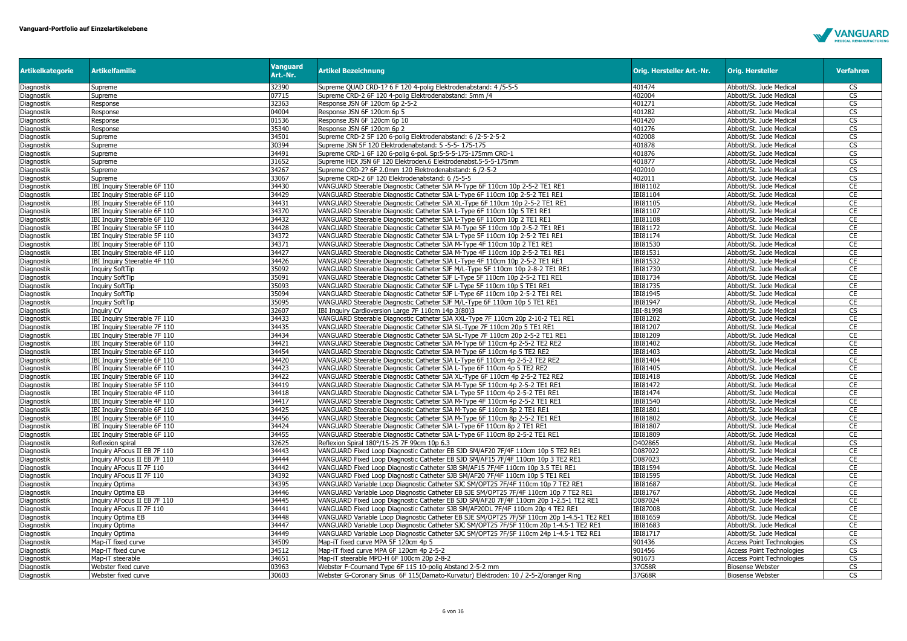**Vanguard-Portfolio auf Einzelartikelebene**

| Artikelkategorie | Artikelfamilie | Vanguard Art.-Nr. | Artikel Bezeichnung | Orig. Hersteller Art.-Nr. | Orig. Hersteller | Verfahren |
|---|---|---|---|---|---|---|
| Diagnostik | Supreme | 32390 | Supreme QUAD CRD-1? 6 F 120 4-polig Elektrodenabstand: 4 /5-5-5 | 401474 | Abbott/St. Jude Medical | CS |
| Diagnostik | Supreme | 07715 | Supreme CRD-2 6F 120 4-polig Elektrodenabstand: 5mm /4 | 402004 | Abbott/St. Jude Medical | CS |
| Diagnostik | Response | 32363 | Response JSN 6F 120cm 6p 2-5-2 | 401271 | Abbott/St. Jude Medical | CS |
| Diagnostik | Response | 04004 | Response JSN 6F 120cm 6p 5 | 401282 | Abbott/St. Jude Medical | CS |
| Diagnostik | Response | 01536 | Response JSN 6F 120cm 6p 10 | 401420 | Abbott/St. Jude Medical | CS |
| Diagnostik | Response | 35340 | Response JSN 6F 120cm 6p 2 | 401276 | Abbott/St. Jude Medical | CS |
| Diagnostik | Supreme | 34501 | Supreme CRD-2 5F 120 6-polig Elektrodenabstand: 6 /2-5-2-5-2 | 402008 | Abbott/St. Jude Medical | CS |
| Diagnostik | Supreme | 30394 | Supreme JSN 5F 120 Elektrodenabstand: 5 -5-5- 175-175 | 401878 | Abbott/St. Jude Medical | CS |
| Diagnostik | Supreme | 34491 | Supreme CRD-1 6F 120 6-polig 6-pol. Sp:5-5-5-175-175mm CRD-1 | 401876 | Abbott/St. Jude Medical | CS |
| Diagnostik | Supreme | 31652 | Supreme HEX JSN 6F 120 Elektroden.6 Elektrodenabst.5-5-5-175mm | 401877 | Abbott/St. Jude Medical | CS |
| Diagnostik | Supreme | 34267 | Supreme CRD-2? 6F 2.0mm 120 Elektrodenabstand: 6 /2-5-2 | 402010 | Abbott/St. Jude Medical | CS |
| Diagnostik | Supreme | 33067 | Supreme CRD-2 6F 120 Elektrodenabstand: 6 /5-5-5 | 402011 | Abbott/St. Jude Medical | CS |
| Diagnostik | IBI Inquiry Steerable 6F 110 | 34430 | VANGUARD Steerable Diagnostic Catheter SJA M-Type 6F 110cm 10p 2-5-2 TE1 RE1 | IBI81102 | Abbott/St. Jude Medical | CE |
| Diagnostik | IBI Inquiry Steerable 6F 110 | 34429 | VANGUARD Steerable Diagnostic Catheter SJA L-Type 6F 110cm 10p 2-5-2 TE1 RE1 | IBI81104 | Abbott/St. Jude Medical | CE |
| Diagnostik | IBI Inquiry Steerable 6F 110 | 34431 | VANGUARD Steerable Diagnostic Catheter SJA XL-Type 6F 110cm 10p 2-5-2 TE1 RE1 | IBI81105 | Abbott/St. Jude Medical | CE |
| Diagnostik | IBI Inquiry Steerable 6F 110 | 34370 | VANGUARD Steerable Diagnostic Catheter SJA L-Type 6F 110cm 10p 5 TE1 RE1 | IBI81107 | Abbott/St. Jude Medical | CE |
| Diagnostik | IBI Inquiry Steerable 6F 110 | 34432 | VANGUARD Steerable Diagnostic Catheter SJA L-Type 6F 110cm 10p 2 TE1 RE1 | IBI81108 | Abbott/St. Jude Medical | CE |
| Diagnostik | IBI Inquiry Steerable 5F 110 | 34428 | VANGUARD Steerable Diagnostic Catheter SJA M-Type 5F 110cm 10p 2-5-2 TE1 RE1 | IBI81172 | Abbott/St. Jude Medical | CE |
| Diagnostik | IBI Inquiry Steerable 5F 110 | 34372 | VANGUARD Steerable Diagnostic Catheter SJA L-Type 5F 110cm 10p 2-5-2 TE1 RE1 | IBI81174 | Abbott/St. Jude Medical | CE |
| Diagnostik | IBI Inquiry Steerable 6F 110 | 34371 | VANGUARD Steerable Diagnostic Catheter SJA M-Type 4F 110cm 10p 2 TE1 RE1 | IBI81530 | Abbott/St. Jude Medical | CE |
| Diagnostik | IBI Inquiry Steerable 4F 110 | 34427 | VANGUARD Steerable Diagnostic Catheter SJA M-Type 4F 110cm 10p 2-5-2 TE1 RE1 | IBI81531 | Abbott/St. Jude Medical | CE |
| Diagnostik | IBI Inquiry Steerable 4F 110 | 34426 | VANGUARD Steerable Diagnostic Catheter SJA L-Type 4F 110cm 10p 2-5-2 TE1 RE1 | IBI81532 | Abbott/St. Jude Medical | CE |
| Diagnostik | Inquiry SoftTip | 35092 | VANGUARD Steerable Diagnostic Catheter SJF M/L-Type 5F 110cm 10p 2-8-2 TE1 RE1 | IBI81730 | Abbott/St. Jude Medical | CE |
| Diagnostik | Inquiry SoftTip | 35091 | VANGUARD Steerable Diagnostic Catheter SJF L-Type 5F 110cm 10p 2-5-2 TE1 RE1 | IBI81734 | Abbott/St. Jude Medical | CE |
| Diagnostik | Inquiry SoftTip | 35093 | VANGUARD Steerable Diagnostic Catheter SJF L-Type 5F 110cm 10p 5 TE1 RE1 | IBI81735 | Abbott/St. Jude Medical | CE |
| Diagnostik | Inquiry SoftTip | 35094 | VANGUARD Steerable Diagnostic Catheter SJF L-Type 6F 110cm 10p 2-5-2 TE1 RE1 | IBI81945 | Abbott/St. Jude Medical | CE |
| Diagnostik | Inquiry SoftTip | 35095 | VANGUARD Steerable Diagnostic Catheter SJF M/L-Type 6F 110cm 10p 5 TE1 RE1 | IBI81947 | Abbott/St. Jude Medical | CE |
| Diagnostik | Inquiry CV | 32607 | IBI Inquiry Cardioversion Large 7F 110cm 14p 3(80)3 | IBI-81998 | Abbott/St. Jude Medical | CS |
| Diagnostik | IBI Inquiry Steerable 7F 110 | 34433 | VANGUARD Steerable Diagnostic Catheter SJA XXL-Type 7F 110cm 20p 2-10-2 TE1 RE1 | IBI81202 | Abbott/St. Jude Medical | CE |
| Diagnostik | IBI Inquiry Steerable 7F 110 | 34435 | VANGUARD Steerable Diagnostic Catheter SJA SL-Type 7F 110cm 20p 5 TE1 RE1 | IBI81207 | Abbott/St. Jude Medical | CE |
| Diagnostik | IBI Inquiry Steerable 7F 110 | 34434 | VANGUARD Steerable Diagnostic Catheter SJA SL-Type 7F 110cm 20p 2-5-2 TE1 RE1 | IBI81209 | Abbott/St. Jude Medical | CE |
| Diagnostik | IBI Inquiry Steerable 6F 110 | 34421 | VANGUARD Steerable Diagnostic Catheter SJA M-Type 6F 110cm 4p 2-5-2 TE2 RE2 | IBI81402 | Abbott/St. Jude Medical | CE |
| Diagnostik | IBI Inquiry Steerable 6F 110 | 34454 | VANGUARD Steerable Diagnostic Catheter SJA M-Type 6F 110cm 4p 5 TE2 RE2 | IBI81403 | Abbott/St. Jude Medical | CE |
| Diagnostik | IBI Inquiry Steerable 6F 110 | 34420 | VANGUARD Steerable Diagnostic Catheter SJA L-Type 6F 110cm 4p 2-5-2 TE2 RE2 | IBI81404 | Abbott/St. Jude Medical | CE |
| Diagnostik | IBI Inquiry Steerable 6F 110 | 34423 | VANGUARD Steerable Diagnostic Catheter SJA L-Type 6F 110cm 4p 5 TE2 RE2 | IBI81405 | Abbott/St. Jude Medical | CE |
| Diagnostik | IBI Inquiry Steerable 6F 110 | 34422 | VANGUARD Steerable Diagnostic Catheter SJA XL-Type 6F 110cm 4p 2-5-2 TE2 RE2 | IBI81418 | Abbott/St. Jude Medical | CE |
| Diagnostik | IBI Inquiry Steerable 5F 110 | 34419 | VANGUARD Steerable Diagnostic Catheter SJA M-Type 5F 110cm 4p 2-5-2 TE1 RE1 | IBI81472 | Abbott/St. Jude Medical | CE |
| Diagnostik | IBI Inquiry Steerable 5F 110 | 34418 | VANGUARD Steerable Diagnostic Catheter SJA L-Type 5F 110cm 4p 2-5-2 TE1 RE1 | IBI81474 | Abbott/St. Jude Medical | CE |
| Diagnostik | IBI Inquiry Steerable 4F 110 | 34417 | VANGUARD Steerable Diagnostic Catheter SJA M-Type 4F 110cm 4p 2-5-2 TE1 RE1 | IBI81540 | Abbott/St. Jude Medical | CE |
| Diagnostik | IBI Inquiry Steerable 6F 110 | 34425 | VANGUARD Steerable Diagnostic Catheter SJA M-Type 6F 110cm 8p 2 TE1 RE1 | IBI81801 | Abbott/St. Jude Medical | CE |
| Diagnostik | IBI Inquiry Steerable 6F 110 | 34456 | VANGUARD Steerable Diagnostic Catheter SJA M-Type 6F 110cm 8p 2-5-2 TE1 RE1 | IBI81802 | Abbott/St. Jude Medical | CE |
| Diagnostik | IBI Inquiry Steerable 6F 110 | 34424 | VANGUARD Steerable Diagnostic Catheter SJA L-Type 6F 110cm 8p 2 TE1 RE1 | IBI81807 | Abbott/St. Jude Medical | CE |
| Diagnostik | IBI Inquiry Steerable 6F 110 | 34455 | VANGUARD Steerable Diagnostic Catheter SJA L-Type 6F 110cm 8p 2-5-2 TE1 RE1 | IBI81809 | Abbott/St. Jude Medical | CE |
| Diagnostik | Reflexion spiral | 32625 | Reflexion Spiral 180°/15-25 7F 99cm 10p 6.3 | D402865 | Abbott/St. Jude Medical | CS |
| Diagnostik | Inquiry AFocus II EB 7F 110 | 34443 | VANGUARD Fixed Loop Diagnostic Catheter EB SJD SM/AF20 7F/4F 110cm 10p 5 TE2 RE1 | D087022 | Abbott/St. Jude Medical | CE |
| Diagnostik | Inquiry AFocus II EB 7F 110 | 34444 | VANGUARD Fixed Loop Diagnostic Catheter EB SJD SM/AF15 7F/4F 110cm 10p 3 TE2 RE1 | D087023 | Abbott/St. Jude Medical | CE |
| Diagnostik | Inquiry AFocus II 7F 110 | 34442 | VANGUARD Fixed Loop Diagnostic Catheter SJB SM/AF15 7F/4F 110cm 10p 3.5 TE1 RE1 | IBI81594 | Abbott/St. Jude Medical | CE |
| Diagnostik | Inquiry AFocus II 7F 110 | 34392 | VANGUARD Fixed Loop Diagnostic Catheter SJB SM/AF20 7F/4F 110cm 10p 5 TE1 RE1 | IBI81595 | Abbott/St. Jude Medical | CE |
| Diagnostik | Inquiry Optima | 34395 | VANGUARD Variable Loop Diagnostic Catheter SJC SM/OPT25 7F/4F 110cm 10p 7 TE2 RE1 | IBI81687 | Abbott/St. Jude Medical | CE |
| Diagnostik | Inquiry Optima EB | 34446 | VANGUARD Variable Loop Diagnostic Catheter EB SJE SM/OPT25 7F/4F 110cm 10p 7 TE2 RE1 | IBI81767 | Abbott/St. Jude Medical | CE |
| Diagnostik | Inquiry AFocus II EB 7F 110 | 34445 | VANGUARD Fixed Loop Diagnostic Catheter EB SJD SM/AF20 7F/4F 110cm 20p 1-2.5-1 TE2 RE1 | D087024 | Abbott/St. Jude Medical | CE |
| Diagnostik | Inquiry AFocus II 7F 110 | 34441 | VANGUARD Fixed Loop Diagnostic Catheter SJB SM/AF20DL 7F/4F 110cm 20p 4 TE2 RE1 | IBI87008 | Abbott/St. Jude Medical | CE |
| Diagnostik | Inquiry Optima EB | 34448 | VANGUARD Variable Loop Diagnostic Catheter EB SJE SM/OPT25 7F/5F 110cm 20p 1-4.5-1 TE2 RE1 | IBI81659 | Abbott/St. Jude Medical | CE |
| Diagnostik | Inquiry Optima | 34447 | VANGUARD Variable Loop Diagnostic Catheter SJC SM/OPT25 7F/5F 110cm 20p 1-4.5-1 TE2 RE1 | IBI81683 | Abbott/St. Jude Medical | CE |
| Diagnostik | Inquiry Optima | 34449 | VANGUARD Variable Loop Diagnostic Catheter SJC SM/OPT25 7F/5F 110cm 24p 1-4.5-1 TE2 RE1 | IBI81717 | Abbott/St. Jude Medical | CE |
| Diagnostik | Map-iT fixed curve | 34509 | Map-iT fixed curve MPA 5F 120cm 4p 5 | 901436 | Access Point Technologies | CS |
| Diagnostik | Map-iT fixed curve | 34512 | Map-iT fixed curve MPA 6F 120cm 4p 2-5-2 | 901456 | Access Point Technologies | CS |
| Diagnostik | Map-iT steerable | 34651 | Map-iT steerable MPD-H 6F 100cm 20p 2-8-2 | 901673 | Access Point Technologies | CS |
| Diagnostik | Webster fixed curve | 03963 | Webster F-Cournand Type 6F 115 10-polig Abstand 2-5-2 mm | 37G58R | Biosense Webster | CS |
| Diagnostik | Webster fixed curve | 30603 | Webster G-Coronary Sinus 6F 115(Damato-Kurvatur) Elektroden: 10 / 2-5-2/oranger Ring | 37G68R | Biosense Webster | CS |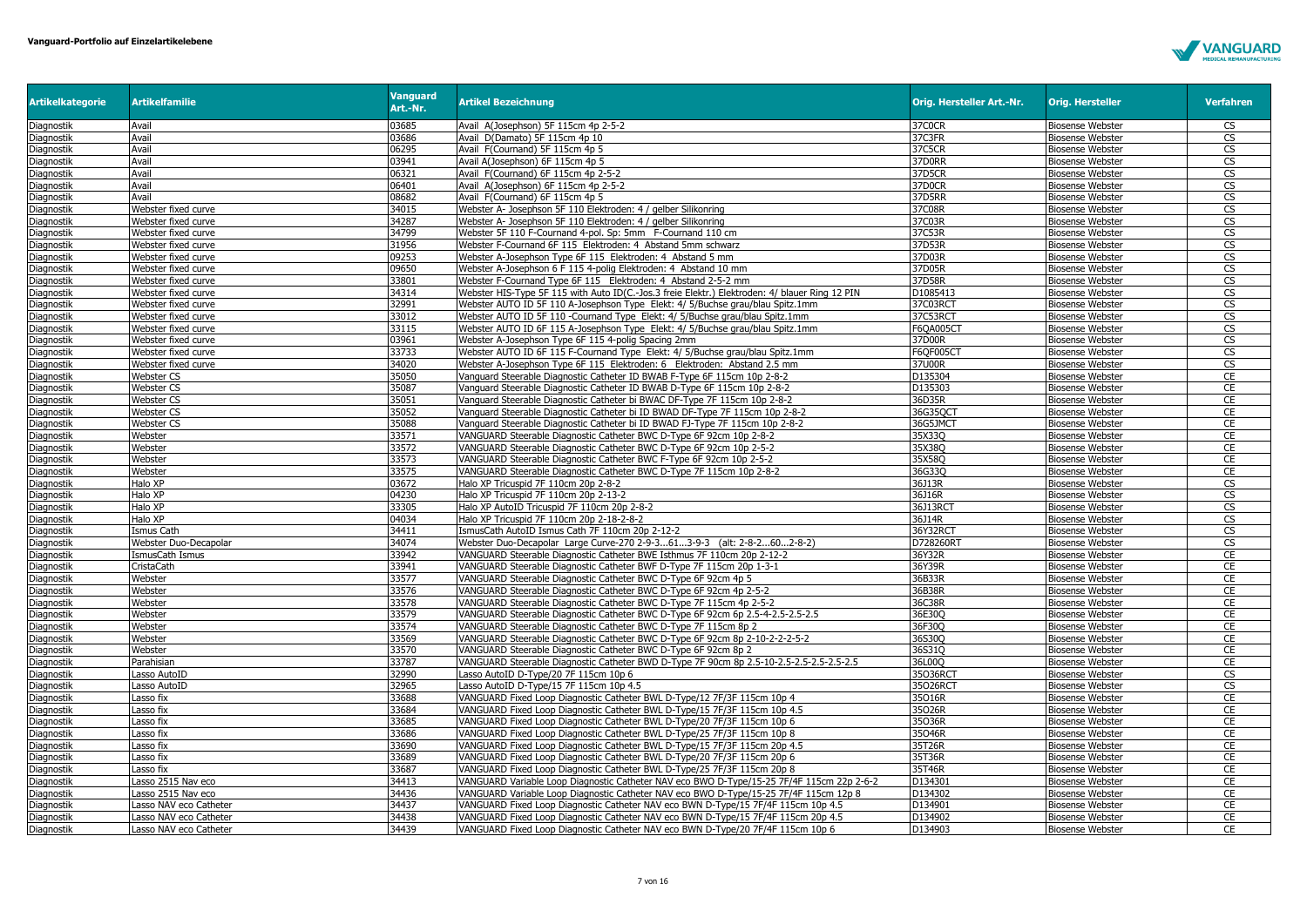**Vanguard-Portfolio auf Einzelartikelebene**

| Artikelkategorie | Artikelfamilie | Vanguard Art.-Nr. | Artikel Bezeichnung | Orig. Hersteller Art.-Nr. | Orig. Hersteller | Verfahren |
|---|---|---|---|---|---|---|
| Diagnostik | Avail | 03685 | Avail A(Josephson) 5F 115cm 4p 2-5-2 | 37C0CR | Biosense Webster | CS |
| Diagnostik | Avail | 03686 | Avail D(Damato) 5F 115cm 4p 10 | 37C3FR | Biosense Webster | CS |
| Diagnostik | Avail | 06295 | Avail F(Cournand) 5F 115cm 4p 5 | 37C5CR | Biosense Webster | CS |
| Diagnostik | Avail | 03941 | Avail A(Josephson) 6F 115cm 4p 5 | 37D0RR | Biosense Webster | CS |
| Diagnostik | Avail | 06321 | Avail F(Cournand) 6F 115cm 4p 2-5-2 | 37D5CR | Biosense Webster | CS |
| Diagnostik | Avail | 06401 | Avail A(Josephson) 6F 115cm 4p 2-5-2 | 37D0CR | Biosense Webster | CS |
| Diagnostik | Avail | 08682 | Avail F(Cournand) 6F 115cm 4p 5 | 37D5RR | Biosense Webster | CS |
| Diagnostik | Webster fixed curve | 34015 | Webster A- Josephson 5F 110 Elektroden: 4 / gelber Silikonring | 37C08R | Biosense Webster | CS |
| Diagnostik | Webster fixed curve | 34287 | Webster A- Josephson 5F 110 Elektroden: 4 / gelber Silikonring | 37C03R | Biosense Webster | CS |
| Diagnostik | Webster fixed curve | 34799 | Webster 5F 110 F-Cournand 4-pol. Sp: 5mm F-Cournand 110 cm | 37C53R | Biosense Webster | CS |
| Diagnostik | Webster fixed curve | 31956 | Webster F-Cournand 6F 115 Elektroden: 4 Abstand 5mm schwarz | 37D53R | Biosense Webster | CS |
| Diagnostik | Webster fixed curve | 09253 | Webster A-Josephson Type 6F 115 Elektroden: 4 Abstand 5 mm | 37D03R | Biosense Webster | CS |
| Diagnostik | Webster fixed curve | 09650 | Webster A-Josephson 6 F 115 4-polig Elektroden: 4 Abstand 10 mm | 37D05R | Biosense Webster | CS |
| Diagnostik | Webster fixed curve | 33801 | Webster F-Cournand Type 6F 115 Elektroden: 4 Abstand 2-5-2 mm | 37D58R | Biosense Webster | CS |
| Diagnostik | Webster fixed curve | 34314 | Webster HIS-Type 5F 115 with Auto ID(C.-Jos.3 freie Elektr.) Elektroden: 4/ blauer Ring 12 PIN | D1085413 | Biosense Webster | CS |
| Diagnostik | Webster fixed curve | 32991 | Webster AUTO ID 5F 110 A-Josephson Type Elekt: 4/ 5/Buchse grau/blau Spitz.1mm | 37C03RCT | Biosense Webster | CS |
| Diagnostik | Webster fixed curve | 33012 | Webster AUTO ID 5F 110 -Cournand Type Elekt: 4/ 5/Buchse grau/blau Spitz.1mm | 37C53RCT | Biosense Webster | CS |
| Diagnostik | Webster fixed curve | 33115 | Webster AUTO ID 6F 115 A-Josephson Type Elekt: 4/ 5/Buchse grau/blau Spitz.1mm | F6QA005CT | Biosense Webster | CS |
| Diagnostik | Webster fixed curve | 03961 | Webster A-Josephson Type 6F 115 4-polig Spacing 2mm | 37D00R | Biosense Webster | CS |
| Diagnostik | Webster fixed curve | 33733 | Webster AUTO ID 6F 115 F-Cournand Type Elekt: 4/ 5/Buchse grau/blau Spitz.1mm | F6QF005CT | Biosense Webster | CS |
| Diagnostik | Webster fixed curve | 34020 | Webster A-Josephson Type 6F 115 Elektroden: 6 Elektroden: Abstand 2.5 mm | 37U00R | Biosense Webster | CS |
| Diagnostik | Webster CS | 35050 | Vanguard Steerable Diagnostic Catheter ID BWAB F-Type 6F 115cm 10p 2-8-2 | D135304 | Biosense Webster | CE |
| Diagnostik | Webster CS | 35087 | Vanguard Steerable Diagnostic Catheter ID BWAB D-Type 6F 115cm 10p 2-8-2 | D135303 | Biosense Webster | CE |
| Diagnostik | Webster CS | 35051 | Vanguard Steerable Diagnostic Catheter bi BWAC DF-Type 7F 115cm 10p 2-8-2 | 36D35R | Biosense Webster | CE |
| Diagnostik | Webster CS | 35052 | Vanguard Steerable Diagnostic Catheter bi ID BWAD DF-Type 7F 115cm 10p 2-8-2 | 36G35QCT | Biosense Webster | CE |
| Diagnostik | Webster CS | 35088 | Vanguard Steerable Diagnostic Catheter bi ID BWAD FJ-Type 7F 115cm 10p 2-8-2 | 36G5JMCT | Biosense Webster | CE |
| Diagnostik | Webster | 33571 | VANGUARD Steerable Diagnostic Catheter BWC D-Type 6F 92cm 10p 2-8-2 | 35X33Q | Biosense Webster | CE |
| Diagnostik | Webster | 33572 | VANGUARD Steerable Diagnostic Catheter BWC D-Type 6F 92cm 10p 2-5-2 | 35X38Q | Biosense Webster | CE |
| Diagnostik | Webster | 33573 | VANGUARD Steerable Diagnostic Catheter BWC F-Type 6F 92cm 10p 2-5-2 | 35X58Q | Biosense Webster | CE |
| Diagnostik | Webster | 33575 | VANGUARD Steerable Diagnostic Catheter BWC D-Type 7F 115cm 10p 2-8-2 | 36G33Q | Biosense Webster | CE |
| Diagnostik | Halo XP | 03672 | Halo XP Tricuspid 7F 110cm 20p 2-8-2 | 36J13R | Biosense Webster | CS |
| Diagnostik | Halo XP | 04230 | Halo XP Tricuspid 7F 110cm 20p 2-13-2 | 36J16R | Biosense Webster | CS |
| Diagnostik | Halo XP | 33305 | Halo XP AutoID Tricuspid 7F 110cm 20p 2-8-2 | 36J13RCT | Biosense Webster | CS |
| Diagnostik | Halo XP | 04034 | Halo XP Tricuspid 7F 110cm 20p 2-18-2-8-2 | 36J14R | Biosense Webster | CS |
| Diagnostik | Ismus Cath | 34411 | IsmusCath AutoID Ismus Cath 7F 110cm 20p 2-12-2 | 36Y32RCT | Biosense Webster | CS |
| Diagnostik | Webster Duo-Decapolar | 34074 | Webster Duo-Decapolar Large Curve-270 2-9-3...61...3-9-3 (alt: 2-8-2...60...2-8-2) | D728260RT | Biosense Webster | CS |
| Diagnostik | IsmusCath Ismus | 33942 | VANGUARD Steerable Diagnostic Catheter BWE Isthmus 7F 110cm 20p 2-12-2 | 36Y32R | Biosense Webster | CE |
| Diagnostik | CristaCath | 33941 | VANGUARD Steerable Diagnostic Catheter BWF D-Type 7F 115cm 20p 1-3-1 | 36Y39R | Biosense Webster | CE |
| Diagnostik | Webster | 33577 | VANGUARD Steerable Diagnostic Catheter BWC D-Type 6F 92cm 4p 5 | 36B33R | Biosense Webster | CE |
| Diagnostik | Webster | 33576 | VANGUARD Steerable Diagnostic Catheter BWC D-Type 6F 92cm 4p 2-5-2 | 36B38R | Biosense Webster | CE |
| Diagnostik | Webster | 33578 | VANGUARD Steerable Diagnostic Catheter BWC D-Type 7F 115cm 4p 2-5-2 | 36C38R | Biosense Webster | CE |
| Diagnostik | Webster | 33579 | VANGUARD Steerable Diagnostic Catheter BWC D-Type 6F 92cm 6p 2.5-4-2.5-2.5-2.5 | 36E30Q | Biosense Webster | CE |
| Diagnostik | Webster | 33574 | VANGUARD Steerable Diagnostic Catheter BWC D-Type 7F 115cm 8p 2 | 36F30Q | Biosense Webster | CE |
| Diagnostik | Webster | 33569 | VANGUARD Steerable Diagnostic Catheter BWC D-Type 6F 92cm 8p 2-10-2-2-2-5-2 | 36S30Q | Biosense Webster | CE |
| Diagnostik | Webster | 33570 | VANGUARD Steerable Diagnostic Catheter BWC D-Type 6F 92cm 8p 2 | 36S31Q | Biosense Webster | CE |
| Diagnostik | Parahisian | 33787 | VANGUARD Steerable Diagnostic Catheter BWD D-Type 7F 90cm 8p 2.5-10-2.5-2.5-2.5-2.5-2.5 | 36L00Q | Biosense Webster | CE |
| Diagnostik | Lasso AutoID | 32990 | Lasso AutoID D-Type/20 7F 115cm 10p 6 | 35O36RCT | Biosense Webster | CS |
| Diagnostik | Lasso AutoID | 32965 | Lasso AutoID D-Type/15 7F 115cm 10p 4.5 | 35O26RCT | Biosense Webster | CS |
| Diagnostik | Lasso fix | 33688 | VANGUARD Fixed Loop Diagnostic Catheter BWL D-Type/12 7F/3F 115cm 10p 4 | 35O16R | Biosense Webster | CE |
| Diagnostik | Lasso fix | 33684 | VANGUARD Fixed Loop Diagnostic Catheter BWL D-Type/15 7F/3F 115cm 10p 4.5 | 35O26R | Biosense Webster | CE |
| Diagnostik | Lasso fix | 33685 | VANGUARD Fixed Loop Diagnostic Catheter BWL D-Type/20 7F/3F 115cm 10p 6 | 35O36R | Biosense Webster | CE |
| Diagnostik | Lasso fix | 33686 | VANGUARD Fixed Loop Diagnostic Catheter BWL D-Type/25 7F/3F 115cm 10p 8 | 35O46R | Biosense Webster | CE |
| Diagnostik | Lasso fix | 33690 | VANGUARD Fixed Loop Diagnostic Catheter BWL D-Type/15 7F/3F 115cm 20p 4.5 | 35T26R | Biosense Webster | CE |
| Diagnostik | Lasso fix | 33689 | VANGUARD Fixed Loop Diagnostic Catheter BWL D-Type/20 7F/3F 115cm 20p 6 | 35T36R | Biosense Webster | CE |
| Diagnostik | Lasso fix | 33687 | VANGUARD Fixed Loop Diagnostic Catheter BWL D-Type/25 7F/3F 115cm 20p 8 | 35T46R | Biosense Webster | CE |
| Diagnostik | Lasso 2515 Nav eco | 34413 | VANGUARD Variable Loop Diagnostic Catheter NAV eco BWO D-Type/15-25 7F/4F 115cm 22p 2-6-2 | D134301 | Biosense Webster | CE |
| Diagnostik | Lasso 2515 Nav eco | 34436 | VANGUARD Variable Loop Diagnostic Catheter NAV eco BWO D-Type/15-25 7F/4F 115cm 12p 8 | D134302 | Biosense Webster | CE |
| Diagnostik | Lasso NAV eco Catheter | 34437 | VANGUARD Fixed Loop Diagnostic Catheter NAV eco BWN D-Type/15 7F/4F 115cm 10p 4.5 | D134901 | Biosense Webster | CE |
| Diagnostik | Lasso NAV eco Catheter | 34438 | VANGUARD Fixed Loop Diagnostic Catheter NAV eco BWN D-Type/15 7F/4F 115cm 20p 4.5 | D134902 | Biosense Webster | CE |
| Diagnostik | Lasso NAV eco Catheter | 34439 | VANGUARD Fixed Loop Diagnostic Catheter NAV eco BWN D-Type/20 7F/4F 115cm 10p 6 | D134903 | Biosense Webster | CE |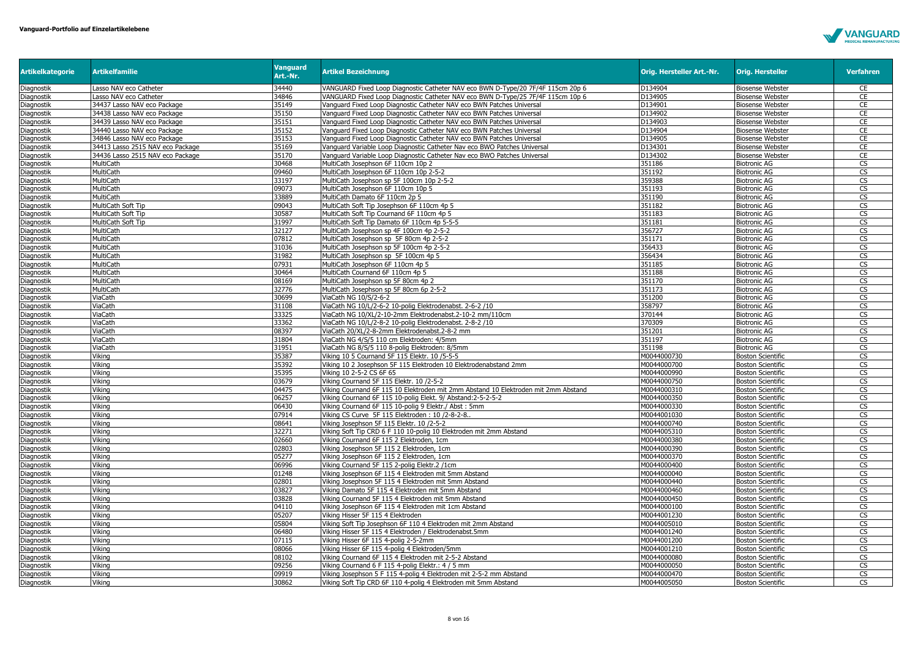| Artikelkategorie | Artikelfamilie | Vanguard Art.-Nr. | Artikel Bezeichnung | Orig. Hersteller Art.-Nr. | Orig. Hersteller | Verfahren |
|---|---|---|---|---|---|---|
| Diagnostik | Lasso NAV eco Catheter | 34440 | VANGUARD Fixed Loop Diagnostic Catheter NAV eco BWN D-Type/20 7F/4F 115cm 20p 6 | D134904 | Biosense Webster | CE |
| Diagnostik | Lasso NAV eco Catheter | 34846 | VANGUARD Fixed Loop Diagnostic Catheter NAV eco BWN D-Type/25 7F/4F 115cm 10p 6 | D134905 | Biosense Webster | CE |
| Diagnostik | 34437 Lasso NAV eco Package | 35149 | Vanguard Fixed Loop Diagnostic Catheter NAV eco BWN Patches Universal | D134901 | Biosense Webster | CE |
| Diagnostik | 34438 Lasso NAV eco Package | 35150 | Vanguard Fixed Loop Diagnostic Catheter NAV eco BWN Patches Universal | D134902 | Biosense Webster | CE |
| Diagnostik | 34439 Lasso NAV eco Package | 35151 | Vanguard Fixed Loop Diagnostic Catheter NAV eco BWN Patches Universal | D134903 | Biosense Webster | CE |
| Diagnostik | 34440 Lasso NAV eco Package | 35152 | Vanguard Fixed Loop Diagnostic Catheter NAV eco BWN Patches Universal | D134904 | Biosense Webster | CE |
| Diagnostik | 34846 Lasso NAV eco Package | 35153 | Vanguard Fixed Loop Diagnostic Catheter NAV eco BWN Patches Universal | D134905 | Biosense Webster | CE |
| Diagnostik | 34413 Lasso 2515 NAV eco Package | 35169 | Vanguard Variable Loop Diagnostic Catheter Nav eco BWO Patches Universal | D134301 | Biosense Webster | CE |
| Diagnostik | 34436 Lasso 2515 NAV eco Package | 35170 | Vanguard Variable Loop Diagnostic Catheter Nav eco BWO Patches Universal | D134302 | Biosense Webster | CE |
| Diagnostik | MultiCath | 30468 | MultiCath Josephson 6F 110cm 10p 2 | 351186 | Biotronic AG | CS |
| Diagnostik | MultiCath | 09460 | MultiCath Josephson 6F 110cm 10p 2-5-2 | 351192 | Biotronic AG | CS |
| Diagnostik | MultiCath | 33197 | MultiCath Josephson sp 5F 100cm 10p 2-5-2 | 359388 | Biotronic AG | CS |
| Diagnostik | MultiCath | 09073 | MultiCath Josephson 6F 110cm 10p 5 | 351193 | Biotronic AG | CS |
| Diagnostik | MultiCath | 33889 | MultiCath Damato 6F 110cm 2p 5 | 351190 | Biotronic AG | CS |
| Diagnostik | MultiCath Soft Tip | 09043 | MultiCath Soft Tip Josephson 6F 110cm 4p 5 | 351182 | Biotronic AG | CS |
| Diagnostik | MultiCath Soft Tip | 30587 | MultiCath Soft Tip Cournand 6F 110cm 4p 5 | 351183 | Biotronic AG | CS |
| Diagnostik | MultiCath Soft Tip | 31997 | MultiCath Soft Tip Damato 6F 110cm 4p 5-5-5 | 351181 | Biotronic AG | CS |
| Diagnostik | MultiCath | 32127 | MultiCath Josephson sp 4F 100cm 4p 2-5-2 | 356727 | Biotronic AG | CS |
| Diagnostik | MultiCath | 07812 | MultiCath Josephson sp 5F 80cm 4p 2-5-2 | 351171 | Biotronic AG | CS |
| Diagnostik | MultiCath | 31036 | MultiCath Josephson sp 5F 100cm 4p 2-5-2 | 356433 | Biotronic AG | CS |
| Diagnostik | MultiCath | 31982 | MultiCath Josephson sp 5F 100cm 4p 5 | 356434 | Biotronic AG | CS |
| Diagnostik | MultiCath | 07931 | MultiCath Josephson 6F 110cm 4p 5 | 351185 | Biotronic AG | CS |
| Diagnostik | MultiCath | 30464 | MultiCath Cournand 6F 110cm 4p 5 | 351188 | Biotronic AG | CS |
| Diagnostik | MultiCath | 08169 | MultiCath Josephson sp 5F 80cm 4p 2 | 351170 | Biotronic AG | CS |
| Diagnostik | MultiCath | 32776 | MultiCath Josephson sp 5F 80cm 6p 2-5-2 | 351173 | Biotronic AG | CS |
| Diagnostik | ViaCath | 30699 | ViaCath NG 10/S/2-6-2 | 351200 | Biotronic AG | CS |
| Diagnostik | ViaCath | 31108 | ViaCath NG 10/L/2-6-2 10-polig Elektrodenabst. 2-6-2 /10 | 358797 | Biotronic AG | CS |
| Diagnostik | ViaCath | 33325 | ViaCath NG 10/XL/2-10-2mm Elektrodenabst.2-10-2 mm/110cm | 370144 | Biotronic AG | CS |
| Diagnostik | ViaCath | 33362 | ViaCath NG 10/L/2-8-2 10-polig Elektrodenabst. 2-8-2 /10 | 370309 | Biotronic AG | CS |
| Diagnostik | ViaCath | 08397 | ViaCath 20/XL/2-8-2mm Elektrodenabst.2-8-2 mm | 351201 | Biotronic AG | CS |
| Diagnostik | ViaCath | 31804 | ViaCath NG 4/S/5 110 cm Elektroden: 4/5mm | 351197 | Biotronic AG | CS |
| Diagnostik | ViaCath | 31951 | ViaCath NG 8/S/5 110 8-polig Elektroden: 8/5mm | 351198 | Biotronic AG | CS |
| Diagnostik | Viking | 35387 | Viking 10 5 Cournand 5F 115 Elektr. 10 /5-5-5 | M0044000730 | Boston Scientific | CS |
| Diagnostik | Viking | 35392 | Viking 10 2 Josephson 5F 115 Elektroden 10 Elektrodenabstand 2mm | M0044000700 | Boston Scientific | CS |
| Diagnostik | Viking | 35395 | Viking 10 2-5-2 CS 6F 65 | M0044000990 | Boston Scientific | CS |
| Diagnostik | Viking | 03679 | Viking Cournand 5F 115 Elektr. 10 /2-5-2 | M0044000750 | Boston Scientific | CS |
| Diagnostik | Viking | 04475 | Viking Cournand 6F 115 10 Elektroden mit 2mm Abstand 10 Elektroden mit 2mm Abstand | M0044000310 | Boston Scientific | CS |
| Diagnostik | Viking | 06257 | Viking Cournand 6F 115 10-polig Elekt. 9/ Abstand:2-5-2-5-2 | M0044000350 | Boston Scientific | CS |
| Diagnostik | Viking | 06430 | Viking Cournand 6F 115 10-polig 9 Elektr./ Abst : 5mm | M0044000330 | Boston Scientific | CS |
| Diagnostik | Viking | 07914 | Viking CS Curve 5F 115 Elektroden : 10 /2-8-2-8.. | M0044001030 | Boston Scientific | CS |
| Diagnostik | Viking | 08641 | Viking Josephson 5F 115 Elektr. 10 /2-5-2 | M0044000740 | Boston Scientific | CS |
| Diagnostik | Viking | 32271 | Viking Soft Tip CRD 6 F 110 10-polig 10 Elektroden mit 2mm Abstand | M0044005310 | Boston Scientific | CS |
| Diagnostik | Viking | 02660 | Viking Cournand 6F 115 2 Elektroden, 1cm | M0044000380 | Boston Scientific | CS |
| Diagnostik | Viking | 02803 | Viking Josephson 5F 115 2 Elektroden, 1cm | M0044000390 | Boston Scientific | CS |
| Diagnostik | Viking | 05277 | Viking Josephson 6F 115 2 Elektroden, 1cm | M0044000370 | Boston Scientific | CS |
| Diagnostik | Viking | 06996 | Viking Cournand 5F 115 2-polig Elektr.2 /1cm | M0044000400 | Boston Scientific | CS |
| Diagnostik | Viking | 01248 | Viking Josephson 6F 115 4 Elektroden mit 5mm Abstand | M0044000040 | Boston Scientific | CS |
| Diagnostik | Viking | 02801 | Viking Josephson 5F 115 4 Elektroden mit 5mm Abstand | M0044000440 | Boston Scientific | CS |
| Diagnostik | Viking | 03827 | Viking Damato 5F 115 4 Elektroden mit 5mm Abstand | M0044000460 | Boston Scientific | CS |
| Diagnostik | Viking | 03828 | Viking Cournand 5F 115 4 Elektroden mit 5mm Abstand | M0044000450 | Boston Scientific | CS |
| Diagnostik | Viking | 04110 | Viking Josephson 6F 115 4 Elektroden mit 1cm Abstand | M0044000100 | Boston Scientific | CS |
| Diagnostik | Viking | 05207 | Viking Hisser 5F 115 4 Elektroden | M0044001230 | Boston Scientific | CS |
| Diagnostik | Viking | 05804 | Viking Soft Tip Josephson 6F 110 4 Elektroden mit 2mm Abstand | M0044005010 | Boston Scientific | CS |
| Diagnostik | Viking | 06480 | Viking Hisser 5F 115 4 Elektroden / Elektrodenabst.5mm | M0044001240 | Boston Scientific | CS |
| Diagnostik | Viking | 07115 | Viking Hisser 6F 115 4-polig 2-5-2mm | M0044001200 | Boston Scientific | CS |
| Diagnostik | Viking | 08066 | Viking Hisser 6F 115 4-polig 4 Elektroden/5mm | M0044001210 | Boston Scientific | CS |
| Diagnostik | Viking | 08102 | Viking Cournand 6F 115 4 Elektroden mit 2-5-2 Abstand | M0044000080 | Boston Scientific | CS |
| Diagnostik | Viking | 09256 | Viking Cournand 6 F 115 4-polig Elektr.: 4 / 5 mm | M0044000050 | Boston Scientific | CS |
| Diagnostik | Viking | 09919 | Viking Josephson 5 F 115 4-polig 4 Elektroden mit 2-5-2 mm Abstand | M0044000470 | Boston Scientific | CS |
| Diagnostik | Viking | 30862 | Viking Soft Tip CRD 6F 110 4-polig 4 Elektroden mit 5mm Abstand | M0044005050 | Boston Scientific | CS |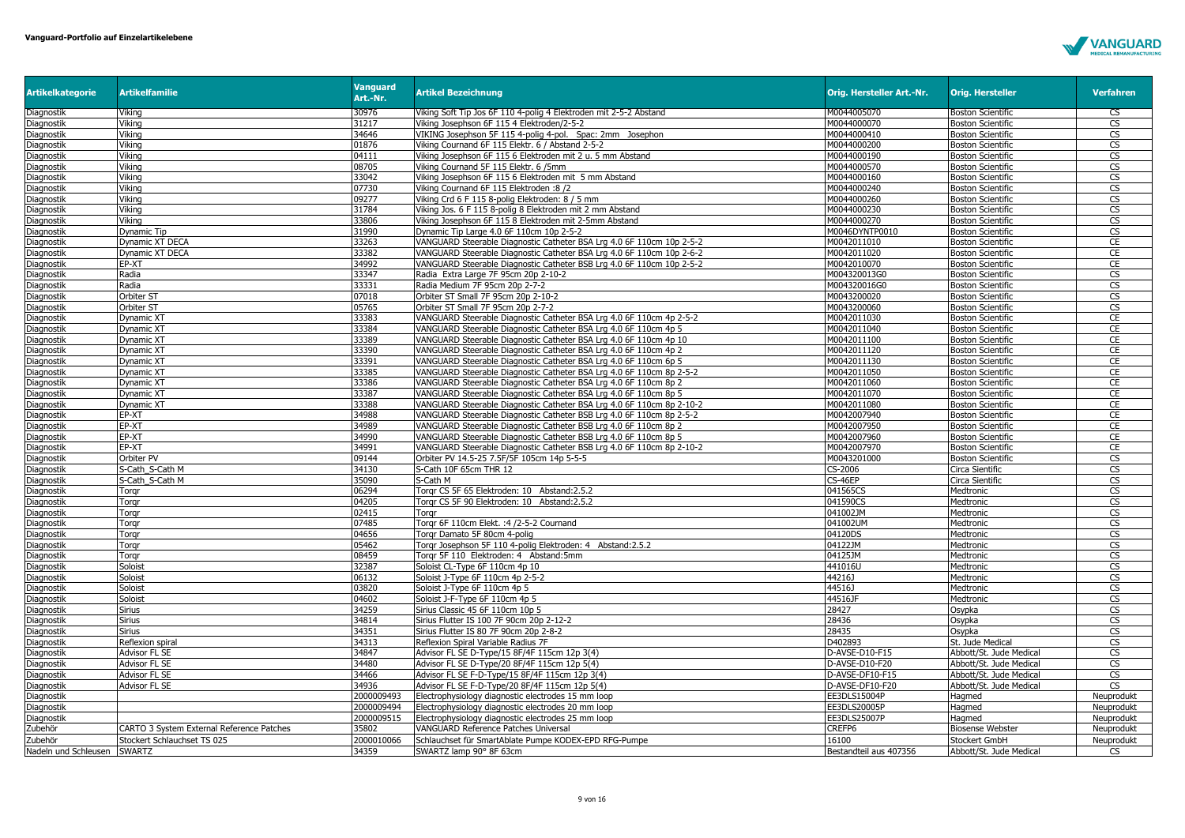**Vanguard-Portfolio auf Einzelartikelebene**

| Artikelkategorie | Artikelfamilie | Vanguard Art.-Nr. | Artikel Bezeichnung | Orig. Hersteller Art.-Nr. | Orig. Hersteller | Verfahren |
|---|---|---|---|---|---|---|
| Diagnostik | Viking | 30976 | Viking Soft Tip Jos 6F 110 4-polig 4 Elektroden mit 2-5-2 Abstand | M0044005070 | Boston Scientific | CS |
| Diagnostik | Viking | 31217 | Viking Josephson 6F 115 4 Elektroden/2-5-2 | M0044000070 | Boston Scientific | CS |
| Diagnostik | Viking | 34646 | VIKING Josephson 5F 115 4-polig 4-pol. Spac: 2mm Josephon | M0044000410 | Boston Scientific | CS |
| Diagnostik | Viking | 01876 | Viking Cournand 6F 115 Elektr. 6 / Abstand 2-5-2 | M0044000200 | Boston Scientific | CS |
| Diagnostik | Viking | 04111 | Viking Josephson 6F 115 6 Elektroden mit 2 u. 5 mm Abstand | M0044000190 | Boston Scientific | CS |
| Diagnostik | Viking | 08705 | Viking Cournand 5F 115 Elektr. 6 /5mm | M0044000570 | Boston Scientific | CS |
| Diagnostik | Viking | 33042 | Viking Josephson 6F 115 6 Elektroden mit 5 mm Abstand | M0044000160 | Boston Scientific | CS |
| Diagnostik | Viking | 07730 | Viking Cournand 6F 115 Elektroden :8 /2 | M0044000240 | Boston Scientific | CS |
| Diagnostik | Viking | 09277 | Viking Crd 6 F 115 8-polig Elektroden: 8 / 5 mm | M0044000260 | Boston Scientific | CS |
| Diagnostik | Viking | 31784 | Viking Jos. 6 F 115 8-polig 8 Elektroden mit 2 mm Abstand | M0044000230 | Boston Scientific | CS |
| Diagnostik | Viking | 33806 | Viking Josephson 6F 115 8 Elektroden mit 2-5mm Abstand | M0044000270 | Boston Scientific | CS |
| Diagnostik | Dynamic Tip | 31990 | Dynamic Tip Large 4.0 6F 110cm 10p 2-5-2 | M0046DYNTP0010 | Boston Scientific | CS |
| Diagnostik | Dynamic XT DECA | 33263 | VANGUARD Steerable Diagnostic Catheter BSA Lrg 4.0 6F 110cm 10p 2-5-2 | M0042011010 | Boston Scientific | CE |
| Diagnostik | Dynamic XT DECA | 33382 | VANGUARD Steerable Diagnostic Catheter BSA Lrg 4.0 6F 110cm 10p 2-6-2 | M0042011020 | Boston Scientific | CE |
| Diagnostik | EP-XT | 34992 | VANGUARD Steerable Diagnostic Catheter BSB Lrg 4.0 6F 110cm 10p 2-5-2 | M0042010070 | Boston Scientific | CE |
| Diagnostik | Radia | 33347 | Radia Extra Large 7F 95cm 20p 2-10-2 | M004320013G0 | Boston Scientific | CS |
| Diagnostik | Radia | 33331 | Radia Medium 7F 95cm 20p 2-7-2 | M004320016G0 | Boston Scientific | CS |
| Diagnostik | Orbiter ST | 07018 | Orbiter ST Small 7F 95cm 20p 2-10-2 | M0043200020 | Boston Scientific | CS |
| Diagnostik | Orbiter ST | 05765 | Orbiter ST Small 7F 95cm 20p 2-7-2 | M0043200060 | Boston Scientific | CS |
| Diagnostik | Dynamic XT | 33383 | VANGUARD Steerable Diagnostic Catheter BSA Lrg 4.0 6F 110cm 4p 2-5-2 | M0042011030 | Boston Scientific | CE |
| Diagnostik | Dynamic XT | 33384 | VANGUARD Steerable Diagnostic Catheter BSA Lrg 4.0 6F 110cm 4p 5 | M0042011040 | Boston Scientific | CE |
| Diagnostik | Dynamic XT | 33389 | VANGUARD Steerable Diagnostic Catheter BSA Lrg 4.0 6F 110cm 4p 10 | M0042011100 | Boston Scientific | CE |
| Diagnostik | Dynamic XT | 33390 | VANGUARD Steerable Diagnostic Catheter BSA Lrg 4.0 6F 110cm 4p 2 | M0042011120 | Boston Scientific | CE |
| Diagnostik | Dynamic XT | 33391 | VANGUARD Steerable Diagnostic Catheter BSA Lrg 4.0 6F 110cm 6p 5 | M0042011130 | Boston Scientific | CE |
| Diagnostik | Dynamic XT | 33385 | VANGUARD Steerable Diagnostic Catheter BSA Lrg 4.0 6F 110cm 8p 2-5-2 | M0042011050 | Boston Scientific | CE |
| Diagnostik | Dynamic XT | 33386 | VANGUARD Steerable Diagnostic Catheter BSA Lrg 4.0 6F 110cm 8p 2 | M0042011060 | Boston Scientific | CE |
| Diagnostik | Dynamic XT | 33387 | VANGUARD Steerable Diagnostic Catheter BSA Lrg 4.0 6F 110cm 8p 5 | M0042011070 | Boston Scientific | CE |
| Diagnostik | Dynamic XT | 33388 | VANGUARD Steerable Diagnostic Catheter BSA Lrg 4.0 6F 110cm 8p 2-10-2 | M0042011080 | Boston Scientific | CE |
| Diagnostik | EP-XT | 34988 | VANGUARD Steerable Diagnostic Catheter BSB Lrg 4.0 6F 110cm 8p 2-5-2 | M0042007940 | Boston Scientific | CE |
| Diagnostik | EP-XT | 34989 | VANGUARD Steerable Diagnostic Catheter BSB Lrg 4.0 6F 110cm 8p 2 | M0042007950 | Boston Scientific | CE |
| Diagnostik | EP-XT | 34990 | VANGUARD Steerable Diagnostic Catheter BSB Lrg 4.0 6F 110cm 8p 5 | M0042007960 | Boston Scientific | CE |
| Diagnostik | EP-XT | 34991 | VANGUARD Steerable Diagnostic Catheter BSB Lrg 4.0 6F 110cm 8p 2-10-2 | M0042007970 | Boston Scientific | CE |
| Diagnostik | Orbiter PV | 09144 | Orbiter PV 14.5-25 7.5F/5F 105cm 14p 5-5-5 | M0043201000 | Boston Scientific | CS |
| Diagnostik | S-Cath_S-Cath M | 34130 | S-Cath 10F 65cm THR 12 | CS-2006 | Circa Sientific | CS |
| Diagnostik | S-Cath_S-Cath M | 35090 | S-Cath M | CS-46EP | Circa Sientific | CS |
| Diagnostik | Torqr | 06294 | Torqr CS 5F 65 Elektroden: 10 Abstand:2.5.2 | 041565CS | Medtronic | CS |
| Diagnostik | Torqr | 04205 | Torqr CS 5F 90 Elektroden: 10 Abstand:2.5.2 | 041590CS | Medtronic | CS |
| Diagnostik | Torqr | 02415 | Torqr | 041002JM | Medtronic | CS |
| Diagnostik | Torqr | 07485 | Torqr 6F 110cm Elekt. :4 /2-5-2 Cournand | 041002UM | Medtronic | CS |
| Diagnostik | Torqr | 04656 | Torqr Damato 5F 80cm 4-polig | 04120DS | Medtronic | CS |
| Diagnostik | Torqr | 05462 | Torqr Josephson 5F 110 4-polig Elektroden: 4 Abstand:2.5.2 | 04122JM | Medtronic | CS |
| Diagnostik | Torqr | 08459 | Torqr 5F 110 Elektroden: 4 Abstand:5mm | 04125JM | Medtronic | CS |
| Diagnostik | Soloist | 32387 | Soloist CL-Type 6F 110cm 4p 10 | 441016U | Medtronic | CS |
| Diagnostik | Soloist | 06132 | Soloist J-Type 6F 110cm 4p 2-5-2 | 44216J | Medtronic | CS |
| Diagnostik | Soloist | 03820 | Soloist J-Type 6F 110cm 4p 5 | 44516J | Medtronic | CS |
| Diagnostik | Soloist | 04602 | Soloist J-F-Type 6F 110cm 4p 5 | 44516JF | Medtronic | CS |
| Diagnostik | Sirius | 34259 | Sirius Classic 45 6F 110cm 10p 5 | 28427 | Osypka | CS |
| Diagnostik | Sirius | 34814 | Sirius Flutter IS 100 7F 90cm 20p 2-12-2 | 28436 | Osypka | CS |
| Diagnostik | Sirius | 34351 | Sirius Flutter IS 80 7F 90cm 20p 2-8-2 | 28435 | Osypka | CS |
| Diagnostik | Reflexion spiral | 34313 | Reflexion Spiral Variable Radius 7F | D402893 | St. Jude Medical | CS |
| Diagnostik | Advisor FL SE | 34847 | Advisor FL SE D-Type/15 8F/4F 115cm 12p 3(4) | D-AVSE-D10-F15 | Abbott/St. Jude Medical | CS |
| Diagnostik | Advisor FL SE | 34480 | Advisor FL SE D-Type/20 8F/4F 115cm 12p 5(4) | D-AVSE-D10-F20 | Abbott/St. Jude Medical | CS |
| Diagnostik | Advisor FL SE | 34466 | Advisor FL SE F-D-Type/15 8F/4F 115cm 12p 3(4) | D-AVSE-DF10-F15 | Abbott/St. Jude Medical | CS |
| Diagnostik | Advisor FL SE | 34936 | Advisor FL SE F-D-Type/20 8F/4F 115cm 12p 5(4) | D-AVSE-DF10-F20 | Abbott/St. Jude Medical | CS |
| Diagnostik | | 2000009493 | Electrophysiology diagnostic electrodes 15 mm loop | EE3DLS15004P | Hagmed | Neuprodukt |
| Diagnostik | | 2000009494 | Electrophysiology diagnostic electrodes 20 mm loop | EE3DLS20005P | Hagmed | Neuprodukt |
| Diagnostik | | 2000009515 | Electrophysiology diagnostic electrodes 25 mm loop | EE3DLS25007P | Hagmed | Neuprodukt |
| Zubehör | CARTO 3 System External Reference Patches | 35802 | VANGUARD Reference Patches Universal | CREFP6 | Biosense Webster | Neuprodukt |
| Zubehör | Stockert Schlauchset TS 025 | 2000010066 | Schlauchset für SmartAblate Pumpe KODEX-EPD RFG-Pumpe | 16100 | Stockert GmbH | Neuprodukt |
| Nadeln und Schleusen | SWARTZ | 34359 | SWARTZ lamp 90° 8F 63cm | Bestandteil aus 407356 | Abbott/St. Jude Medical | CS |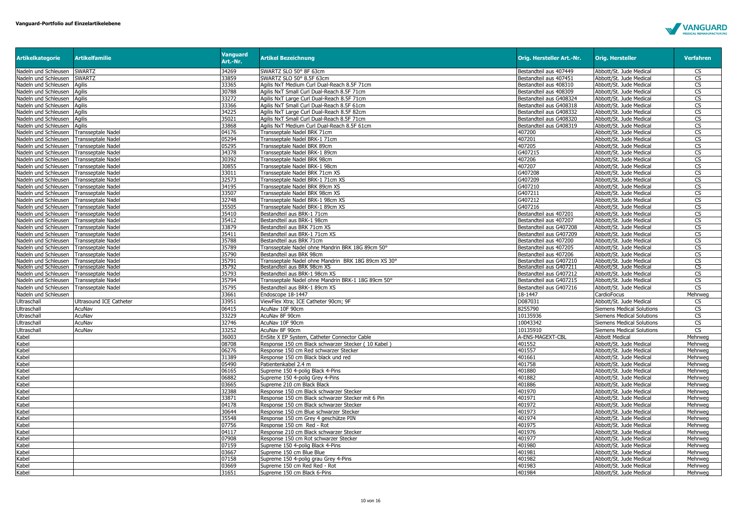| Artikelkategorie | Artikelfamilie | Vanguard Art.-Nr. | Artikel Bezeichnung | Orig. Hersteller Art.-Nr. | Orig. Hersteller | Verfahren |
|---|---|---|---|---|---|---|
| Nadeln und Schleusen | SWARTZ | 34269 | SWARTZ SLO 50° 8F 63cm | Bestandteil aus 407449 | Abbott/St. Jude Medical | CS |
| Nadeln und Schleusen | SWARTZ | 33859 | SWARTZ SLO 50° 8.5F 63cm | Bestandteil aus 407451 | Abbott/St. Jude Medical | CS |
| Nadeln und Schleusen | Agilis | 33365 | Agilis NxT Medium Curl Dual-Reach 8.5F 71cm | Bestandteil aus 408310 | Abbott/St. Jude Medical | CS |
| Nadeln und Schleusen | Agilis | 30788 | Agilis NxT Small Curl Dual-Reach 8.5F 71cm | Bestandteil aus 408309 | Abbott/St. Jude Medical | CS |
| Nadeln und Schleusen | Agilis | 33272 | Agilis NxT Large Curl Dual-Reach 8.5F 71cm | Bestandteil aus G408324 | Abbott/St. Jude Medical | CS |
| Nadeln und Schleusen | Agilis | 33366 | Agilis NxT Small Curl Dual-Reach 8.5F 61cm | Bestandteil aus G408318 | Abbott/St. Jude Medical | CS |
| Nadeln und Schleusen | Agilis | 34225 | Agilis NxT Large Curl Dual-Reach 8.5F 82cm | Bestandteil aus G408332 | Abbott/St. Jude Medical | CS |
| Nadeln und Schleusen | Agilis | 35021 | Agilis NxT Small Curl Dual-Reach 8.5F 71cm | Bestandteil aus G408320 | Abbott/St. Jude Medical | CS |
| Nadeln und Schleusen | Agilis | 33868 | Agilis NxT Medium Curl Dual-Reach 8.5F 61cm | Bestandteil aus G408319 | Abbott/St. Jude Medical | CS |
| Nadeln und Schleusen | Transseptale Nadel | 04176 | Transseptale Nadel BRK 71cm | 407200 | Abbott/St. Jude Medical | CS |
| Nadeln und Schleusen | Transseptale Nadel | 05294 | Transseptale Nadel BRK-1 71cm | 407201 | Abbott/St. Jude Medical | CS |
| Nadeln und Schleusen | Transseptale Nadel | 05295 | Transseptale Nadel BRK 89cm | 407205 | Abbott/St. Jude Medical | CS |
| Nadeln und Schleusen | Transseptale Nadel | 34378 | Transseptale Nadel BRK-1 89cm | G407215 | Abbott/St. Jude Medical | CS |
| Nadeln und Schleusen | Transseptale Nadel | 30392 | Transseptale Nadel BRK 98cm | 407206 | Abbott/St. Jude Medical | CS |
| Nadeln und Schleusen | Transseptale Nadel | 30855 | Transseptale Nadel BRK-1 98cm | 407207 | Abbott/St. Jude Medical | CS |
| Nadeln und Schleusen | Transseptale Nadel | 33011 | Transseptale Nadel BRK 71cm XS | G407208 | Abbott/St. Jude Medical | CS |
| Nadeln und Schleusen | Transseptale Nadel | 32573 | Transseptale Nadel BRK-1 71cm XS | G407209 | Abbott/St. Jude Medical | CS |
| Nadeln und Schleusen | Transseptale Nadel | 34195 | Transseptale Nadel BRK 89cm XS | G407210 | Abbott/St. Jude Medical | CS |
| Nadeln und Schleusen | Transseptale Nadel | 33507 | Transseptale Nadel BRK 98cm XS | G407211 | Abbott/St. Jude Medical | CS |
| Nadeln und Schleusen | Transseptale Nadel | 32748 | Transseptale Nadel BRK-1 98cm XS | G407212 | Abbott/St. Jude Medical | CS |
| Nadeln und Schleusen | Transseptale Nadel | 35505 | Transseptale Nadel BRK-1 89cm XS | G407216 | Abbott/St. Jude Medical | CS |
| Nadeln und Schleusen | Transseptale Nadel | 35410 | Bestandteil aus BRK-1 71cm | Bestandteil aus 407201 | Abbott/St. Jude Medical | CS |
| Nadeln und Schleusen | Transseptale Nadel | 35412 | Bestandteil aus BRK-1 98cm | Bestandteil aus 407207 | Abbott/St. Jude Medical | CS |
| Nadeln und Schleusen | Transseptale Nadel | 33879 | Bestandteil aus BRK 71cm XS | Bestandteil aus G407208 | Abbott/St. Jude Medical | CS |
| Nadeln und Schleusen | Transseptale Nadel | 35411 | Bestandteil aus BRK-1 71cm XS | Bestandteil aus G407209 | Abbott/St. Jude Medical | CS |
| Nadeln und Schleusen | Transseptale Nadel | 35788 | Bestandteil aus BRK 71cm | Bestandteil aus 407200 | Abbott/St. Jude Medical | CS |
| Nadeln und Schleusen | Transseptale Nadel | 35789 | Transseptale Nadel ohne Mandrin BRK 18G 89cm 50° | Bestandteil aus 407205 | Abbott/St. Jude Medical | CS |
| Nadeln und Schleusen | Transseptale Nadel | 35790 | Bestandteil aus BRK 98cm | Bestandteil aus 407206 | Abbott/St. Jude Medical | CS |
| Nadeln und Schleusen | Transseptale Nadel | 35791 | Transseptale Nadel ohne Mandrin BRK 18G 89cm XS 30° | Bestandteil aus G407210 | Abbott/St. Jude Medical | CS |
| Nadeln und Schleusen | Transseptale Nadel | 35792 | Bestandteil aus BRK 98cm XS | Bestandteil aus G407211 | Abbott/St. Jude Medical | CS |
| Nadeln und Schleusen | Transseptale Nadel | 35793 | Bestandteil aus BRK-1 98cm XS | Bestandteil aus G407212 | Abbott/St. Jude Medical | CS |
| Nadeln und Schleusen | Transseptale Nadel | 35794 | Transseptale Nadel ohne Mandrin BRK-1 18G 89cm 50° | Bestandteil aus G407215 | Abbott/St. Jude Medical | CS |
| Nadeln und Schleusen | Transseptale Nadel | 35795 | Bestandteil aus BRK-1 89cm XS | Bestandteil aus G407216 | Abbott/St. Jude Medical | CS |
| Nadeln und Schleusen | | 33661 | Endoscope 18-1447 | 18-1447 | CardioFocus | Mehrweg |
| Ultraschall | Ultrasound ICE Catheter | 33951 | ViewFlex Xtra; ICE Catheter 90cm; 9F | D087031 | Abbott/St. Jude Medical | CS |
| Ultraschall | AcuNav | 06415 | AcuNav 10F 90cm | 8255790 | Siemens Medical Solutions | CS |
| Ultraschall | AcuNav | 33229 | AcuNav 8F 90cm | 10135936 | Siemens Medical Solutions | CS |
| Ultraschall | AcuNav | 32746 | AcuNav 10F 90cm | 10043342 | Siemens Medical Solutions | CS |
| Ultraschall | AcuNav | 33252 | AcuNav 8F 90cm | 10135910 | Siemens Medical Solutions | CS |
| Kabel | | 36003 | EnSite X EP System, Catheter Connector Cable | A-ENS-MAGEXT-CBL | Abbott Medical | Mehrweg |
| Kabel | | 08708 | Response 150 cm Black schwarzer Stecker ( 10 Kabel ) | 401552 | Abbott/St. Jude Medical | Mehrweg |
| Kabel | | 06276 | Response 150 cm Red schwarzer Stecker | 401557 | Abbott/St. Jude Medical | Mehrweg |
| Kabel | | 31389 | Response 150 cm Black black und red | 401661 | Abbott/St. Jude Medical | Mehrweg |
| Kabel | | 05490 | Patientenkabel 2.4 m | 401758 | Abbott/St. Jude Medical | Mehrweg |
| Kabel | | 06165 | Supreme 150 4-polig Black 4-Pins | 401880 | Abbott/St. Jude Medical | Mehrweg |
| Kabel | | 06882 | Supreme 150 4-polig Grey 4-Pins | 401882 | Abbott/St. Jude Medical | Mehrweg |
| Kabel | | 03665 | Supreme 210 cm Black Black | 401886 | Abbott/St. Jude Medical | Mehrweg |
| Kabel | | 32388 | Response 150 cm Black schwarzer Stecker | 401970 | Abbott/St. Jude Medical | Mehrweg |
| Kabel | | 33871 | Response 150 cm Black schwarzer Stecker mit 6 Pin | 401971 | Abbott/St. Jude Medical | Mehrweg |
| Kabel | | 04178 | Response 150 cm Black schwarzer Stecker | 401972 | Abbott/St. Jude Medical | Mehrweg |
| Kabel | | 30644 | Response 150 cm Blue schwarzer Stecker | 401973 | Abbott/St. Jude Medical | Mehrweg |
| Kabel | | 35548 | Response 150 cm Grey 4 geschütze PIN | 401974 | Abbott/St. Jude Medical | Mehrweg |
| Kabel | | 07756 | Response 150 cm Red - Rot | 401975 | Abbott/St. Jude Medical | Mehrweg |
| Kabel | | 04117 | Response 210 cm Black schwarzer Stecker | 401976 | Abbott/St. Jude Medical | Mehrweg |
| Kabel | | 07908 | Response 150 cm Rot schwarzer Stecker | 401977 | Abbott/St. Jude Medical | Mehrweg |
| Kabel | | 07159 | Supreme 150 4-polig Black 4-Pins | 401980 | Abbott/St. Jude Medical | Mehrweg |
| Kabel | | 03667 | Supreme 150 cm Blue Blue | 401981 | Abbott/St. Jude Medical | Mehrweg |
| Kabel | | 07158 | Supreme 150 4-polig grau Grey 4-Pins | 401982 | Abbott/St. Jude Medical | Mehrweg |
| Kabel | | 03669 | Supreme 150 cm Red Red - Rot | 401983 | Abbott/St. Jude Medical | Mehrweg |
| Kabel | | 31651 | Supreme 150 cm Black 6-Pins | 401984 | Abbott/St. Jude Medical | Mehrweg |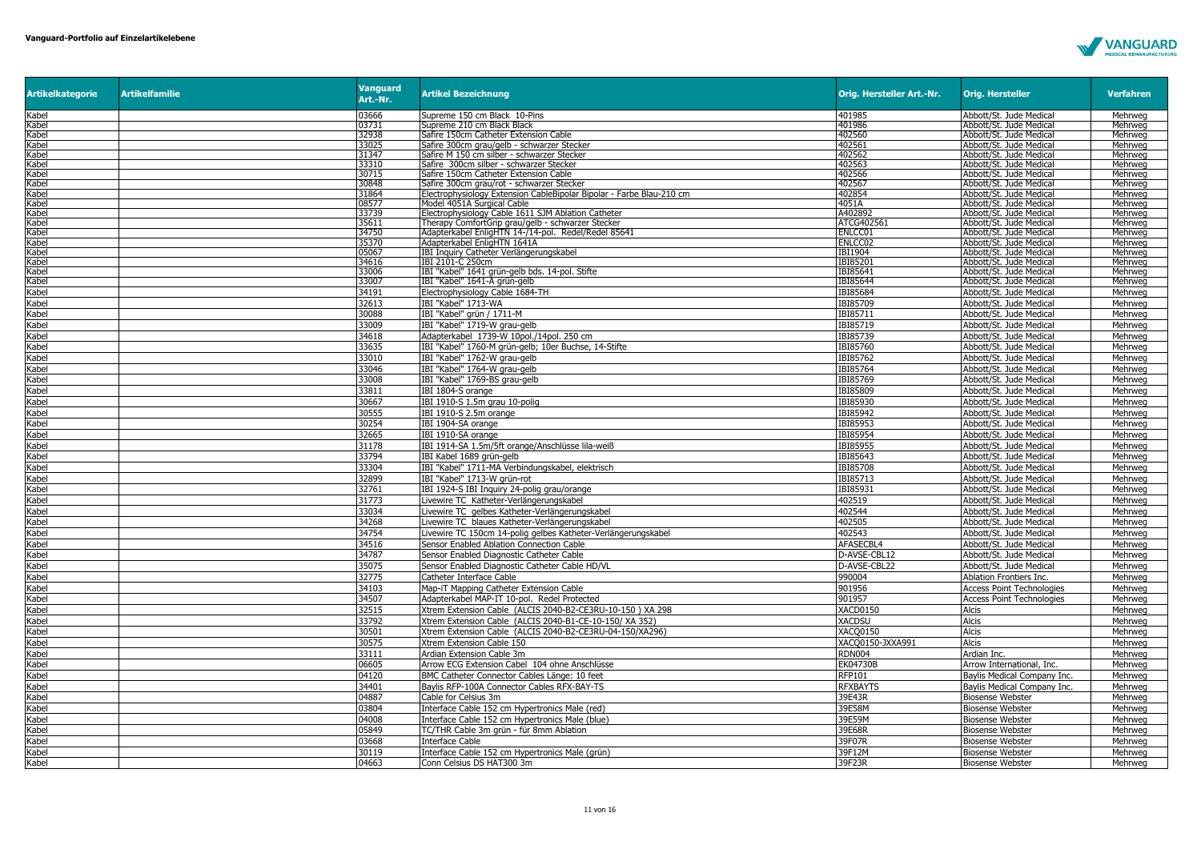| Artikelkategorie | Artikelfamilie | Vanguard Art.-Nr. | Artikel Bezeichnung | Orig. Hersteller Art.-Nr. | Orig. Hersteller | Verfahren |
|---|---|---|---|---|---|---|
| Kabel | | 03666 | Supreme 150 cm Black 10-Pins | 401985 | Abbott/St. Jude Medical | Mehrweg |
| Kabel | | 03731 | Supreme 210 cm Black Black | 401986 | Abbott/St. Jude Medical | Mehrweg |
| Kabel | | 32938 | Safire 150cm Catheter Extension Cable | 402560 | Abbott/St. Jude Medical | Mehrweg |
| Kabel | | 33025 | Safire 300cm grau/gelb - schwarzer Stecker | 402561 | Abbott/St. Jude Medical | Mehrweg |
| Kabel | | 31347 | Safire M 150 cm silber - schwarzer Stecker | 402562 | Abbott/St. Jude Medical | Mehrweg |
| Kabel | | 33310 | Safire 300cm silber - schwarzer Stecker | 402563 | Abbott/St. Jude Medical | Mehrweg |
| Kabel | | 30715 | Safire 150cm Catheter Extension Cable | 402566 | Abbott/St. Jude Medical | Mehrweg |
| Kabel | | 30848 | Safire 300cm grau/rot - schwarzer Stecker | 402567 | Abbott/St. Jude Medical | Mehrweg |
| Kabel | | 31864 | Electrophysiology Extension CableBipolar Bipolar - Farbe Blau-210 cm | 402854 | Abbott/St. Jude Medical | Mehrweg |
| Kabel | | 08577 | Model 4051A Surgical Cable | 4051A | Abbott/St. Jude Medical | Mehrweg |
| Kabel | | 33739 | Electrophysiology Cable 1611 SJM Ablation Catheter | A402892 | Abbott/St. Jude Medical | Mehrweg |
| Kabel | | 35611 | Therapy ComfortGrip grau/gelb - schwarzer Stecker | ATCG402561 | Abbott/St. Jude Medical | Mehrweg |
| Kabel | | 34750 | Adapterkabel EnligHTN 14-/14-pol. Redel/Redel 85641 | ENLCC01 | Abbott/St. Jude Medical | Mehrweg |
| Kabel | | 35370 | Adapterkabel EnligHTN 1641A | ENLCC02 | Abbott/St. Jude Medical | Mehrweg |
| Kabel | | 05067 | IBI Inquiry Catheter Verlängerungskabel | IBI1904 | Abbott/St. Jude Medical | Mehrweg |
| Kabel | | 34616 | IBI 2101-C 250cm | IBI85201 | Abbott/St. Jude Medical | Mehrweg |
| Kabel | | 33006 | IBI "Kabel" 1641 grün-gelb bds. 14-pol. Stifte | IBI85641 | Abbott/St. Jude Medical | Mehrweg |
| Kabel | | 33007 | IBI "Kabel" 1641-A grün-gelb | IBI85644 | Abbott/St. Jude Medical | Mehrweg |
| Kabel | | 34191 | Electrophysiology Cable 1684-TH | IBI85684 | Abbott/St. Jude Medical | Mehrweg |
| Kabel | | 32613 | IBI "Kabel" 1713-WA | IBI85709 | Abbott/St. Jude Medical | Mehrweg |
| Kabel | | 30088 | IBI "Kabel" grün / 1711-M | IBI85711 | Abbott/St. Jude Medical | Mehrweg |
| Kabel | | 33009 | IBI "Kabel" 1719-W grau-gelb | IBI85719 | Abbott/St. Jude Medical | Mehrweg |
| Kabel | | 34618 | Adapterkabel 1739-W 10pol./14pol. 250 cm | IBI85739 | Abbott/St. Jude Medical | Mehrweg |
| Kabel | | 33635 | IBI "Kabel" 1760-M grün-gelb; 10er Buchse, 14-Stifte | IBI85760 | Abbott/St. Jude Medical | Mehrweg |
| Kabel | | 33010 | IBI "Kabel" 1762-W grau-gelb | IBI85762 | Abbott/St. Jude Medical | Mehrweg |
| Kabel | | 33046 | IBI "Kabel" 1764-W grau-gelb | IBI85764 | Abbott/St. Jude Medical | Mehrweg |
| Kabel | | 33008 | IBI "Kabel" 1769-BS grau-gelb | IBI85769 | Abbott/St. Jude Medical | Mehrweg |
| Kabel | | 33811 | IBI 1804-S orange | IBI85809 | Abbott/St. Jude Medical | Mehrweg |
| Kabel | | 30667 | IBI 1910-S 1.5m grau 10-polig | IBI85930 | Abbott/St. Jude Medical | Mehrweg |
| Kabel | | 30555 | IBI 1910-S 2.5m orange | IBI85942 | Abbott/St. Jude Medical | Mehrweg |
| Kabel | | 30254 | IBI 1904-SA orange | IBI85953 | Abbott/St. Jude Medical | Mehrweg |
| Kabel | | 32665 | IBI 1910-SA orange | IBI85954 | Abbott/St. Jude Medical | Mehrweg |
| Kabel | | 31178 | IBI 1914-SA 1.5m/5ft orange/Anschlüsse lila-weiß | IBI85955 | Abbott/St. Jude Medical | Mehrweg |
| Kabel | | 33794 | IBI Kabel 1689 grün-gelb | IBI85643 | Abbott/St. Jude Medical | Mehrweg |
| Kabel | | 33304 | IBI "Kabel" 1711-MA Verbindungskabel, elektrisch | IBI85708 | Abbott/St. Jude Medical | Mehrweg |
| Kabel | | 32899 | IBI "Kabel" 1713-W grün-rot | IBI85713 | Abbott/St. Jude Medical | Mehrweg |
| Kabel | | 32761 | IBI 1924-S IBI Inquiry 24-polig grau/orange | IBI85931 | Abbott/St. Jude Medical | Mehrweg |
| Kabel | | 31773 | Livewire TC Katheter-Verlängerungskabel | 402519 | Abbott/St. Jude Medical | Mehrweg |
| Kabel | | 33034 | Livewire TC gelbes Katheter-Verlängerungskabel | 402544 | Abbott/St. Jude Medical | Mehrweg |
| Kabel | | 34268 | Livewire TC blaues Katheter-Verlängerungskabel | 402505 | Abbott/St. Jude Medical | Mehrweg |
| Kabel | | 34754 | Livewire TC 150cm 14-polig gelbes Katheter-Verlängerungskabel | 402543 | Abbott/St. Jude Medical | Mehrweg |
| Kabel | | 34516 | Sensor Enabled Ablation Connection Cable | AFASECBL4 | Abbott/St. Jude Medical | Mehrweg |
| Kabel | | 34787 | Sensor Enabled Diagnostic Catheter Cable | D-AVSE-CBL12 | Abbott/St. Jude Medical | Mehrweg |
| Kabel | | 35075 | Sensor Enabled Diagnostic Catheter Cable HD/VL | D-AVSE-CBL22 | Abbott/St. Jude Medical | Mehrweg |
| Kabel | | 32775 | Catheter Interface Cable | 990004 | Ablation Frontiers Inc. | Mehrweg |
| Kabel | | 34103 | Map-iT Mapping Catheter Extension Cable | 901956 | Access Point Technologies | Mehrweg |
| Kabel | | 34507 | Adapterkabel MAP-IT 10-pol. Redel Protected | 901957 | Access Point Technologies | Mehrweg |
| Kabel | | 32515 | Xtrem Extension Cable (ALCIS 2040-B2-CE3RU-10-150 ) XA 298 | XACD0150 | Alcis | Mehrweg |
| Kabel | | 33792 | Xtrem Extension Cable (ALCIS 2040-B1-CE-10-150/ XA 352) | XACDSU | Alcis | Mehrweg |
| Kabel | | 30501 | Xtrem Extension Cable (ALCIS 2040-B2-CE3RU-04-150/XA296) | XACQ0150 | Alcis | Mehrweg |
| Kabel | | 30575 | Xtrem Extension Cable 150 | XACQ0150-JXXA991 | Alcis | Mehrweg |
| Kabel | | 33111 | Ardian Extension Cable 3m | RDN004 | Ardian Inc. | Mehrweg |
| Kabel | | 06605 | Arrow ECG Extension Cabel 104 ohne Anschlüsse | EK04730B | Arrow International, Inc. | Mehrweg |
| Kabel | | 04120 | BMC Catheter Connector Cables Länge: 10 feet | RFP101 | Baylis Medical Company Inc. | Mehrweg |
| Kabel | | 34401 | Baylis RFP-100A Connector Cables RFX-BAY-TS | RFXBAYTS | Baylis Medical Company Inc. | Mehrweg |
| Kabel | | 04887 | Cable for Celsius 3m | 39E43R | Biosense Webster | Mehrweg |
| Kabel | | 03804 | Interface Cable 152 cm Hypertronics Male (red) | 39E58M | Biosense Webster | Mehrweg |
| Kabel | | 04008 | Interface Cable 152 cm Hypertronics Male (blue) | 39E59M | Biosense Webster | Mehrweg |
| Kabel | | 05849 | TC/THR Cable 3m grün - für 8mm Ablation | 39E68R | Biosense Webster | Mehrweg |
| Kabel | | 03668 | Interface Cable | 39F07R | Biosense Webster | Mehrweg |
| Kabel | | 30119 | Interface Cable 152 cm Hypertronics Male (grün) | 39F12M | Biosense Webster | Mehrweg |
| Kabel | | 04663 | Conn Celsius DS HAT300 3m | 39F23R | Biosense Webster | Mehrweg |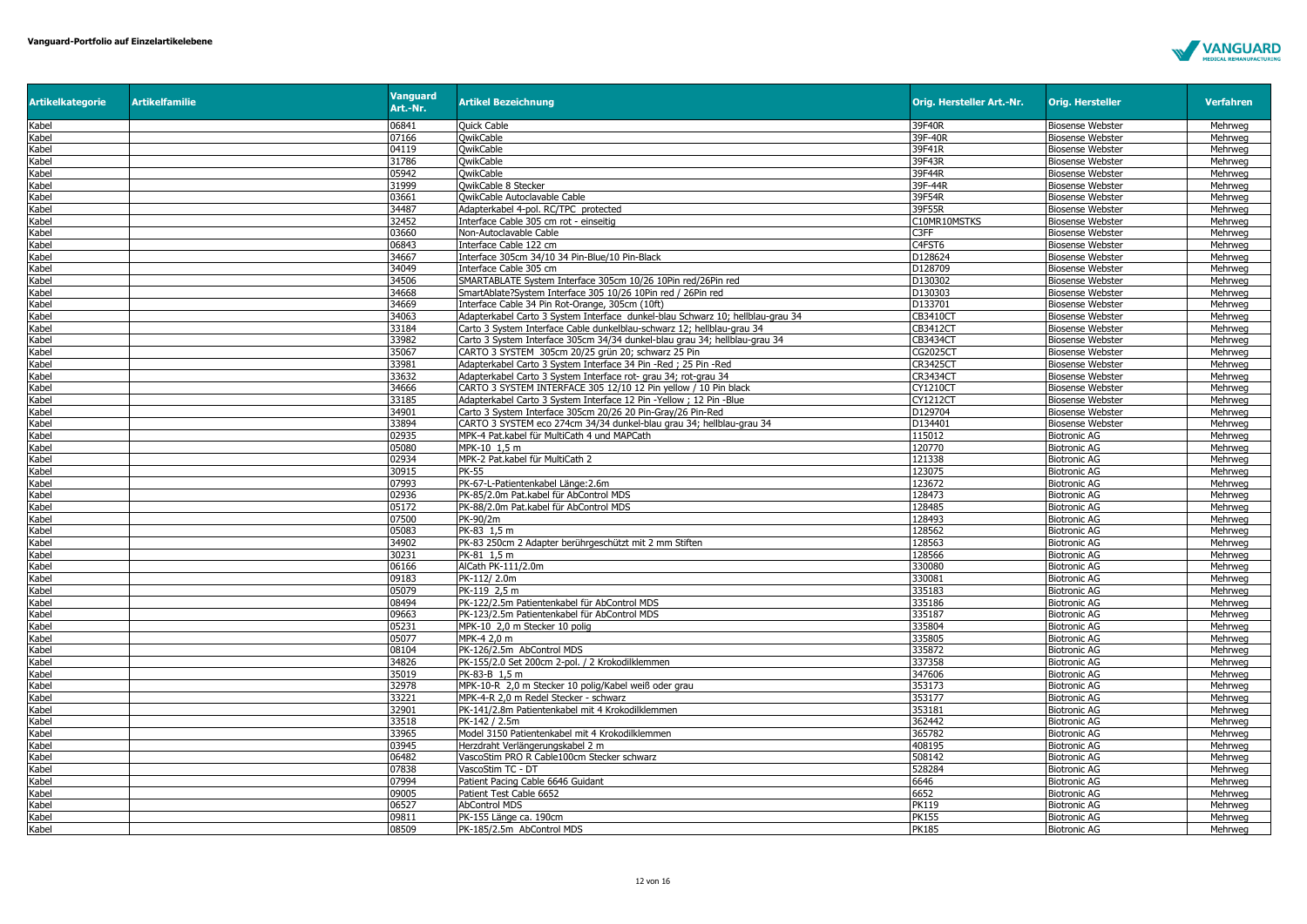**Vanguard-Portfolio auf Einzelartikelebene**

| Artikelkategorie | Artikelfamilie | Vanguard Art.-Nr. | Artikel Bezeichnung | Orig. Hersteller Art.-Nr. | Orig. Hersteller | Verfahren |
|---|---|---|---|---|---|---|
| Kabel | | 06841 | Quick Cable | 39F40R | Biosense Webster | Mehrweg |
| Kabel | | 07166 | QwikCable | 39F-40R | Biosense Webster | Mehrweg |
| Kabel | | 04119 | QwikCable | 39F41R | Biosense Webster | Mehrweg |
| Kabel | | 31786 | QwikCable | 39F43R | Biosense Webster | Mehrweg |
| Kabel | | 05942 | QwikCable | 39F44R | Biosense Webster | Mehrweg |
| Kabel | | 31999 | QwikCable 8 Stecker | 39F-44R | Biosense Webster | Mehrweg |
| Kabel | | 03661 | QwikCable Autoclavable Cable | 39F54R | Biosense Webster | Mehrweg |
| Kabel | | 34487 | Adapterkabel 4-pol. RC/TPC protected | 39F55R | Biosense Webster | Mehrweg |
| Kabel | | 32452 | Interface Cable 305 cm rot - einseitig | C10MR10MSTKS | Biosense Webster | Mehrweg |
| Kabel | | 03660 | Non-Autoclavable Cable | C3FF | Biosense Webster | Mehrweg |
| Kabel | | 06843 | Interface Cable 122 cm | C4FST6 | Biosense Webster | Mehrweg |
| Kabel | | 34667 | Interface 305cm 34/10 34 Pin-Blue/10 Pin-Black | D128624 | Biosense Webster | Mehrweg |
| Kabel | | 34049 | Interface Cable 305 cm | D128709 | Biosense Webster | Mehrweg |
| Kabel | | 34506 | SMARTABLATE System Interface 305cm 10/26 10Pin red/26Pin red | D130302 | Biosense Webster | Mehrweg |
| Kabel | | 34668 | SmartAblate?System Interface 305 10/26 10Pin red / 26Pin red | D130303 | Biosense Webster | Mehrweg |
| Kabel | | 34669 | Interface Cable 34 Pin Rot-Orange, 305cm (10ft) | D133701 | Biosense Webster | Mehrweg |
| Kabel | | 34063 | Adapterkabel Carto 3 System Interface dunkel-blau Schwarz 10; hellblau-grau 34 | CB3410CT | Biosense Webster | Mehrweg |
| Kabel | | 33184 | Carto 3 System Interface Cable dunkelblau-schwarz 12; hellblau-grau 34 | CB3412CT | Biosense Webster | Mehrweg |
| Kabel | | 33982 | Carto 3 System Interface 305cm 34/34 dunkel-blau grau 34; hellblau-grau 34 | CB3434CT | Biosense Webster | Mehrweg |
| Kabel | | 35067 | CARTO 3 SYSTEM 305cm 20/25 grün 20; schwarz 25 Pin | CG2025CT | Biosense Webster | Mehrweg |
| Kabel | | 33981 | Adapterkabel Carto 3 System Interface 34 Pin -Red ; 25 Pin -Red | CR3425CT | Biosense Webster | Mehrweg |
| Kabel | | 33632 | Adapterkabel Carto 3 System Interface rot- grau 34; rot-grau 34 | CR3434CT | Biosense Webster | Mehrweg |
| Kabel | | 34666 | CARTO 3 SYSTEM INTERFACE 305 12/10 12 Pin yellow / 10 Pin black | CY1210CT | Biosense Webster | Mehrweg |
| Kabel | | 33185 | Adapterkabel Carto 3 System Interface 12 Pin -Yellow ; 12 Pin -Blue | CY1212CT | Biosense Webster | Mehrweg |
| Kabel | | 34901 | Carto 3 System Interface 305cm 20/26 20 Pin-Gray/26 Pin-Red | D129704 | Biosense Webster | Mehrweg |
| Kabel | | 33894 | CARTO 3 SYSTEM eco 274cm 34/34 dunkel-blau grau 34; hellblau-grau 34 | D134401 | Biosense Webster | Mehrweg |
| Kabel | | 02935 | MPK-4 Pat.kabel für MultiCath 4 und MAPCath | 115012 | Biotronic AG | Mehrweg |
| Kabel | | 05080 | MPK-10 1,5 m | 120770 | Biotronic AG | Mehrweg |
| Kabel | | 02934 | MPK-2 Pat.kabel für MultiCath 2 | 121338 | Biotronic AG | Mehrweg |
| Kabel | | 30915 | PK-55 | 123075 | Biotronic AG | Mehrweg |
| Kabel | | 07993 | PK-67-L-Patientenkabel Länge:2.6m | 123672 | Biotronic AG | Mehrweg |
| Kabel | | 02936 | PK-85/2.0m Pat.kabel für AbControl MDS | 128473 | Biotronic AG | Mehrweg |
| Kabel | | 05172 | PK-88/2.0m Pat.kabel für AbControl MDS | 128485 | Biotronic AG | Mehrweg |
| Kabel | | 07500 | PK-90/2m | 128493 | Biotronic AG | Mehrweg |
| Kabel | | 05083 | PK-83 1,5 m | 128562 | Biotronic AG | Mehrweg |
| Kabel | | 34902 | PK-83 250cm 2 Adapter berührgeschützt mit 2 mm Stiften | 128563 | Biotronic AG | Mehrweg |
| Kabel | | 30231 | PK-81 1,5 m | 128566 | Biotronic AG | Mehrweg |
| Kabel | | 06166 | AlCath PK-111/2.0m | 330080 | Biotronic AG | Mehrweg |
| Kabel | | 09183 | PK-112/ 2.0m | 330081 | Biotronic AG | Mehrweg |
| Kabel | | 05079 | PK-119 2,5 m | 335183 | Biotronic AG | Mehrweg |
| Kabel | | 08494 | PK-122/2.5m Patientenkabel für AbControl MDS | 335186 | Biotronic AG | Mehrweg |
| Kabel | | 09663 | PK-123/2.5m Patientenkabel für AbControl MDS | 335187 | Biotronic AG | Mehrweg |
| Kabel | | 05231 | MPK-10 2,0 m Stecker 10 polig | 335804 | Biotronic AG | Mehrweg |
| Kabel | | 05077 | MPK-4 2,0 m | 335805 | Biotronic AG | Mehrweg |
| Kabel | | 08104 | PK-126/2.5m AbControl MDS | 335872 | Biotronic AG | Mehrweg |
| Kabel | | 34826 | PK-155/2.0 Set 200cm 2-pol. / 2 Krokodilklemmen | 337358 | Biotronic AG | Mehrweg |
| Kabel | | 35019 | PK-83-B 1,5 m | 347606 | Biotronic AG | Mehrweg |
| Kabel | | 32978 | MPK-10-R 2,0 m Stecker 10 polig/Kabel weiß oder grau | 353173 | Biotronic AG | Mehrweg |
| Kabel | | 33221 | MPK-4-R 2,0 m Redel Stecker - schwarz | 353177 | Biotronic AG | Mehrweg |
| Kabel | | 32901 | PK-141/2.8m Patientenkabel mit 4 Krokodilklemmen | 353181 | Biotronic AG | Mehrweg |
| Kabel | | 33518 | PK-142 / 2.5m | 362442 | Biotronic AG | Mehrweg |
| Kabel | | 33965 | Model 3150 Patientenkabel mit 4 Krokodilklemmen | 365782 | Biotronic AG | Mehrweg |
| Kabel | | 03945 | Herzdraht Verlängerungskabel 2 m | 408195 | Biotronic AG | Mehrweg |
| Kabel | | 06482 | VascoStim PRO R Cable100cm Stecker schwarz | 508142 | Biotronic AG | Mehrweg |
| Kabel | | 07838 | VascoStim TC - DT | 528284 | Biotronic AG | Mehrweg |
| Kabel | | 07994 | Patient Pacing Cable 6646 Guidant | 6646 | Biotronic AG | Mehrweg |
| Kabel | | 09005 | Patient Test Cable 6652 | 6652 | Biotronic AG | Mehrweg |
| Kabel | | 06527 | AbControl MDS | PK119 | Biotronic AG | Mehrweg |
| Kabel | | 09811 | PK-155 Länge ca. 190cm | PK155 | Biotronic AG | Mehrweg |
| Kabel | | 08509 | PK-185/2.5m AbControl MDS | PK185 | Biotronic AG | Mehrweg |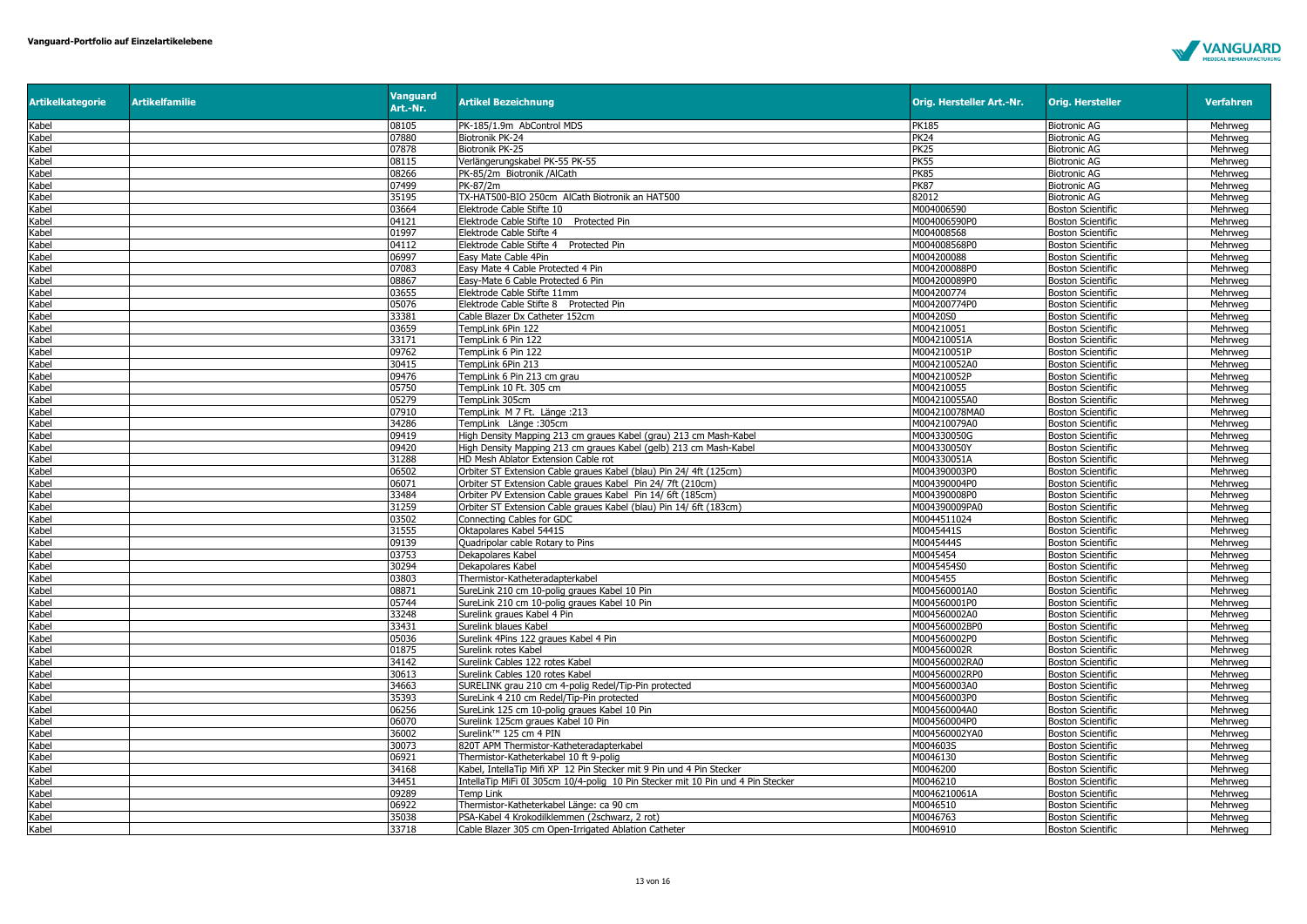**Vanguard-Portfolio auf Einzelartikelebene**

| Artikelkategorie | Artikelfamilie | Vanguard Art.-Nr. | Artikel Bezeichnung | Orig. Hersteller Art.-Nr. | Orig. Hersteller | Verfahren |
|---|---|---|---|---|---|---|
| Kabel | | 08105 | PK-185/1.9m AbControl MDS | PK185 | Biotronic AG | Mehrweg |
| Kabel | | 07880 | Biotronik PK-24 | PK24 | Biotronic AG | Mehrweg |
| Kabel | | 07878 | Biotronik PK-25 | PK25 | Biotronic AG | Mehrweg |
| Kabel | | 08115 | Verlängerungskabel PK-55 PK-55 | PK55 | Biotronic AG | Mehrweg |
| Kabel | | 08266 | PK-85/2m Biotronik /AlCath | PK85 | Biotronic AG | Mehrweg |
| Kabel | | 07499 | PK-87/2m | PK87 | Biotronic AG | Mehrweg |
| Kabel | | 35195 | TX-HAT500-BIO 250cm AlCath Biotronik an HAT500 | 82012 | Biotronic AG | Mehrweg |
| Kabel | | 03664 | Elektrode Cable Stifte 10 | M004006590 | Boston Scientific | Mehrweg |
| Kabel | | 04121 | Elektrode Cable Stifte 10 Protected Pin | M004006590P0 | Boston Scientific | Mehrweg |
| Kabel | | 01997 | Elektrode Cable Stifte 4 | M004008568 | Boston Scientific | Mehrweg |
| Kabel | | 04112 | Elektrode Cable Stifte 4 Protected Pin | M004008568P0 | Boston Scientific | Mehrweg |
| Kabel | | 06997 | Easy Mate Cable 4Pin | M004200088 | Boston Scientific | Mehrweg |
| Kabel | | 07083 | Easy Mate 4 Cable Protected 4 Pin | M004200088P0 | Boston Scientific | Mehrweg |
| Kabel | | 08867 | Easy-Mate 6 Cable Protected 6 Pin | M004200089P0 | Boston Scientific | Mehrweg |
| Kabel | | 03655 | Elektrode Cable Stifte 11mm | M004200774 | Boston Scientific | Mehrweg |
| Kabel | | 05076 | Elektrode Cable Stifte 8 Protected Pin | M004200774P0 | Boston Scientific | Mehrweg |
| Kabel | | 33381 | Cable Blazer Dx Catheter 152cm | M00420S0 | Boston Scientific | Mehrweg |
| Kabel | | 03659 | TempLink 6Pin 122 | M004210051 | Boston Scientific | Mehrweg |
| Kabel | | 33171 | TempLink 6 Pin 122 | M004210051A | Boston Scientific | Mehrweg |
| Kabel | | 09762 | TempLink 6 Pin 122 | M004210051P | Boston Scientific | Mehrweg |
| Kabel | | 30415 | TempLink 6Pin 213 | M004210052A0 | Boston Scientific | Mehrweg |
| Kabel | | 09476 | TempLink 6 Pin 213 cm grau | M004210052P | Boston Scientific | Mehrweg |
| Kabel | | 05750 | TempLink 10 Ft. 305 cm | M004210055 | Boston Scientific | Mehrweg |
| Kabel | | 05279 | TempLink 305cm | M004210055A0 | Boston Scientific | Mehrweg |
| Kabel | | 07910 | TempLink M 7 Ft. Länge :213 | M004210078MA0 | Boston Scientific | Mehrweg |
| Kabel | | 34286 | TempLink Länge :305cm | M004210079A0 | Boston Scientific | Mehrweg |
| Kabel | | 09419 | High Density Mapping 213 cm graues Kabel (grau) 213 cm Mash-Kabel | M004330050G | Boston Scientific | Mehrweg |
| Kabel | | 09420 | High Density Mapping 213 cm graues Kabel (gelb) 213 cm Mash-Kabel | M004330050Y | Boston Scientific | Mehrweg |
| Kabel | | 31288 | HD Mesh Ablator Extension Cable rot | M004330051A | Boston Scientific | Mehrweg |
| Kabel | | 06502 | Orbiter ST Extension Cable graues Kabel (blau) Pin 24/ 4ft (125cm) | M004390003P0 | Boston Scientific | Mehrweg |
| Kabel | | 06071 | Orbiter ST Extension Cable graues Kabel Pin 24/ 7ft (210cm) | M004390004P0 | Boston Scientific | Mehrweg |
| Kabel | | 33484 | Orbiter PV Extension Cable graues Kabel Pin 14/ 6ft (185cm) | M004390008P0 | Boston Scientific | Mehrweg |
| Kabel | | 31259 | Orbiter ST Extension Cable graues Kabel (blau) Pin 14/ 6ft (183cm) | M004390009PA0 | Boston Scientific | Mehrweg |
| Kabel | | 03502 | Connecting Cables for GDC | M0044511024 | Boston Scientific | Mehrweg |
| Kabel | | 31555 | Oktapolares Kabel 5441S | M0045441S | Boston Scientific | Mehrweg |
| Kabel | | 09139 | Quadripolar cable Rotary to Pins | M0045444S | Boston Scientific | Mehrweg |
| Kabel | | 03753 | Dekapolares Kabel | M0045454 | Boston Scientific | Mehrweg |
| Kabel | | 30294 | Dekapolares Kabel | M0045454S0 | Boston Scientific | Mehrweg |
| Kabel | | 03803 | Thermistor-Katheteradapterkabel | M0045455 | Boston Scientific | Mehrweg |
| Kabel | | 08871 | SureLink 210 cm 10-polig graues Kabel 10 Pin | M004560001A0 | Boston Scientific | Mehrweg |
| Kabel | | 05744 | SureLink 210 cm 10-polig graues Kabel 10 Pin | M004560001P0 | Boston Scientific | Mehrweg |
| Kabel | | 33248 | Surelink graues Kabel 4 Pin | M004560002A0 | Boston Scientific | Mehrweg |
| Kabel | | 33431 | Surelink blaues Kabel | M004560002BP0 | Boston Scientific | Mehrweg |
| Kabel | | 05036 | Surelink 4Pins 122 graues Kabel 4 Pin | M004560002P0 | Boston Scientific | Mehrweg |
| Kabel | | 01875 | Surelink rotes Kabel | M004560002R | Boston Scientific | Mehrweg |
| Kabel | | 34142 | Surelink Cables 122 rotes Kabel | M004560002RA0 | Boston Scientific | Mehrweg |
| Kabel | | 30613 | Surelink Cables 120 rotes Kabel | M004560002RP0 | Boston Scientific | Mehrweg |
| Kabel | | 34663 | SURELINK grau 210 cm 4-polig Redel/Tip-Pin protected | M004560003A0 | Boston Scientific | Mehrweg |
| Kabel | | 35393 | SureLink 4 210 cm Redel/Tip-Pin protected | M004560003P0 | Boston Scientific | Mehrweg |
| Kabel | | 06256 | SureLink 125 cm 10-polig graues Kabel 10 Pin | M004560004A0 | Boston Scientific | Mehrweg |
| Kabel | | 06070 | Surelink 125cm graues Kabel 10 Pin | M004560004P0 | Boston Scientific | Mehrweg |
| Kabel | | 36002 | Surelink™ 125 cm 4 PIN | M004560002YA0 | Boston Scientific | Mehrweg |
| Kabel | | 30073 | 820T APM Thermistor-Katheteradapterkabel | M004603S | Boston Scientific | Mehrweg |
| Kabel | | 06921 | Thermistor-Katheterkabel 10 ft 9-polig | M0046130 | Boston Scientific | Mehrweg |
| Kabel | | 34168 | Kabel, IntellaTip Mifi XP 12 Pin Stecker mit 9 Pin und 4 Pin Stecker | M0046200 | Boston Scientific | Mehrweg |
| Kabel | | 34451 | IntellaTip MiFi 0I 305cm 10/4-polig 10 Pin Stecker mit 10 Pin und 4 Pin Stecker | M0046210 | Boston Scientific | Mehrweg |
| Kabel | | 09289 | Temp Link | M0046210061A | Boston Scientific | Mehrweg |
| Kabel | | 06922 | Thermistor-Katheterkabel Länge: ca 90 cm | M0046510 | Boston Scientific | Mehrweg |
| Kabel | | 35038 | PSA-Kabel 4 Krokodilklemmen (2schwarz, 2 rot) | M0046763 | Boston Scientific | Mehrweg |
| Kabel | | 33718 | Cable Blazer 305 cm Open-Irrigated Ablation Catheter | M0046910 | Boston Scientific | Mehrweg |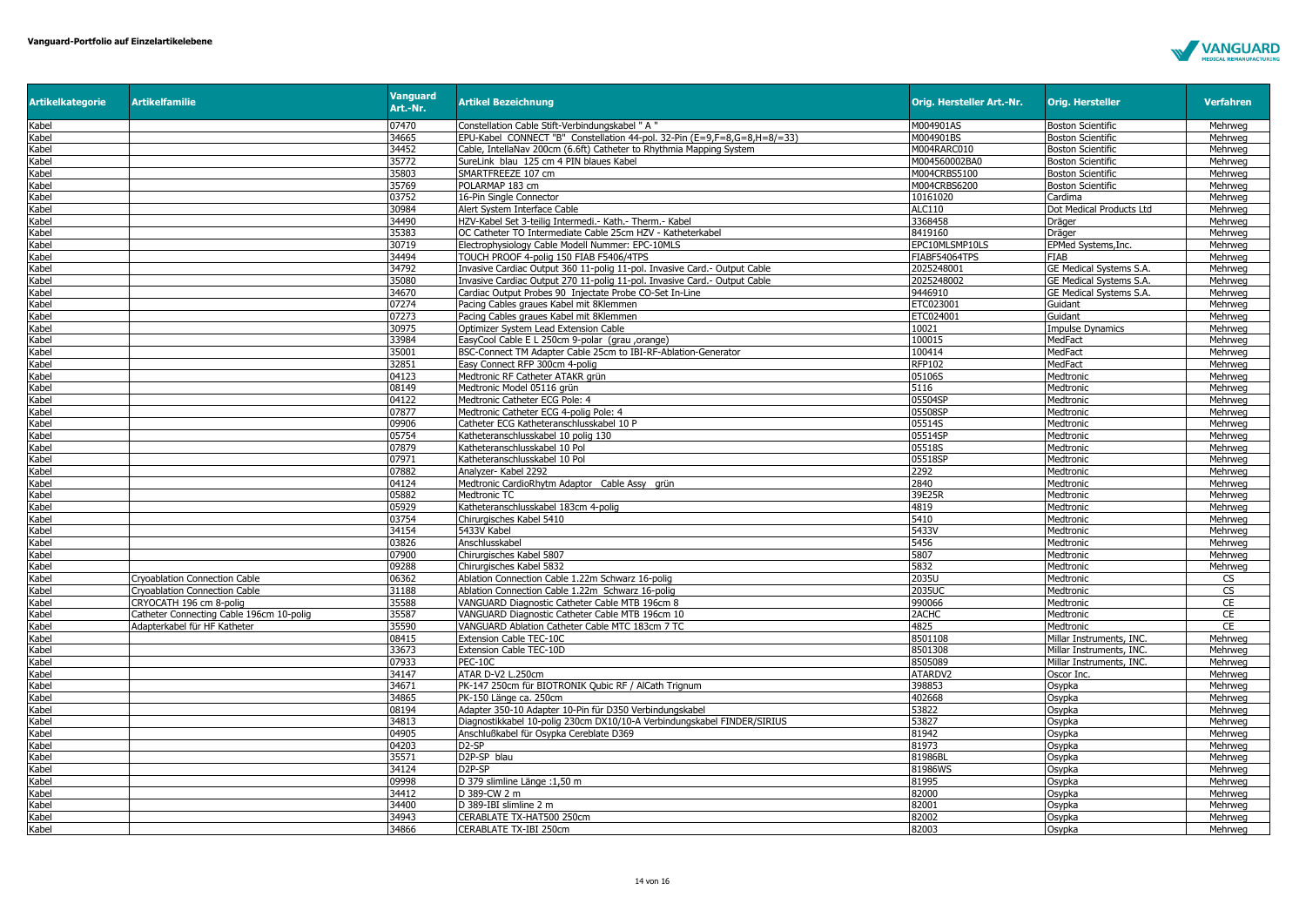**Vanguard-Portfolio auf Einzelartikelebene**

| Artikelkategorie | Artikelfamilie | Vanguard Art.-Nr. | Artikel Bezeichnung | Orig. Hersteller Art.-Nr. | Orig. Hersteller | Verfahren |
|---|---|---|---|---|---|---|
| Kabel | | 07470 | Constellation Cable Stift-Verbindungskabel " A " | M004901AS | Boston Scientific | Mehrweg |
| Kabel | | 34665 | EPU-Kabel CONNECT "B" Constellation 44-pol. 32-Pin (E=9,F=8,G=8,H=8/=33) | M004901BS | Boston Scientific | Mehrweg |
| Kabel | | 34452 | Cable, IntellaNav 200cm (6.6ft) Catheter to Rhythmia Mapping System | M004RARC010 | Boston Scientific | Mehrweg |
| Kabel | | 35772 | SureLink blau 125 cm 4 PIN blaues Kabel | M004560002BA0 | Boston Scientific | Mehrweg |
| Kabel | | 35803 | SMARTFREEZE 107 cm | M004CRBS5100 | Boston Scientific | Mehrweg |
| Kabel | | 35769 | POLARMAP 183 cm | M004CRBS6200 | Boston Scientific | Mehrweg |
| Kabel | | 03752 | 16-Pin Single Connector | 10161020 | Cardima | Mehrweg |
| Kabel | | 30984 | Alert System Interface Cable | ALC110 | Dot Medical Products Ltd | Mehrweg |
| Kabel | | 34490 | HZV-Kabel Set 3-teilig Intermedi.- Kath.- Therm.- Kabel | 3368458 | Dräger | Mehrweg |
| Kabel | | 35383 | OC Catheter TO Intermediate Cable 25cm HZV - Katheterkabel | 8419160 | Dräger | Mehrweg |
| Kabel | | 30719 | Electrophysiology Cable Modell Nummer: EPC-10MLS | EPC10MLSMP10LS | EPMed Systems,Inc. | Mehrweg |
| Kabel | | 34494 | TOUCH PROOF 4-polig 150 FIAB F5406/4TPS | FIABF54064TPS | FIAB | Mehrweg |
| Kabel | | 34792 | Invasive Cardiac Output 360 11-polig 11-pol. Invasive Card.- Output Cable | 2025248001 | GE Medical Systems S.A. | Mehrweg |
| Kabel | | 35080 | Invasive Cardiac Output 270 11-polig 11-pol. Invasive Card.- Output Cable | 2025248002 | GE Medical Systems S.A. | Mehrweg |
| Kabel | | 34670 | Cardiac Output Probes 90 Injectate Probe CO-Set In-Line | 9446910 | GE Medical Systems S.A. | Mehrweg |
| Kabel | | 07274 | Pacing Cables graues Kabel mit 8Klemmen | ETC023001 | Guidant | Mehrweg |
| Kabel | | 07273 | Pacing Cables graues Kabel mit 8Klemmen | ETC024001 | Guidant | Mehrweg |
| Kabel | | 30975 | Optimizer System Lead Extension Cable | 10021 | Impulse Dynamics | Mehrweg |
| Kabel | | 33984 | EasyCool Cable E L 250cm 9-polar (grau ,orange) | 100015 | MedFact | Mehrweg |
| Kabel | | 35001 | BSC-Connect TM Adapter Cable 25cm to IBI-RF-Ablation-Generator | 100414 | MedFact | Mehrweg |
| Kabel | | 32851 | Easy Connect RFP 300cm 4-polig | RFP102 | MedFact | Mehrweg |
| Kabel | | 04123 | Medtronic RF Catheter ATAKR grün | 05106S | Medtronic | Mehrweg |
| Kabel | | 08149 | Medtronic Model 05116 grün | 5116 | Medtronic | Mehrweg |
| Kabel | | 04122 | Medtronic Catheter ECG Pole: 4 | 05504SP | Medtronic | Mehrweg |
| Kabel | | 07877 | Medtronic Catheter ECG 4-polig Pole: 4 | 05508SP | Medtronic | Mehrweg |
| Kabel | | 09906 | Catheter ECG Katheteranschlusskabel 10 P | 05514S | Medtronic | Mehrweg |
| Kabel | | 05754 | Katheteranschlusskabel 10 polig 130 | 05514SP | Medtronic | Mehrweg |
| Kabel | | 07879 | Katheteranschlusskabel 10 Pol | 05518S | Medtronic | Mehrweg |
| Kabel | | 07971 | Katheteranschlusskabel 10 Pol | 05518SP | Medtronic | Mehrweg |
| Kabel | | 07882 | Analyzer- Kabel 2292 | 2292 | Medtronic | Mehrweg |
| Kabel | | 04124 | Medtronic CardioRhytm Adaptor Cable Assy grün | 2840 | Medtronic | Mehrweg |
| Kabel | | 05882 | Medtronic TC | 39E25R | Medtronic | Mehrweg |
| Kabel | | 05929 | Katheteranschlusskabel 183cm 4-polig | 4819 | Medtronic | Mehrweg |
| Kabel | | 03754 | Chirurgisches Kabel 5410 | 5410 | Medtronic | Mehrweg |
| Kabel | | 34154 | 5433V Kabel | 5433V | Medtronic | Mehrweg |
| Kabel | | 03826 | Anschlusskabel | 5456 | Medtronic | Mehrweg |
| Kabel | | 07900 | Chirurgisches Kabel 5807 | 5807 | Medtronic | Mehrweg |
| Kabel | | 09288 | Chirurgisches Kabel 5832 | 5832 | Medtronic | Mehrweg |
| Kabel | Cryoablation Connection Cable | 06362 | Ablation Connection Cable 1.22m Schwarz 16-polig | 2035U | Medtronic | CS |
| Kabel | Cryoablation Connection Cable | 31188 | Ablation Connection Cable 1.22m Schwarz 16-polig | 2035UC | Medtronic | CS |
| Kabel | CRYOCATH 196 cm 8-polig | 35588 | VANGUARD Diagnostic Catheter Cable MTB 196cm 8 | 990066 | Medtronic | CE |
| Kabel | Catheter Connecting Cable 196cm 10-polig | 35587 | VANGUARD Diagnostic Catheter Cable MTB 196cm 10 | 2ACHC | Medtronic | CE |
| Kabel | Adapterkabel für HF Katheter | 35590 | VANGUARD Ablation Catheter Cable MTC 183cm 7 TC | 4825 | Medtronic | CE |
| Kabel | | 08415 | Extension Cable TEC-10C | 8501108 | Millar Instruments, INC. | Mehrweg |
| Kabel | | 33673 | Extension Cable TEC-10D | 8501308 | Millar Instruments, INC. | Mehrweg |
| Kabel | | 07933 | PEC-10C | 8505089 | Millar Instruments, INC. | Mehrweg |
| Kabel | | 34147 | ATAR D-V2 L.250cm | ATARDV2 | Oscor Inc. | Mehrweg |
| Kabel | | 34671 | PK-147 250cm für BIOTRONIK Qubic RF / AlCath Trignum | 398853 | Osypka | Mehrweg |
| Kabel | | 34865 | PK-150 Länge ca. 250cm | 402668 | Osypka | Mehrweg |
| Kabel | | 08194 | Adapter 350-10 Adapter 10-Pin für D350 Verbindungskabel | 53822 | Osypka | Mehrweg |
| Kabel | | 34813 | Diagnostikkabel 10-polig 230cm DX10/10-A Verbindungskabel FINDER/SIRIUS | 53827 | Osypka | Mehrweg |
| Kabel | | 04905 | Anschlußkabel für Osypka Cereblate D369 | 81942 | Osypka | Mehrweg |
| Kabel | | 04203 | D2-SP | 81973 | Osypka | Mehrweg |
| Kabel | | 35571 | D2P-SP blau | 81986BL | Osypka | Mehrweg |
| Kabel | | 34124 | D2P-SP | 81986WS | Osypka | Mehrweg |
| Kabel | | 09998 | D 379 slimline Länge :1,50 m | 81995 | Osypka | Mehrweg |
| Kabel | | 34412 | D 389-CW 2 m | 82000 | Osypka | Mehrweg |
| Kabel | | 34400 | D 389-IBI slimline 2 m | 82001 | Osypka | Mehrweg |
| Kabel | | 34943 | CERABLATE TX-HAT500 250cm | 82002 | Osypka | Mehrweg |
| Kabel | | 34866 | CERABLATE TX-IBI 250cm | 82003 | Osypka | Mehrweg |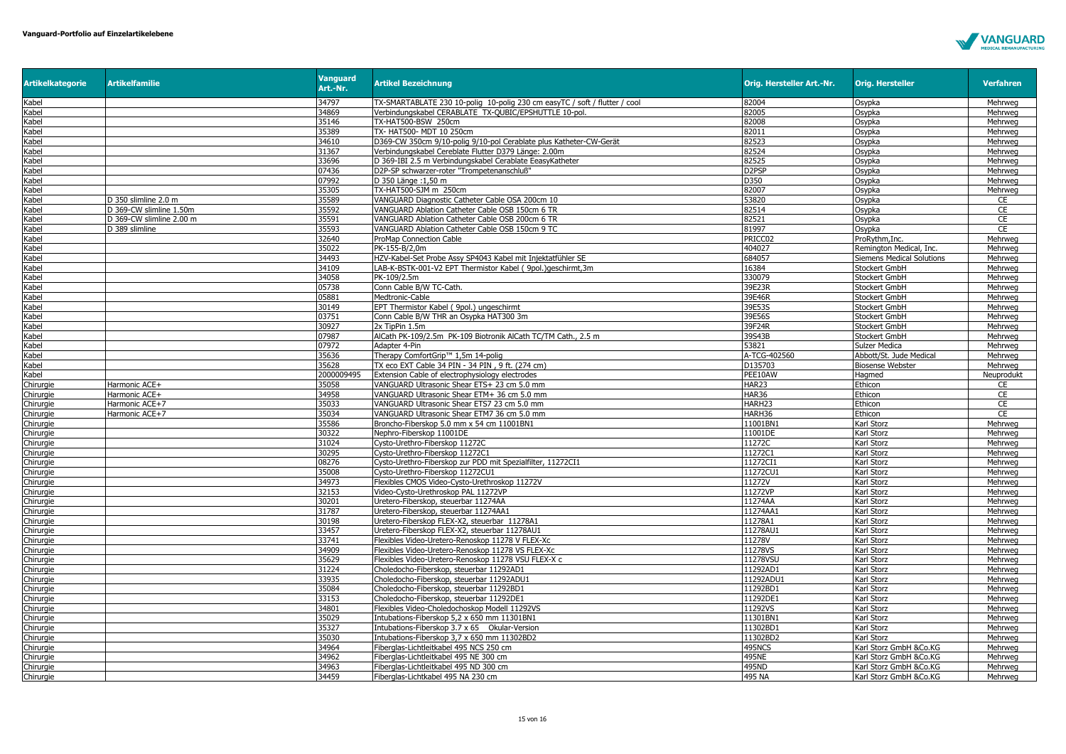**Vanguard-Portfolio auf Einzelartikelebene**

| Artikelkategorie | Artikelfamilie | Vanguard Art.-Nr. | Artikel Bezeichnung | Orig. Hersteller Art.-Nr. | Orig. Hersteller | Verfahren |
|---|---|---|---|---|---|---|
| Kabel | | 34797 | TX-SMARTABLATE 230 10-polig 10-polig 230 cm easyTC / soft / flutter / cool | 82004 | Osypka | Mehrweg |
| Kabel | | 34869 | Verbindungskabel CERABLATE TX-QUBIC/EPSHUTTLE 10-pol. | 82005 | Osypka | Mehrweg |
| Kabel | | 35146 | TX-HAT500-BSW 250cm | 82008 | Osypka | Mehrweg |
| Kabel | | 35389 | TX- HAT500- MDT 10 250cm | 82011 | Osypka | Mehrweg |
| Kabel | | 34610 | D369-CW 350cm 9/10-polig 9/10-pol Cerablate plus Katheter-CW-Gerät | 82523 | Osypka | Mehrweg |
| Kabel | | 31367 | Verbindungskabel Cereblate Flutter D379 Länge: 2.00m | 82524 | Osypka | Mehrweg |
| Kabel | | 33696 | D 369-IBI 2.5 m Verbindungskabel Cerablate EeasyKatheter | 82525 | Osypka | Mehrweg |
| Kabel | | 07436 | D2P-SP schwarzer-roter "Trompetenanschluß" | D2PSP | Osypka | Mehrweg |
| Kabel | | 07992 | D 350 Länge :1,50 m | D350 | Osypka | Mehrweg |
| Kabel | | 35305 | TX-HAT500-SJM m 250cm | 82007 | Osypka | Mehrweg |
| Kabel | D 350 slimline 2.0 m | 35589 | VANGUARD Diagnostic Catheter Cable OSA 200cm 10 | 53820 | Osypka | CE |
| Kabel | D 369-CW slimline 1.50m | 35592 | VANGUARD Ablation Catheter Cable OSB 150cm 6 TR | 82514 | Osypka | CE |
| Kabel | D 369-CW slimline 2.00 m | 35591 | VANGUARD Ablation Catheter Cable OSB 200cm 6 TR | 82521 | Osypka | CE |
| Kabel | D 389 slimline | 35593 | VANGUARD Ablation Catheter Cable OSB 150cm 9 TC | 81997 | Osypka | CE |
| Kabel | | 32640 | ProMap Connection Cable | PRICC02 | ProRythm,Inc. | Mehrweg |
| Kabel | | 35022 | PK-155-B/2,0m | 404027 | Remington Medical, Inc. | Mehrweg |
| Kabel | | 34493 | HZV-Kabel-Set Probe Assy SP4043 Kabel mit Injektatfühler SE | 684057 | Siemens Medical Solutions | Mehrweg |
| Kabel | | 34109 | LAB-K-BSTK-001-V2 EPT Thermistor Kabel ( 9pol.)geschirmt,3m | 16384 | Stockert GmbH | Mehrweg |
| Kabel | | 34058 | PK-109/2.5m | 330079 | Stockert GmbH | Mehrweg |
| Kabel | | 05738 | Conn Cable B/W TC-Cath. | 39E23R | Stockert GmbH | Mehrweg |
| Kabel | | 05881 | Medtronic-Cable | 39E46R | Stockert GmbH | Mehrweg |
| Kabel | | 30149 | EPT Thermistor Kabel ( 9pol.) ungeschirmt | 39E53S | Stockert GmbH | Mehrweg |
| Kabel | | 03751 | Conn Cable B/W THR an Osypka HAT300 3m | 39E56S | Stockert GmbH | Mehrweg |
| Kabel | | 30927 | 2x TipPin 1.5m | 39F24R | Stockert GmbH | Mehrweg |
| Kabel | | 07987 | AlCath PK-109/2.5m PK-109 Biotronik AlCath TC/TM Cath., 2.5 m | 39S43B | Stockert GmbH | Mehrweg |
| Kabel | | 07972 | Adapter 4-Pin | 53821 | Sulzer Medica | Mehrweg |
| Kabel | | 35636 | Therapy ComfortGrip™ 1,5m 14-polig | A-TCG-402560 | Abbott/St. Jude Medical | Mehrweg |
| Kabel | | 35628 | TX eco EXT Cable 34 PIN - 34 PIN , 9 ft. (274 cm) | D135703 | Biosense Webster | Mehrweg |
| Kabel | | 2000009495 | Extension Cable of electrophysiology electrodes | PEE10AW | Hagmed | Neuprodukt |
| Chirurgie | Harmonic ACE+ | 35058 | VANGUARD Ultrasonic Shear ETS+ 23 cm 5.0 mm | HAR23 | Ethicon | CE |
| Chirurgie | Harmonic ACE+ | 34958 | VANGUARD Ultrasonic Shear ETM+ 36 cm 5.0 mm | HAR36 | Ethicon | CE |
| Chirurgie | Harmonic ACE+7 | 35033 | VANGUARD Ultrasonic Shear ETS7 23 cm 5.0 mm | HARH23 | Ethicon | CE |
| Chirurgie | Harmonic ACE+7 | 35034 | VANGUARD Ultrasonic Shear ETM7 36 cm 5.0 mm | HARH36 | Ethicon | CE |
| Chirurgie | | 35586 | Broncho-Fiberskop 5.0 mm x 54 cm 11001BN1 | 11001BN1 | Karl Storz | Mehrweg |
| Chirurgie | | 30322 | Nephro-Fiberskop 11001DE | 11001DE | Karl Storz | Mehrweg |
| Chirurgie | | 31024 | Cysto-Urethro-Fiberskop 11272C | 11272C | Karl Storz | Mehrweg |
| Chirurgie | | 30295 | Cysto-Urethro-Fiberskop 11272C1 | 11272C1 | Karl Storz | Mehrweg |
| Chirurgie | | 08276 | Cysto-Urethro-Fiberskop zur PDD mit Spezialfilter, 11272CI1 | 11272CI1 | Karl Storz | Mehrweg |
| Chirurgie | | 35008 | Cysto-Urethro-Fiberskop 11272CU1 | 11272CU1 | Karl Storz | Mehrweg |
| Chirurgie | | 34973 | Flexibles CMOS Video-Cysto-Urethroskop 11272V | 11272V | Karl Storz | Mehrweg |
| Chirurgie | | 32153 | Video-Cysto-Urethroskop PAL 11272VP | 11272VP | Karl Storz | Mehrweg |
| Chirurgie | | 30201 | Uretero-Fiberskop, steuerbar 11274AA | 11274AA | Karl Storz | Mehrweg |
| Chirurgie | | 31787 | Uretero-Fiberskop, steuerbar 11274AA1 | 11274AA1 | Karl Storz | Mehrweg |
| Chirurgie | | 30198 | Uretero-Fiberskop FLEX-X2, steuerbar 11278A1 | 11278A1 | Karl Storz | Mehrweg |
| Chirurgie | | 33457 | Uretero-Fiberskop FLEX-X2, steuerbar 11278AU1 | 11278AU1 | Karl Storz | Mehrweg |
| Chirurgie | | 33741 | Flexibles Video-Uretero-Renoskop 11278 V FLEX-Xc | 11278V | Karl Storz | Mehrweg |
| Chirurgie | | 34909 | Flexibles Video-Uretero-Renoskop 11278 VS FLEX-Xc | 11278VS | Karl Storz | Mehrweg |
| Chirurgie | | 35629 | Flexibles Video-Uretero-Renoskop 11278 VSU FLEX-X c | 11278VSU | Karl Storz | Mehrweg |
| Chirurgie | | 31224 | Choledocho-Fiberskop, steuerbar 11292AD1 | 11292AD1 | Karl Storz | Mehrweg |
| Chirurgie | | 33935 | Choledocho-Fiberskop, steuerbar 11292ADU1 | 11292ADU1 | Karl Storz | Mehrweg |
| Chirurgie | | 35084 | Choledocho-Fiberskop, steuerbar 11292BD1 | 11292BD1 | Karl Storz | Mehrweg |
| Chirurgie | | 33153 | Choledocho-Fiberskop, steuerbar 11292DE1 | 11292DE1 | Karl Storz | Mehrweg |
| Chirurgie | | 34801 | Flexibles Video-Choledochoskop Modell 11292VS | 11292VS | Karl Storz | Mehrweg |
| Chirurgie | | 35029 | Intubations-Fiberskop 5,2 x 650 mm 11301BN1 | 11301BN1 | Karl Storz | Mehrweg |
| Chirurgie | | 35327 | Intubations-Fiberskop 3.7 x 65 Okular-Version | 11302BD1 | Karl Storz | Mehrweg |
| Chirurgie | | 35030 | Intubations-Fiberskop 3,7 x 650 mm 11302BD2 | 11302BD2 | Karl Storz | Mehrweg |
| Chirurgie | | 34964 | Fiberglas-Lichtleitkabel 495 NCS 250 cm | 495NCS | Karl Storz GmbH &Co.KG | Mehrweg |
| Chirurgie | | 34962 | Fiberglas-Lichtleitkabel 495 NE 300 cm | 495NE | Karl Storz GmbH &Co.KG | Mehrweg |
| Chirurgie | | 34963 | Fiberglas-Lichtleitkabel 495 ND 300 cm | 495ND | Karl Storz GmbH &Co.KG | Mehrweg |
| Chirurgie | | 34459 | Fiberglas-Lichtkabel 495 NA 230 cm | 495 NA | Karl Storz GmbH &Co.KG | Mehrweg |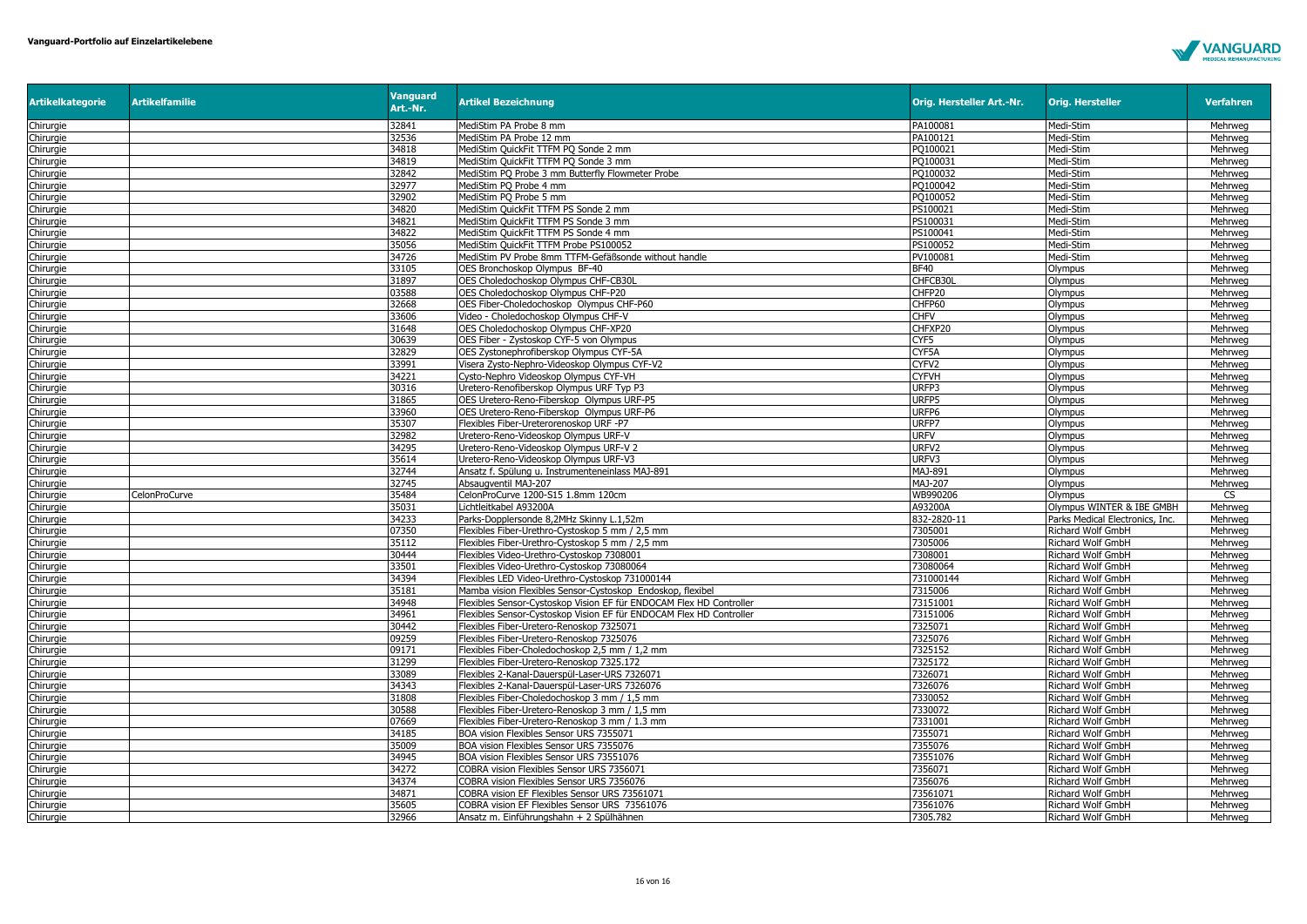| Artikelkategorie | Artikelfamilie | Vanguard Art.-Nr. | Artikel Bezeichnung | Orig. Hersteller Art.-Nr. | Orig. Hersteller | Verfahren |
|---|---|---|---|---|---|---|
| Chirurgie | | 32841 | MediStim PA Probe 8 mm | PA100081 | Medi-Stim | Mehrweg |
| Chirurgie | | 32536 | MediStim PA Probe 12 mm | PA100121 | Medi-Stim | Mehrweg |
| Chirurgie | | 34818 | MediStim QuickFit TTFM PQ Sonde 2 mm | PQ100021 | Medi-Stim | Mehrweg |
| Chirurgie | | 34819 | MediStim QuickFit TTFM PQ Sonde 3 mm | PQ100031 | Medi-Stim | Mehrweg |
| Chirurgie | | 32842 | MediStim PQ Probe 3 mm Butterfly Flowmeter Probe | PQ100032 | Medi-Stim | Mehrweg |
| Chirurgie | | 32977 | MediStim PQ Probe 4 mm | PQ100042 | Medi-Stim | Mehrweg |
| Chirurgie | | 32902 | MediStim PQ Probe 5 mm | PQ100052 | Medi-Stim | Mehrweg |
| Chirurgie | | 34820 | MediStim QuickFit TTFM PS Sonde 2 mm | PS100021 | Medi-Stim | Mehrweg |
| Chirurgie | | 34821 | MediStim QuickFit TTFM PS Sonde 3 mm | PS100031 | Medi-Stim | Mehrweg |
| Chirurgie | | 34822 | MediStim QuickFit TTFM PS Sonde 4 mm | PS100041 | Medi-Stim | Mehrweg |
| Chirurgie | | 35056 | MediStim QuickFit TTFM Probe PS100052 | PS100052 | Medi-Stim | Mehrweg |
| Chirurgie | | 34726 | MediStim PV Probe 8mm TTFM-Gefäßsonde without handle | PV100081 | Medi-Stim | Mehrweg |
| Chirurgie | | 33105 | OES Bronchoskop Olympus BF-40 | BF40 | Olympus | Mehrweg |
| Chirurgie | | 31897 | OES Choledochoskop Olympus CHF-CB30L | CHFCB30L | Olympus | Mehrweg |
| Chirurgie | | 03588 | OES Choledochoskop Olympus CHF-P20 | CHFP20 | Olympus | Mehrweg |
| Chirurgie | | 32668 | OES Fiber-Choledochoskop Olympus CHF-P60 | CHFP60 | Olympus | Mehrweg |
| Chirurgie | | 33606 | Video - Choledochoskop Olympus CHF-V | CHFV | Olympus | Mehrweg |
| Chirurgie | | 31648 | OES Choledochoskop Olympus CHF-XP20 | CHFXP20 | Olympus | Mehrweg |
| Chirurgie | | 30639 | OES Fiber - Zystoskop CYF-5 von Olympus | CYF5 | Olympus | Mehrweg |
| Chirurgie | | 32829 | OES Zystonephrofiberskop Olympus CYF-5A | CYF5A | Olympus | Mehrweg |
| Chirurgie | | 33991 | Visera Zysto-Nephro-Videoskop Olympus CYF-V2 | CYFV2 | Olympus | Mehrweg |
| Chirurgie | | 34221 | Cysto-Nephro Videoskop Olympus CYF-VH | CYFVH | Olympus | Mehrweg |
| Chirurgie | | 30316 | Uretero-Renofiberskop Olympus URF Typ P3 | URFP3 | Olympus | Mehrweg |
| Chirurgie | | 31865 | OES Uretero-Reno-Fiberskop Olympus URF-P5 | URFP5 | Olympus | Mehrweg |
| Chirurgie | | 33960 | OES Uretero-Reno-Fiberskop Olympus URF-P6 | URFP6 | Olympus | Mehrweg |
| Chirurgie | | 35307 | Flexibles Fiber-Ureterorenoskop URF -P7 | URFP7 | Olympus | Mehrweg |
| Chirurgie | | 32982 | Uretero-Reno-Videoskop Olympus URF-V | URFV | Olympus | Mehrweg |
| Chirurgie | | 34295 | Uretero-Reno-Videoskop Olympus URF-V 2 | URFV2 | Olympus | Mehrweg |
| Chirurgie | | 35614 | Uretero-Reno-Videoskop Olympus URF-V3 | URFV3 | Olympus | Mehrweg |
| Chirurgie | | 32744 | Ansatz f. Spülung u. Instrumenteneinlass MAJ-891 | MAJ-891 | Olympus | Mehrweg |
| Chirurgie | | 32745 | Absaugventil MAJ-207 | MAJ-207 | Olympus | Mehrweg |
| Chirurgie | CelonProCurve | 35484 | CelonProCurve 1200-S15 1.8mm 120cm | WB990206 | Olympus | CS |
| Chirurgie | | 35031 | Lichtleitkabel A93200A | A93200A | Olympus WINTER & IBE GMBH | Mehrweg |
| Chirurgie | | 34233 | Parks-Dopplersonde 8,2MHz Skinny L.1,52m | 832-2820-11 | Parks Medical Electronics, Inc. | Mehrweg |
| Chirurgie | | 07350 | Flexibles Fiber-Urethro-Cystoskop 5 mm / 2,5 mm | 7305001 | Richard Wolf GmbH | Mehrweg |
| Chirurgie | | 35112 | Flexibles Fiber-Urethro-Cystoskop 5 mm / 2,5 mm | 7305006 | Richard Wolf GmbH | Mehrweg |
| Chirurgie | | 30444 | Flexibles Video-Urethro-Cystoskop 7308001 | 7308001 | Richard Wolf GmbH | Mehrweg |
| Chirurgie | | 33501 | Flexibles Video-Urethro-Cystoskop 73080064 | 73080064 | Richard Wolf GmbH | Mehrweg |
| Chirurgie | | 34394 | Flexibles LED Video-Urethro-Cystoskop 731000144 | 731000144 | Richard Wolf GmbH | Mehrweg |
| Chirurgie | | 35181 | Mamba vision Flexibles Sensor-Cystoskop Endoskop, flexibel | 7315006 | Richard Wolf GmbH | Mehrweg |
| Chirurgie | | 34948 | Flexibles Sensor-Cystoskop Vision EF für ENDOCAM Flex HD Controller | 73151001 | Richard Wolf GmbH | Mehrweg |
| Chirurgie | | 34961 | Flexibles Sensor-Cystoskop Vision EF für ENDOCAM Flex HD Controller | 73151006 | Richard Wolf GmbH | Mehrweg |
| Chirurgie | | 30442 | Flexibles Fiber-Uretero-Renoskop 7325071 | 7325071 | Richard Wolf GmbH | Mehrweg |
| Chirurgie | | 09259 | Flexibles Fiber-Uretero-Renoskop 7325076 | 7325076 | Richard Wolf GmbH | Mehrweg |
| Chirurgie | | 09171 | Flexibles Fiber-Choledochoskop 2,5 mm / 1,2 mm | 7325152 | Richard Wolf GmbH | Mehrweg |
| Chirurgie | | 31299 | Flexibles Fiber-Uretero-Renoskop 7325.172 | 7325172 | Richard Wolf GmbH | Mehrweg |
| Chirurgie | | 33089 | Flexibles 2-Kanal-Dauerspül-Laser-URS 7326071 | 7326071 | Richard Wolf GmbH | Mehrweg |
| Chirurgie | | 34343 | Flexibles 2-Kanal-Dauerspül-Laser-URS 7326076 | 7326076 | Richard Wolf GmbH | Mehrweg |
| Chirurgie | | 31808 | Flexibles Fiber-Choledochoskop 3 mm / 1,5 mm | 7330052 | Richard Wolf GmbH | Mehrweg |
| Chirurgie | | 30588 | Flexibles Fiber-Uretero-Renoskop 3 mm / 1,5 mm | 7330072 | Richard Wolf GmbH | Mehrweg |
| Chirurgie | | 07669 | Flexibles Fiber-Uretero-Renoskop 3 mm / 1.3 mm | 7331001 | Richard Wolf GmbH | Mehrweg |
| Chirurgie | | 34185 | BOA vision Flexibles Sensor URS 7355071 | 7355071 | Richard Wolf GmbH | Mehrweg |
| Chirurgie | | 35009 | BOA vision Flexibles Sensor URS 7355076 | 7355076 | Richard Wolf GmbH | Mehrweg |
| Chirurgie | | 34945 | BOA vision Flexibles Sensor URS 73551076 | 73551076 | Richard Wolf GmbH | Mehrweg |
| Chirurgie | | 34272 | COBRA vision Flexibles Sensor URS 7356071 | 7356071 | Richard Wolf GmbH | Mehrweg |
| Chirurgie | | 34374 | COBRA vision Flexibles Sensor URS 7356076 | 7356076 | Richard Wolf GmbH | Mehrweg |
| Chirurgie | | 34871 | COBRA vision EF Flexibles Sensor URS 73561071 | 73561071 | Richard Wolf GmbH | Mehrweg |
| Chirurgie | | 35605 | COBRA vision EF Flexibles Sensor URS 73561076 | 73561076 | Richard Wolf GmbH | Mehrweg |
| Chirurgie | | 32966 | Ansatz m. Einführungshahn + 2 Spülhähnen | 7305.782 | Richard Wolf GmbH | Mehrweg |